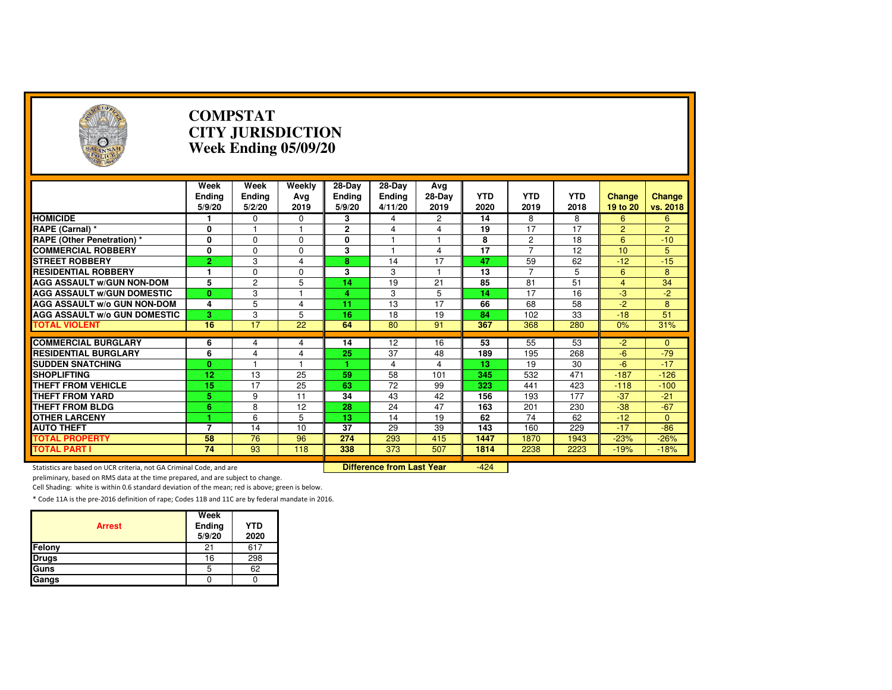# COMPSTAT
# CITY JURISDICTION
# Week Ending 05/09/20

| | Week Ending 5/9/20 | Week Ending 5/2/20 | Weekly Avg 2019 | 28-Day Ending 5/9/20 | 28-Day Ending 4/11/20 | Avg 28-Day 2019 | YTD 2020 | YTD 2019 | YTD 2018 | Change 19 to 20 | Change vs. 2018 |
|---|---|---|---|---|---|---|---|---|---|---|---|
| **HOMICIDE** | 1 | 0 | 0 | 3 | 4 | 2 | 14 | 8 | 8 | 6 | 6 |
| **RAPE (Carnal) *** | 0 | 1 | 1 | 2 | 4 | 4 | 19 | 17 | 17 | 2 | 2 |
| **RAPE (Other Penetration) *** | 0 | 0 | 0 | 0 | 1 | 1 | 8 | 2 | 18 | 6 | -10 |
| **COMMERCIAL ROBBERY** | 0 | 0 | 0 | 3 | 1 | 4 | 17 | 7 | 12 | 10 | 5 |
| **STREET ROBBERY** | 2 | 3 | 4 | 8 | 14 | 17 | 47 | 59 | 62 | -12 | -15 |
| **RESIDENTIAL ROBBERY** | 1 | 0 | 0 | 3 | 3 | 1 | 13 | 7 | 5 | 6 | 8 |
| **AGG ASSAULT w/GUN NON-DOM** | 5 | 2 | 5 | 14 | 19 | 21 | 85 | 81 | 51 | 4 | 34 |
| **AGG ASSAULT w/GUN DOMESTIC** | 0 | 3 | 1 | 4 | 3 | 5 | 14 | 17 | 16 | -3 | -2 |
| **AGG ASSAULT w/o GUN NON-DOM** | 4 | 5 | 4 | 11 | 13 | 17 | 66 | 68 | 58 | -2 | 8 |
| **AGG ASSAULT w/o GUN DOMESTIC** | 3 | 3 | 5 | 16 | 18 | 19 | 84 | 102 | 33 | -18 | 51 |
| **TOTAL VIOLENT** | 16 | 17 | 22 | 64 | 80 | 91 | 367 | 368 | 280 | 0% | 31% |
| **COMMERCIAL BURGLARY** | 6 | 4 | 4 | 14 | 12 | 16 | 53 | 55 | 53 | -2 | 0 |
| **RESIDENTIAL BURGLARY** | 6 | 4 | 4 | 25 | 37 | 48 | 189 | 195 | 268 | -6 | -79 |
| **SUDDEN SNATCHING** | 0 | 1 | 1 | 1 | 4 | 4 | 13 | 19 | 30 | -6 | -17 |
| **SHOPLIFTING** | 12 | 13 | 25 | 59 | 58 | 101 | 345 | 532 | 471 | -187 | -126 |
| **THEFT FROM VEHICLE** | 15 | 17 | 25 | 63 | 72 | 99 | 323 | 441 | 423 | -118 | -100 |
| **THEFT FROM YARD** | 5 | 9 | 11 | 34 | 43 | 42 | 156 | 193 | 177 | -37 | -21 |
| **THEFT FROM BLDG** | 6 | 8 | 12 | 28 | 24 | 47 | 163 | 201 | 230 | -38 | -67 |
| **OTHER LARCENY** | 1 | 6 | 5 | 13 | 14 | 19 | 62 | 74 | 62 | -12 | 0 |
| **AUTO THEFT** | 7 | 14 | 10 | 37 | 29 | 39 | 143 | 160 | 229 | -17 | -86 |
| **TOTAL PROPERTY** | 58 | 76 | 96 | 274 | 293 | 415 | 1447 | 1870 | 1943 | -23% | -26% |
| **TOTAL PART I** | 74 | 93 | 118 | 338 | 373 | 507 | 1814 | 2238 | 2223 | -19% | -18% |
| | | | | **Difference from Last Year** | | | -424 | | | | |

Statistics are based on UCR criteria, not GA Criminal Code, and are preliminary, based on RMS data at the time prepared, and are subject to change.

Cell Shading: white is within 0.6 standard deviation of the mean; red is above; green is below.

* Code 11A is the pre-2016 definition of rape; Codes 11B and 11C are by federal mandate in 2016.

| Arrest | Week Ending 5/9/20 | YTD 2020 |
|---|---|---|
| Felony | 21 | 617 |
| Drugs | 16 | 298 |
| Guns | 5 | 62 |
| Gangs | 0 | 0 |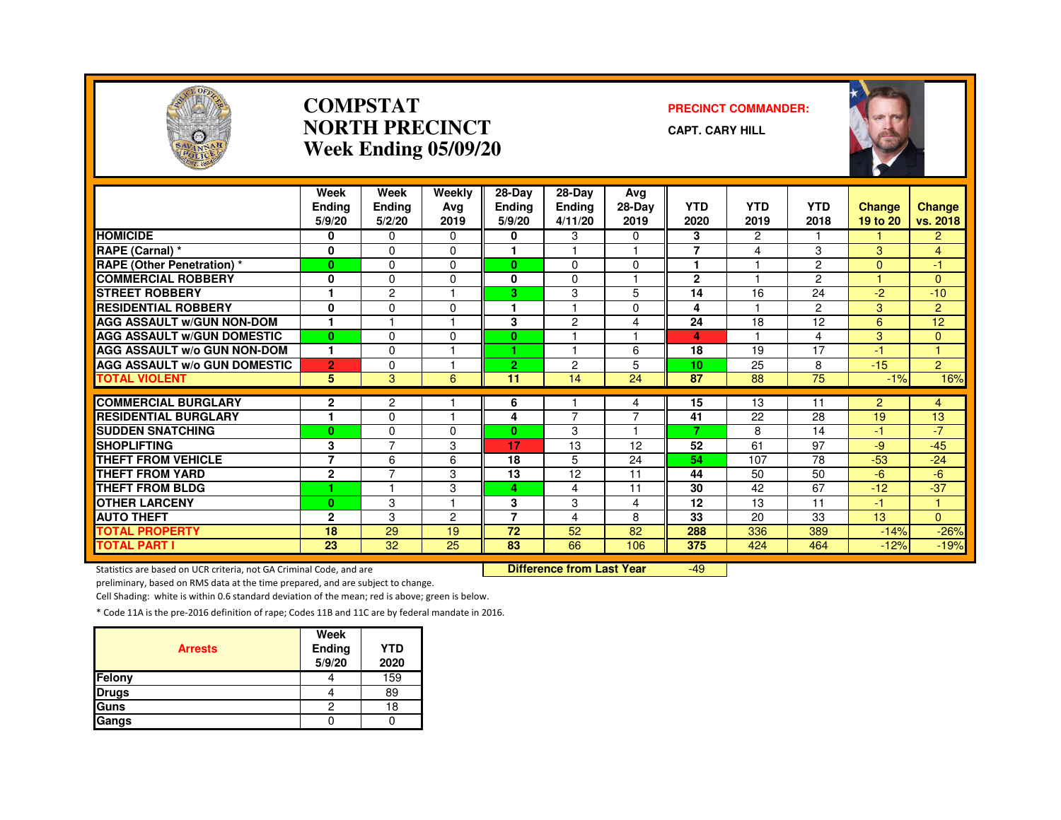# COMPSTAT
# NORTH PRECINCT
# Week Ending 05/09/20

**PRECINCT COMMANDER:**

**CAPT. CARY HILL**

| | Week Ending 5/9/20 | Week Ending 5/2/20 | Weekly Avg 2019 | 28-Day Ending 5/9/20 | 28-Day Ending 4/11/20 | Avg 28-Day 2019 | YTD 2020 | YTD 2019 | YTD 2018 | Change 19 to 20 | Change vs. 2018 |
|---|---|---|---|---|---|---|---|---|---|---|---|
| HOMICIDE | 0 | 0 | 0 | 0 | 3 | 0 | 3 | 2 | 1 | 1 | 2 |
| RAPE (Carnal) * | 0 | 0 | 0 | 1 | 1 | 1 | 7 | 4 | 3 | 3 | 4 |
| RAPE (Other Penetration) * | 0 | 0 | 0 | 0 | 0 | 0 | 1 | 1 | 2 | 0 | -1 |
| COMMERCIAL ROBBERY | 0 | 0 | 0 | 0 | 0 | 1 | 2 | 1 | 2 | 1 | 0 |
| STREET ROBBERY | 1 | 2 | 1 | 3 | 3 | 5 | 14 | 16 | 24 | -2 | -10 |
| RESIDENTIAL ROBBERY | 0 | 0 | 0 | 1 | 1 | 0 | 4 | 1 | 2 | 3 | 2 |
| AGG ASSAULT w/GUN NON-DOM | 1 | 1 | 1 | 3 | 2 | 4 | 24 | 18 | 12 | 6 | 12 |
| AGG ASSAULT w/GUN DOMESTIC | 0 | 0 | 0 | 0 | 1 | 1 | 4 | 1 | 4 | 3 | 0 |
| AGG ASSAULT w/o GUN NON-DOM | 1 | 0 | 1 | 1 | 1 | 6 | 18 | 19 | 17 | -1 | 1 |
| AGG ASSAULT w/o GUN DOMESTIC | 2 | 0 | 1 | 2 | 2 | 5 | 10 | 25 | 8 | -15 | 2 |
| TOTAL VIOLENT | 5 | 3 | 6 | 11 | 14 | 24 | 87 | 88 | 75 | -1% | 16% |
| COMMERCIAL BURGLARY | 2 | 2 | 1 | 6 | 1 | 4 | 15 | 13 | 11 | 2 | 4 |
| RESIDENTIAL BURGLARY | 1 | 0 | 1 | 4 | 7 | 7 | 41 | 22 | 28 | 19 | 13 |
| SUDDEN SNATCHING | 0 | 0 | 0 | 0 | 3 | 1 | 7 | 8 | 14 | -1 | -7 |
| SHOPLIFTING | 3 | 7 | 3 | 17 | 13 | 12 | 52 | 61 | 97 | -9 | -45 |
| THEFT FROM VEHICLE | 7 | 6 | 6 | 18 | 5 | 24 | 54 | 107 | 78 | -53 | -24 |
| THEFT FROM YARD | 2 | 7 | 3 | 13 | 12 | 11 | 44 | 50 | 50 | -6 | -6 |
| THEFT FROM BLDG | 1 | 1 | 3 | 4 | 4 | 11 | 30 | 42 | 67 | -12 | -37 |
| OTHER LARCENY | 0 | 3 | 1 | 3 | 3 | 4 | 12 | 13 | 11 | -1 | 1 |
| AUTO THEFT | 2 | 3 | 2 | 7 | 4 | 8 | 33 | 20 | 33 | 13 | 0 |
| TOTAL PROPERTY | 18 | 29 | 19 | 72 | 52 | 82 | 288 | 336 | 389 | -14% | -26% |
| TOTAL PART I | 23 | 32 | 25 | 83 | 66 | 106 | 375 | 424 | 464 | -12% | -19% |

**Difference from Last Year** -49

Statistics are based on UCR criteria, not GA Criminal Code, and are preliminary, based on RMS data at the time prepared, and are subject to change.

Cell Shading: white is within 0.6 standard deviation of the mean; red is above; green is below.

* Code 11A is the pre-2016 definition of rape; Codes 11B and 11C are by federal mandate in 2016.

| Arrests | Week Ending 5/9/20 | YTD 2020 |
|---|---|---|
| Felony | 4 | 159 |
| Drugs | 4 | 89 |
| Guns | 2 | 18 |
| Gangs | 0 | 0 |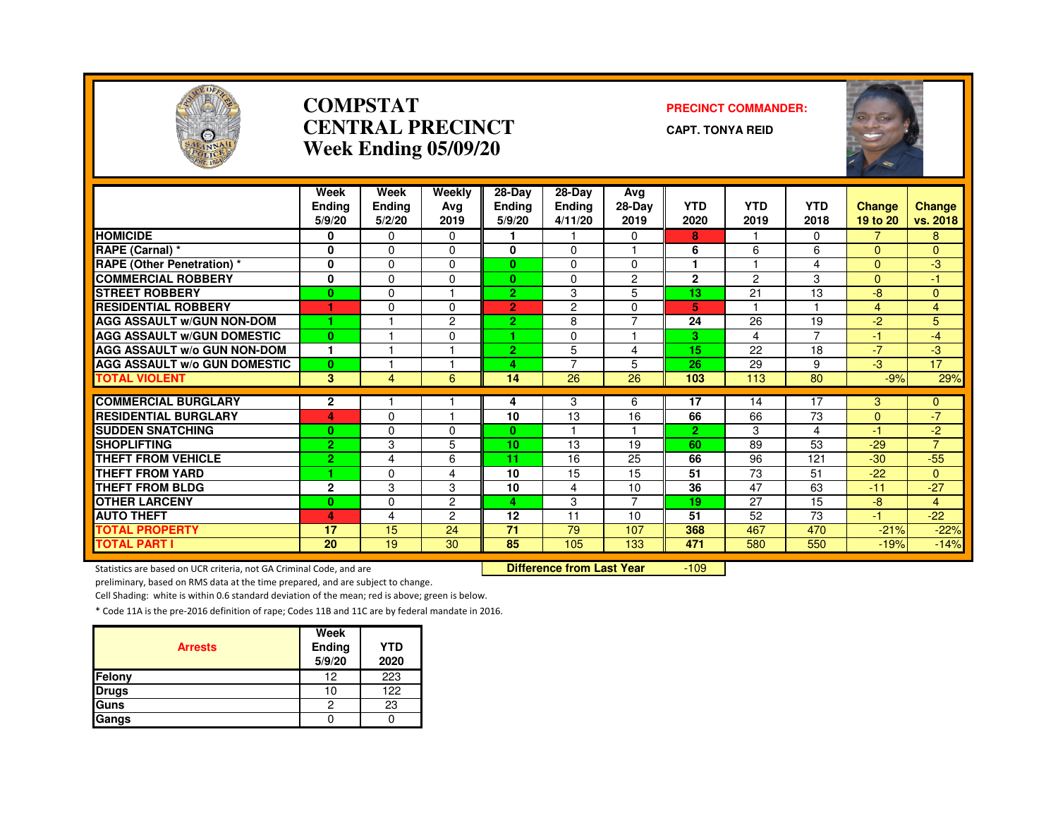# COMPSTAT
# CENTRAL PRECINCT
# Week Ending 05/09/20

**PRECINCT COMMANDER:**

**CAPT. TONYA REID**

| | Week Ending 5/9/20 | Week Ending 5/2/20 | Weekly Avg 2019 | 28-Day Ending 5/9/20 | 28-Day Ending 4/11/20 | Avg 28-Day 2019 | YTD 2020 | YTD 2019 | YTD 2018 | Change 19 to 20 | Change vs. 2018 |
|---|---|---|---|---|---|---|---|---|---|---|---|
| HOMICIDE | 0 | 0 | 0 | 1 | 1 | 0 | 8 | 1 | 0 | 7 | 8 |
| RAPE (Carnal) * | 0 | 0 | 0 | 0 | 0 | 1 | 6 | 6 | 6 | 0 | 0 |
| RAPE (Other Penetration) * | 0 | 0 | 0 | 0 | 0 | 0 | 1 | 1 | 4 | 0 | -3 |
| COMMERCIAL ROBBERY | 0 | 0 | 0 | 0 | 0 | 2 | 2 | 2 | 3 | 0 | -1 |
| STREET ROBBERY | 0 | 0 | 1 | 2 | 3 | 5 | 13 | 21 | 13 | -8 | 0 |
| RESIDENTIAL ROBBERY | 1 | 0 | 0 | 2 | 2 | 0 | 5 | 1 | 1 | 4 | 4 |
| AGG ASSAULT w/GUN NON-DOM | 1 | 1 | 2 | 2 | 8 | 7 | 24 | 26 | 19 | -2 | 5 |
| AGG ASSAULT w/GUN DOMESTIC | 0 | 1 | 0 | 1 | 0 | 1 | 3 | 4 | 7 | -1 | -4 |
| AGG ASSAULT w/o GUN NON-DOM | 1 | 1 | 1 | 2 | 5 | 4 | 15 | 22 | 18 | -7 | -3 |
| AGG ASSAULT w/o GUN DOMESTIC | 0 | 1 | 1 | 4 | 7 | 5 | 26 | 29 | 9 | -3 | 17 |
| TOTAL VIOLENT | 3 | 4 | 6 | 14 | 26 | 26 | 103 | 113 | 80 | -9% | 29% |
| COMMERCIAL BURGLARY | 2 | 1 | 1 | 4 | 3 | 6 | 17 | 14 | 17 | 3 | 0 |
| RESIDENTIAL BURGLARY | 4 | 0 | 1 | 10 | 13 | 16 | 66 | 66 | 73 | 0 | -7 |
| SUDDEN SNATCHING | 0 | 0 | 0 | 0 | 1 | 1 | 2 | 3 | 4 | -1 | -2 |
| SHOPLIFTING | 2 | 3 | 5 | 10 | 13 | 19 | 60 | 89 | 53 | -29 | 7 |
| THEFT FROM VEHICLE | 2 | 4 | 6 | 11 | 16 | 25 | 66 | 96 | 121 | -30 | -55 |
| THEFT FROM YARD | 1 | 0 | 4 | 10 | 15 | 15 | 51 | 73 | 51 | -22 | 0 |
| THEFT FROM BLDG | 2 | 3 | 3 | 10 | 4 | 10 | 36 | 47 | 63 | -11 | -27 |
| OTHER LARCENY | 0 | 0 | 2 | 4 | 3 | 7 | 19 | 27 | 15 | -8 | 4 |
| AUTO THEFT | 4 | 4 | 2 | 12 | 11 | 10 | 51 | 52 | 73 | -1 | -22 |
| TOTAL PROPERTY | 17 | 15 | 24 | 71 | 79 | 107 | 368 | 467 | 470 | -21% | -22% |
| TOTAL PART I | 20 | 19 | 30 | 85 | 105 | 133 | 471 | 580 | 550 | -19% | -14% |

**Difference from Last Year** -109

Statistics are based on UCR criteria, not GA Criminal Code, and are preliminary, based on RMS data at the time prepared, and are subject to change.

Cell Shading: white is within 0.6 standard deviation of the mean; red is above; green is below.

* Code 11A is the pre-2016 definition of rape; Codes 11B and 11C are by federal mandate in 2016.

| Arrests | Week Ending 5/9/20 | YTD 2020 |
|---|---|---|
| Felony | 12 | 223 |
| Drugs | 10 | 122 |
| Guns | 2 | 23 |
| Gangs | 0 | 0 |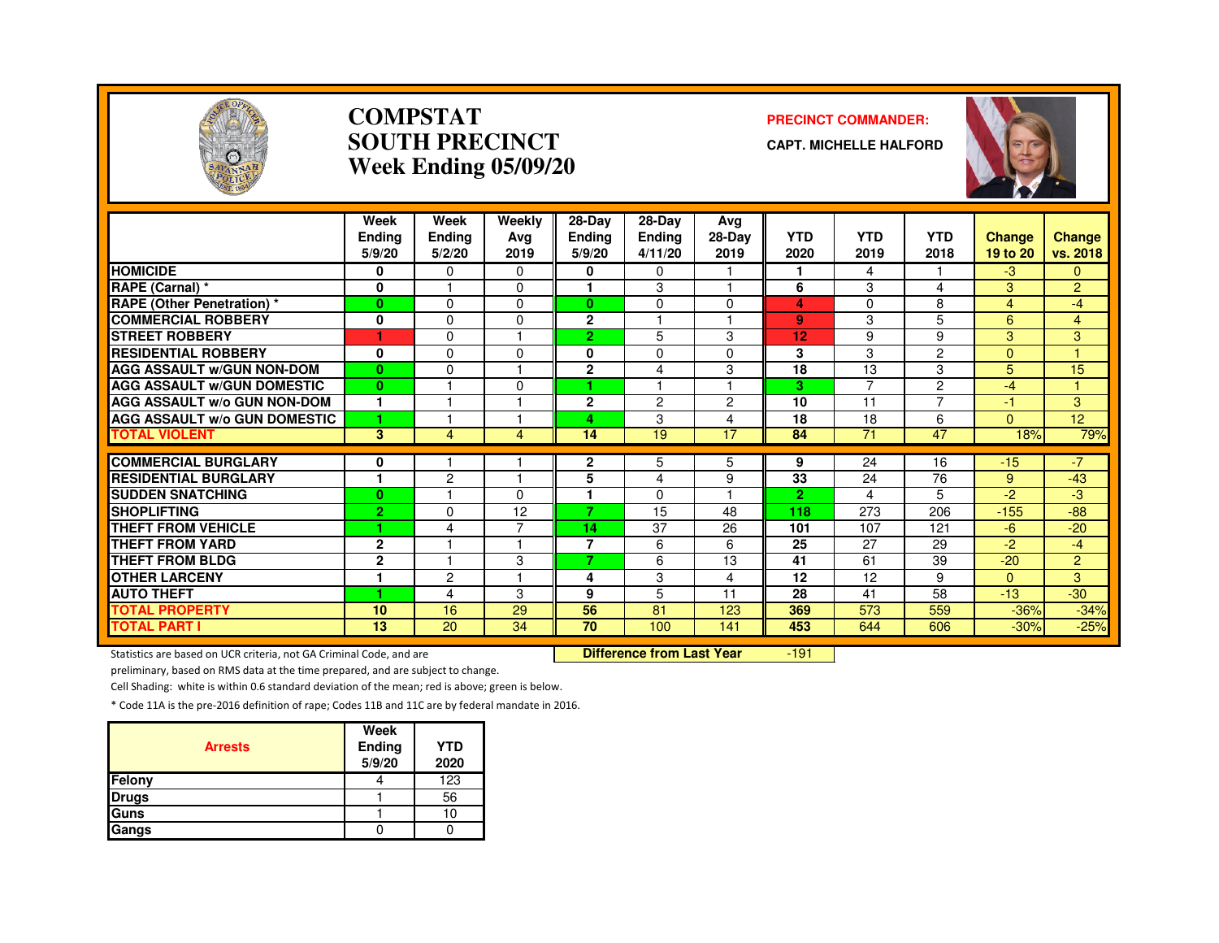# COMPSTAT
# SOUTH PRECINCT
# Week Ending 05/09/20

**PRECINCT COMMANDER:**

**CAPT. MICHELLE HALFORD**

| | Week Ending 5/9/20 | Week Ending 5/2/20 | Weekly Avg 2019 | 28-Day Ending 5/9/20 | 28-Day Ending 4/11/20 | Avg 28-Day 2019 | YTD 2020 | YTD 2019 | YTD 2018 | Change 19 to 20 | Change vs. 2018 |
|---|---|---|---|---|---|---|---|---|---|---|---|
| HOMICIDE | 0 | 0 | 0 | 0 | 0 | 1 | 1 | 4 | 1 | -3 | 0 |
| RAPE (Carnal) * | 0 | 1 | 0 | 1 | 3 | 1 | 6 | 3 | 4 | 3 | 2 |
| RAPE (Other Penetration) * | 0 | 0 | 0 | 0 | 0 | 0 | 4 | 0 | 8 | 4 | -4 |
| COMMERCIAL ROBBERY | 0 | 0 | 0 | 2 | 1 | 1 | 9 | 3 | 5 | 6 | 4 |
| STREET ROBBERY | 1 | 0 | 1 | 2 | 5 | 3 | 12 | 9 | 9 | 3 | 3 |
| RESIDENTIAL ROBBERY | 0 | 0 | 0 | 0 | 0 | 0 | 3 | 3 | 2 | 0 | 1 |
| AGG ASSAULT w/GUN NON-DOM | 0 | 0 | 1 | 2 | 4 | 3 | 18 | 13 | 3 | 5 | 15 |
| AGG ASSAULT w/GUN DOMESTIC | 0 | 1 | 0 | 1 | 1 | 1 | 3 | 7 | 2 | -4 | 1 |
| AGG ASSAULT w/o GUN NON-DOM | 1 | 1 | 1 | 2 | 2 | 2 | 10 | 11 | 7 | -1 | 3 |
| AGG ASSAULT w/o GUN DOMESTIC | 1 | 1 | 1 | 4 | 3 | 4 | 18 | 18 | 6 | 0 | 12 |
| TOTAL VIOLENT | 3 | 4 | 4 | 14 | 19 | 17 | 84 | 71 | 47 | 18% | 79% |
| COMMERCIAL BURGLARY | 0 | 1 | 1 | 2 | 5 | 5 | 9 | 24 | 16 | -15 | -7 |
| RESIDENTIAL BURGLARY | 1 | 2 | 1 | 5 | 4 | 9 | 33 | 24 | 76 | 9 | -43 |
| SUDDEN SNATCHING | 0 | 1 | 0 | 1 | 0 | 1 | 2 | 4 | 5 | -2 | -3 |
| SHOPLIFTING | 2 | 0 | 12 | 7 | 15 | 48 | 118 | 273 | 206 | -155 | -88 |
| THEFT FROM VEHICLE | 1 | 4 | 7 | 14 | 37 | 26 | 101 | 107 | 121 | -6 | -20 |
| THEFT FROM YARD | 2 | 1 | 1 | 7 | 6 | 6 | 25 | 27 | 29 | -2 | -4 |
| THEFT FROM BLDG | 2 | 1 | 3 | 7 | 6 | 13 | 41 | 61 | 39 | -20 | 2 |
| OTHER LARCENY | 1 | 2 | 1 | 4 | 3 | 4 | 12 | 12 | 9 | 0 | 3 |
| AUTO THEFT | 1 | 4 | 3 | 9 | 5 | 11 | 28 | 41 | 58 | -13 | -30 |
| TOTAL PROPERTY | 10 | 16 | 29 | 56 | 81 | 123 | 369 | 573 | 559 | -36% | -34% |
| TOTAL PART I | 13 | 20 | 34 | 70 | 100 | 141 | 453 | 644 | 606 | -30% | -25% |

**Difference from Last Year** -191

Statistics are based on UCR criteria, not GA Criminal Code, and are preliminary, based on RMS data at the time prepared, and are subject to change.

Cell Shading: white is within 0.6 standard deviation of the mean; red is above; green is below.

* Code 11A is the pre-2016 definition of rape; Codes 11B and 11C are by federal mandate in 2016.

| Arrests | Week Ending 5/9/20 | YTD 2020 |
|---|---|---|
| Felony | 4 | 123 |
| Drugs | 1 | 56 |
| Guns | 1 | 10 |
| Gangs | 0 | 0 |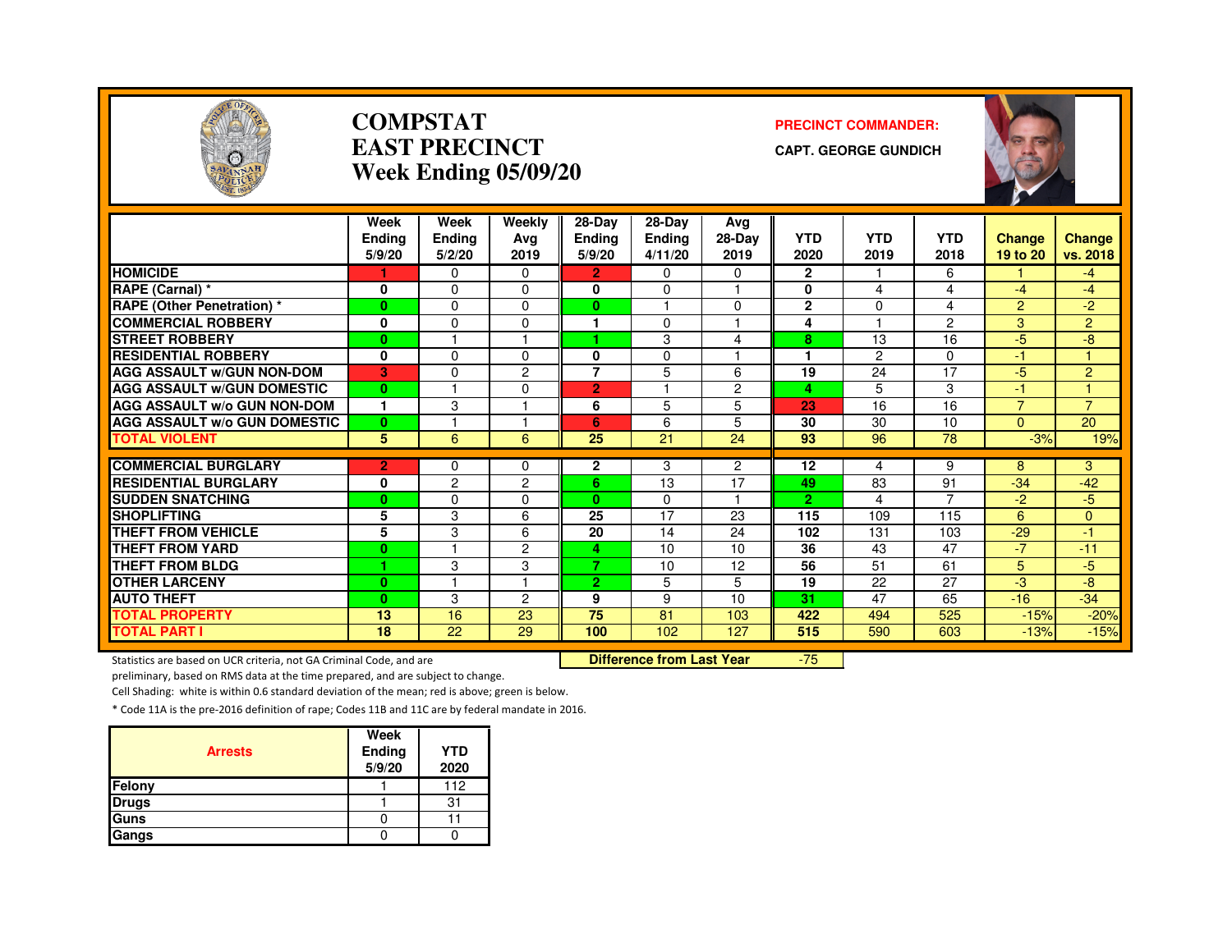# COMPSTAT
# EAST PRECINCT
## Week Ending 05/09/20

**PRECINCT COMMANDER:**

**CAPT. GEORGE GUNDICH**

| | Week Ending 5/9/20 | Week Ending 5/2/20 | Weekly Avg 2019 | 28-Day Ending 5/9/20 | 28-Day Ending 4/11/20 | Avg 28-Day 2019 | YTD 2020 | YTD 2019 | YTD 2018 | Change 19 to 20 | Change vs. 2018 |
|---|---|---|---|---|---|---|---|---|---|---|---|
| HOMICIDE | 1 | 0 | 0 | 2 | 0 | 0 | 2 | 1 | 6 | 1 | -4 |
| RAPE (Carnal) * | 0 | 0 | 0 | 0 | 0 | 1 | 0 | 4 | 4 | -4 | -4 |
| RAPE (Other Penetration) * | 0 | 0 | 0 | 0 | 1 | 0 | 2 | 0 | 4 | 2 | -2 |
| COMMERCIAL ROBBERY | 0 | 0 | 0 | 1 | 0 | 1 | 4 | 1 | 2 | 3 | 2 |
| STREET ROBBERY | 0 | 1 | 1 | 1 | 3 | 4 | 8 | 13 | 16 | -5 | -8 |
| RESIDENTIAL ROBBERY | 0 | 0 | 0 | 0 | 0 | 1 | 1 | 2 | 0 | -1 | 1 |
| AGG ASSAULT w/GUN NON-DOM | 3 | 0 | 2 | 7 | 5 | 6 | 19 | 24 | 17 | -5 | 2 |
| AGG ASSAULT w/GUN DOMESTIC | 0 | 1 | 0 | 2 | 1 | 2 | 4 | 5 | 3 | -1 | 1 |
| AGG ASSAULT w/o GUN NON-DOM | 1 | 3 | 1 | 6 | 5 | 5 | 23 | 16 | 16 | 7 | 7 |
| AGG ASSAULT w/o GUN DOMESTIC | 0 | 1 | 1 | 6 | 6 | 5 | 30 | 30 | 10 | 0 | 20 |
| TOTAL VIOLENT | 5 | 6 | 6 | 25 | 21 | 24 | 93 | 96 | 78 | -3% | 19% |
| COMMERCIAL BURGLARY | 2 | 0 | 0 | 2 | 3 | 2 | 12 | 4 | 9 | 8 | 3 |
| RESIDENTIAL BURGLARY | 0 | 2 | 2 | 6 | 13 | 17 | 49 | 83 | 91 | -34 | -42 |
| SUDDEN SNATCHING | 0 | 0 | 0 | 0 | 0 | 1 | 2 | 4 | 7 | -2 | -5 |
| SHOPLIFTING | 5 | 3 | 6 | 25 | 17 | 23 | 115 | 109 | 115 | 6 | 0 |
| THEFT FROM VEHICLE | 5 | 3 | 6 | 20 | 14 | 24 | 102 | 131 | 103 | -29 | -1 |
| THEFT FROM YARD | 0 | 1 | 2 | 4 | 10 | 10 | 36 | 43 | 47 | -7 | -11 |
| THEFT FROM BLDG | 1 | 3 | 3 | 7 | 10 | 12 | 56 | 51 | 61 | 5 | -5 |
| OTHER LARCENY | 0 | 1 | 1 | 2 | 5 | 5 | 19 | 22 | 27 | -3 | -8 |
| AUTO THEFT | 0 | 3 | 2 | 9 | 9 | 10 | 31 | 47 | 65 | -16 | -34 |
| TOTAL PROPERTY | 13 | 16 | 23 | 75 | 81 | 103 | 422 | 494 | 525 | -15% | -20% |
| TOTAL PART I | 18 | 22 | 29 | 100 | 102 | 127 | 515 | 590 | 603 | -13% | -15% |

**Difference from Last Year** -75

Statistics are based on UCR criteria, not GA Criminal Code, and are preliminary, based on RMS data at the time prepared, and are subject to change.

Cell Shading: white is within 0.6 standard deviation of the mean; red is above; green is below.

* Code 11A is the pre-2016 definition of rape; Codes 11B and 11C are by federal mandate in 2016.

| Arrests | Week Ending 5/9/20 | YTD 2020 |
|---|---|---|
| Felony | 1 | 112 |
| Drugs | 1 | 31 |
| Guns | 0 | 11 |
| Gangs | 0 | 0 |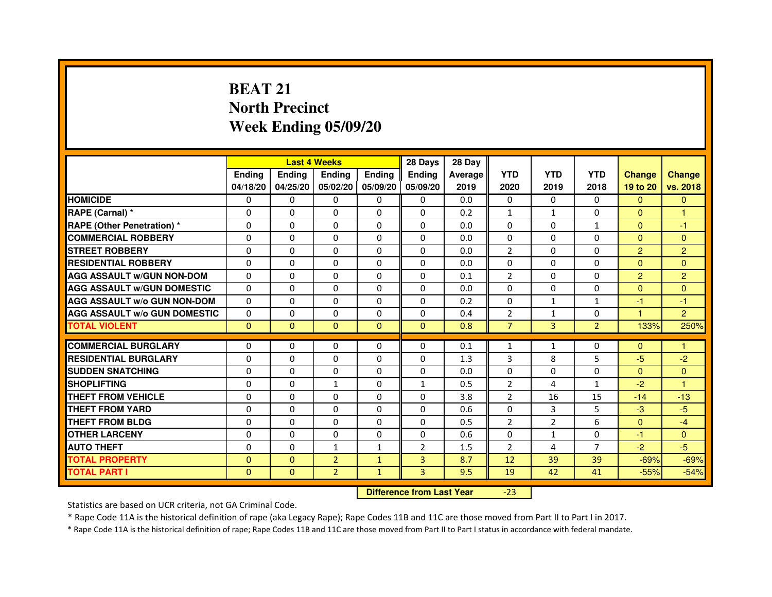# BEAT 21
## North Precinct
## Week Ending 05/09/20

| | Last 4 Weeks | | | | 28 Days | 28 Day | | | | | |
|---|---|---|---|---|---|---|---|---|---|---|---|
| | Ending 04/18/20 | Ending 04/25/20 | Ending 05/02/20 | Ending 05/09/20 | Ending 05/09/20 | Average 2019 | YTD 2020 | YTD 2019 | YTD 2018 | Change 19 to 20 | Change vs. 2018 |
| HOMICIDE | 0 | 0 | 0 | 0 | 0 | 0.0 | 0 | 0 | 0 | 0 | 0 |
| RAPE (Carnal) * | 0 | 0 | 0 | 0 | 0 | 0.2 | 1 | 1 | 0 | 0 | 1 |
| RAPE (Other Penetration) * | 0 | 0 | 0 | 0 | 0 | 0.0 | 0 | 0 | 1 | 0 | -1 |
| COMMERCIAL ROBBERY | 0 | 0 | 0 | 0 | 0 | 0.0 | 0 | 0 | 0 | 0 | 0 |
| STREET ROBBERY | 0 | 0 | 0 | 0 | 0 | 0.0 | 2 | 0 | 0 | 2 | 2 |
| RESIDENTIAL ROBBERY | 0 | 0 | 0 | 0 | 0 | 0.0 | 0 | 0 | 0 | 0 | 0 |
| AGG ASSAULT w/GUN NON-DOM | 0 | 0 | 0 | 0 | 0 | 0.1 | 2 | 0 | 0 | 2 | 2 |
| AGG ASSAULT w/GUN DOMESTIC | 0 | 0 | 0 | 0 | 0 | 0.0 | 0 | 0 | 0 | 0 | 0 |
| AGG ASSAULT w/o GUN NON-DOM | 0 | 0 | 0 | 0 | 0 | 0.2 | 0 | 1 | 1 | -1 | -1 |
| AGG ASSAULT w/o GUN DOMESTIC | 0 | 0 | 0 | 0 | 0 | 0.4 | 2 | 1 | 0 | 1 | 2 |
| TOTAL VIOLENT | 0 | 0 | 0 | 0 | 0 | 0.8 | 7 | 3 | 2 | 133% | 250% |
| COMMERCIAL BURGLARY | 0 | 0 | 0 | 0 | 0 | 0.1 | 1 | 1 | 0 | 0 | 1 |
| RESIDENTIAL BURGLARY | 0 | 0 | 0 | 0 | 0 | 1.3 | 3 | 8 | 5 | -5 | -2 |
| SUDDEN SNATCHING | 0 | 0 | 0 | 0 | 0 | 0.0 | 0 | 0 | 0 | 0 | 0 |
| SHOPLIFTING | 0 | 0 | 1 | 0 | 1 | 0.5 | 2 | 4 | 1 | -2 | 1 |
| THEFT FROM VEHICLE | 0 | 0 | 0 | 0 | 0 | 3.8 | 2 | 16 | 15 | -14 | -13 |
| THEFT FROM YARD | 0 | 0 | 0 | 0 | 0 | 0.6 | 0 | 3 | 5 | -3 | -5 |
| THEFT FROM BLDG | 0 | 0 | 0 | 0 | 0 | 0.5 | 2 | 2 | 6 | 0 | -4 |
| OTHER LARCENY | 0 | 0 | 0 | 0 | 0 | 0.6 | 0 | 1 | 0 | -1 | 0 |
| AUTO THEFT | 0 | 0 | 1 | 1 | 2 | 1.5 | 2 | 4 | 7 | -2 | -5 |
| TOTAL PROPERTY | 0 | 0 | 2 | 1 | 3 | 8.7 | 12 | 39 | 39 | -69% | -69% |
| TOTAL PART I | 0 | 0 | 2 | 1 | 3 | 9.5 | 19 | 42 | 41 | -55% | -54% |

**Difference from Last Year** -23

Statistics are based on UCR criteria, not GA Criminal Code.

* Rape Code 11A is the historical definition of rape (aka Legacy Rape); Rape Codes 11B and 11C are those moved from Part II to Part I in 2017.

* Rape Code 11A is the historical definition of rape; Rape Codes 11B and 11C are those moved from Part II to Part I status in accordance with federal mandate.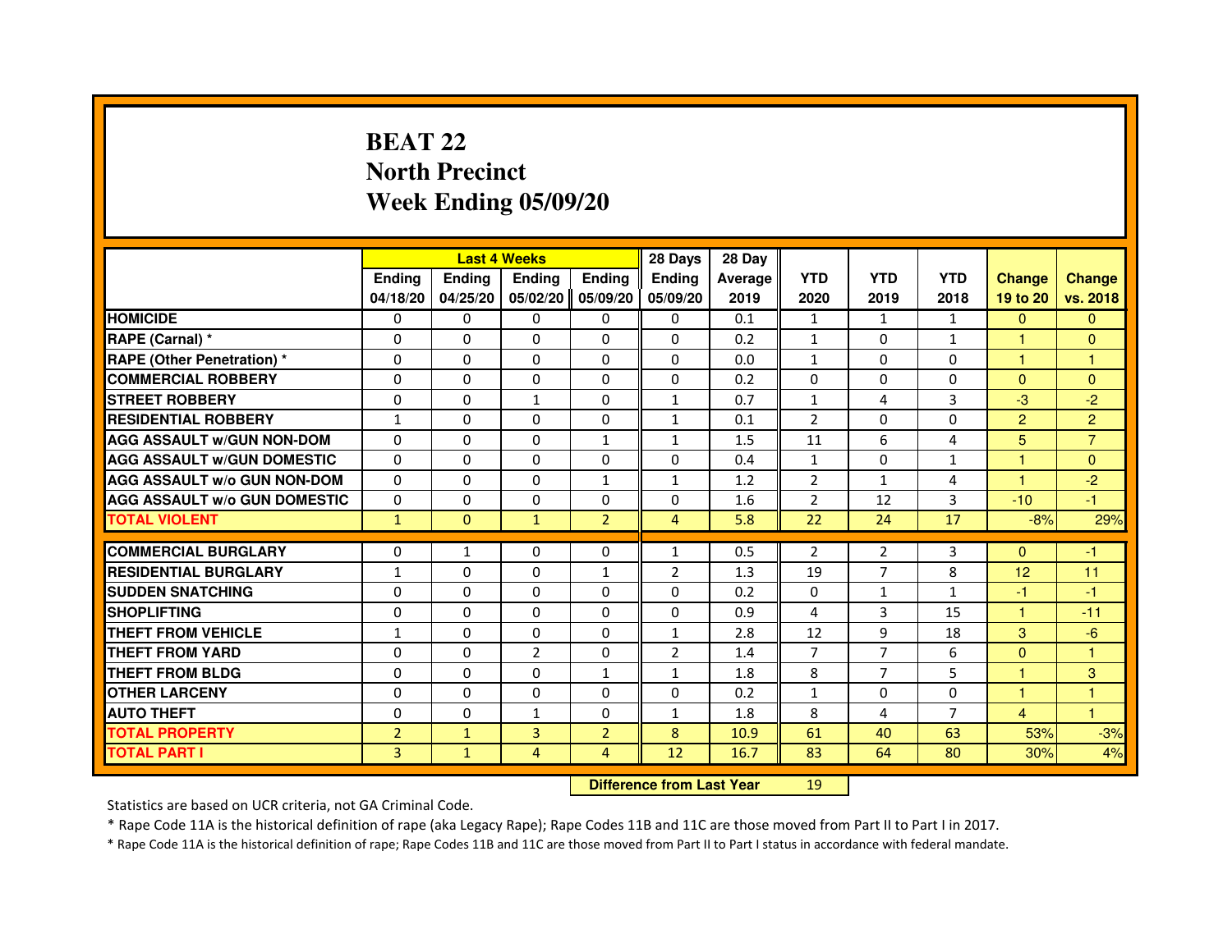# BEAT 22
## North Precinct
## Week Ending 05/09/20

| | Last 4 Weeks | | | | 28 Days | 28 Day | | | | | |
|---|---|---|---|---|---|---|---|---|---|---|---|
| | Ending 04/18/20 | Ending 04/25/20 | Ending 05/02/20 | Ending 05/09/20 | Ending 05/09/20 | Average 2019 | YTD 2020 | YTD 2019 | YTD 2018 | Change 19 to 20 | Change vs. 2018 |
| HOMICIDE | 0 | 0 | 0 | 0 | 0 | 0.1 | 1 | 1 | 1 | 0 | 0 |
| RAPE (Carnal) * | 0 | 0 | 0 | 0 | 0 | 0.2 | 1 | 0 | 1 | 1 | 0 |
| RAPE (Other Penetration) * | 0 | 0 | 0 | 0 | 0 | 0.0 | 1 | 0 | 0 | 1 | 1 |
| COMMERCIAL ROBBERY | 0 | 0 | 0 | 0 | 0 | 0.2 | 0 | 0 | 0 | 0 | 0 |
| STREET ROBBERY | 0 | 0 | 1 | 0 | 1 | 0.7 | 1 | 4 | 3 | -3 | -2 |
| RESIDENTIAL ROBBERY | 1 | 0 | 0 | 0 | 1 | 0.1 | 2 | 0 | 0 | 2 | 2 |
| AGG ASSAULT w/GUN NON-DOM | 0 | 0 | 0 | 1 | 1 | 1.5 | 11 | 6 | 4 | 5 | 7 |
| AGG ASSAULT w/GUN DOMESTIC | 0 | 0 | 0 | 0 | 0 | 0.4 | 1 | 0 | 1 | 1 | 0 |
| AGG ASSAULT w/o GUN NON-DOM | 0 | 0 | 0 | 1 | 1 | 1.2 | 2 | 1 | 4 | 1 | -2 |
| AGG ASSAULT w/o GUN DOMESTIC | 0 | 0 | 0 | 0 | 0 | 1.6 | 2 | 12 | 3 | -10 | -1 |
| TOTAL VIOLENT | 1 | 0 | 1 | 2 | 4 | 5.8 | 22 | 24 | 17 | -8% | 29% |
| COMMERCIAL BURGLARY | 0 | 1 | 0 | 0 | 1 | 0.5 | 2 | 2 | 3 | 0 | -1 |
| RESIDENTIAL BURGLARY | 1 | 0 | 0 | 1 | 2 | 1.3 | 19 | 7 | 8 | 12 | 11 |
| SUDDEN SNATCHING | 0 | 0 | 0 | 0 | 0 | 0.2 | 0 | 1 | 1 | -1 | -1 |
| SHOPLIFTING | 0 | 0 | 0 | 0 | 0 | 0.9 | 4 | 3 | 15 | 1 | -11 |
| THEFT FROM VEHICLE | 1 | 0 | 0 | 0 | 1 | 2.8 | 12 | 9 | 18 | 3 | -6 |
| THEFT FROM YARD | 0 | 0 | 2 | 0 | 2 | 1.4 | 7 | 7 | 6 | 0 | 1 |
| THEFT FROM BLDG | 0 | 0 | 0 | 1 | 1 | 1.8 | 8 | 7 | 5 | 1 | 3 |
| OTHER LARCENY | 0 | 0 | 0 | 0 | 0 | 0.2 | 1 | 0 | 0 | 1 | 1 |
| AUTO THEFT | 0 | 0 | 1 | 0 | 1 | 1.8 | 8 | 4 | 7 | 4 | 1 |
| TOTAL PROPERTY | 2 | 1 | 3 | 2 | 8 | 10.9 | 61 | 40 | 63 | 53% | -3% |
| TOTAL PART I | 3 | 1 | 4 | 4 | 12 | 16.7 | 83 | 64 | 80 | 30% | 4% |

| Difference from Last Year | 19 |
|---|---|

Statistics are based on UCR criteria, not GA Criminal Code.

* Rape Code 11A is the historical definition of rape (aka Legacy Rape); Rape Codes 11B and 11C are those moved from Part II to Part I in 2017.

* Rape Code 11A is the historical definition of rape; Rape Codes 11B and 11C are those moved from Part II to Part I status in accordance with federal mandate.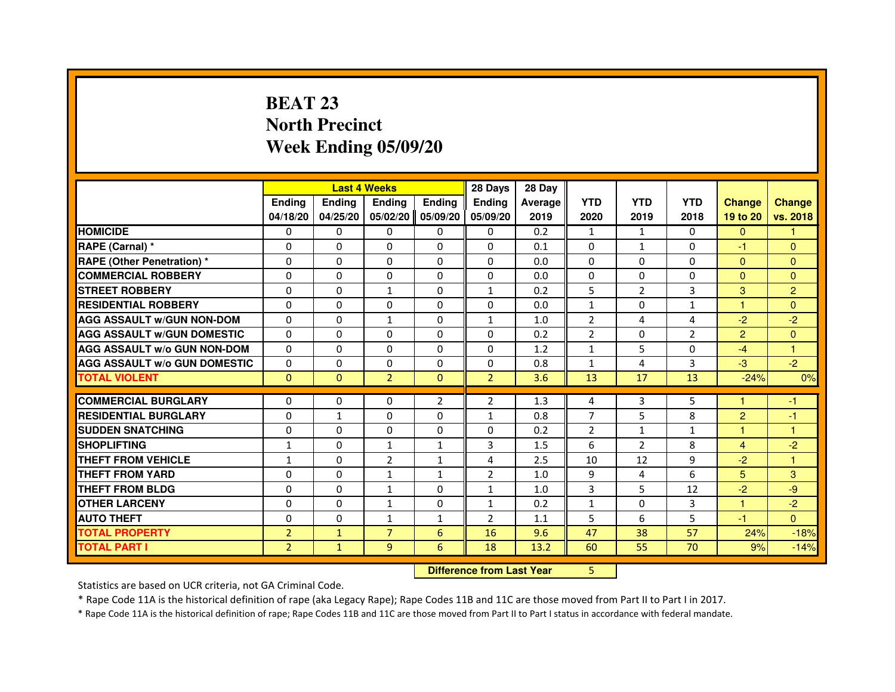# BEAT 23
## North Precinct
## Week Ending 05/09/20

| | Last 4 Weeks | | | | 28 Days | 28 Day | | | | | |
|---|---|---|---|---|---|---|---|---|---|---|---|
| | Ending 04/18/20 | Ending 04/25/20 | Ending 05/02/20 | Ending 05/09/20 | Ending 05/09/20 | Average 2019 | YTD 2020 | YTD 2019 | YTD 2018 | Change 19 to 20 | Change vs. 2018 |
| HOMICIDE | 0 | 0 | 0 | 0 | 0 | 0.2 | 1 | 1 | 0 | 0 | 1 |
| RAPE (Carnal) * | 0 | 0 | 0 | 0 | 0 | 0.1 | 0 | 1 | 0 | -1 | 0 |
| RAPE (Other Penetration) * | 0 | 0 | 0 | 0 | 0 | 0.0 | 0 | 0 | 0 | 0 | 0 |
| COMMERCIAL ROBBERY | 0 | 0 | 0 | 0 | 0 | 0.0 | 0 | 0 | 0 | 0 | 0 |
| STREET ROBBERY | 0 | 0 | 1 | 0 | 1 | 0.2 | 5 | 2 | 3 | 3 | 2 |
| RESIDENTIAL ROBBERY | 0 | 0 | 0 | 0 | 0 | 0.0 | 1 | 0 | 1 | 1 | 0 |
| AGG ASSAULT w/GUN NON-DOM | 0 | 0 | 1 | 0 | 1 | 1.0 | 2 | 4 | 4 | -2 | -2 |
| AGG ASSAULT w/GUN DOMESTIC | 0 | 0 | 0 | 0 | 0 | 0.2 | 2 | 0 | 2 | 2 | 0 |
| AGG ASSAULT w/o GUN NON-DOM | 0 | 0 | 0 | 0 | 0 | 1.2 | 1 | 5 | 0 | -4 | 1 |
| AGG ASSAULT w/o GUN DOMESTIC | 0 | 0 | 0 | 0 | 0 | 0.8 | 1 | 4 | 3 | -3 | -2 |
| TOTAL VIOLENT | 0 | 0 | 2 | 0 | 2 | 3.6 | 13 | 17 | 13 | -24% | 0% |
| COMMERCIAL BURGLARY | 0 | 0 | 0 | 2 | 2 | 1.3 | 4 | 3 | 5 | 1 | -1 |
| RESIDENTIAL BURGLARY | 0 | 1 | 0 | 0 | 1 | 0.8 | 7 | 5 | 8 | 2 | -1 |
| SUDDEN SNATCHING | 0 | 0 | 0 | 0 | 0 | 0.2 | 2 | 1 | 1 | 1 | 1 |
| SHOPLIFTING | 1 | 0 | 1 | 1 | 3 | 1.5 | 6 | 2 | 8 | 4 | -2 |
| THEFT FROM VEHICLE | 1 | 0 | 2 | 1 | 4 | 2.5 | 10 | 12 | 9 | -2 | 1 |
| THEFT FROM YARD | 0 | 0 | 1 | 1 | 2 | 1.0 | 9 | 4 | 6 | 5 | 3 |
| THEFT FROM BLDG | 0 | 0 | 1 | 0 | 1 | 1.0 | 3 | 5 | 12 | -2 | -9 |
| OTHER LARCENY | 0 | 0 | 1 | 0 | 1 | 0.2 | 1 | 0 | 3 | 1 | -2 |
| AUTO THEFT | 0 | 0 | 1 | 1 | 2 | 1.1 | 5 | 6 | 5 | -1 | 0 |
| TOTAL PROPERTY | 2 | 1 | 7 | 6 | 16 | 9.6 | 47 | 38 | 57 | 24% | -18% |
| TOTAL PART I | 2 | 1 | 9 | 6 | 18 | 13.2 | 60 | 55 | 70 | 9% | -14% |

**Difference from Last Year** 5

Statistics are based on UCR criteria, not GA Criminal Code.

* Rape Code 11A is the historical definition of rape (aka Legacy Rape); Rape Codes 11B and 11C are those moved from Part II to Part I in 2017.

* Rape Code 11A is the historical definition of rape; Rape Codes 11B and 11C are those moved from Part II to Part I status in accordance with federal mandate.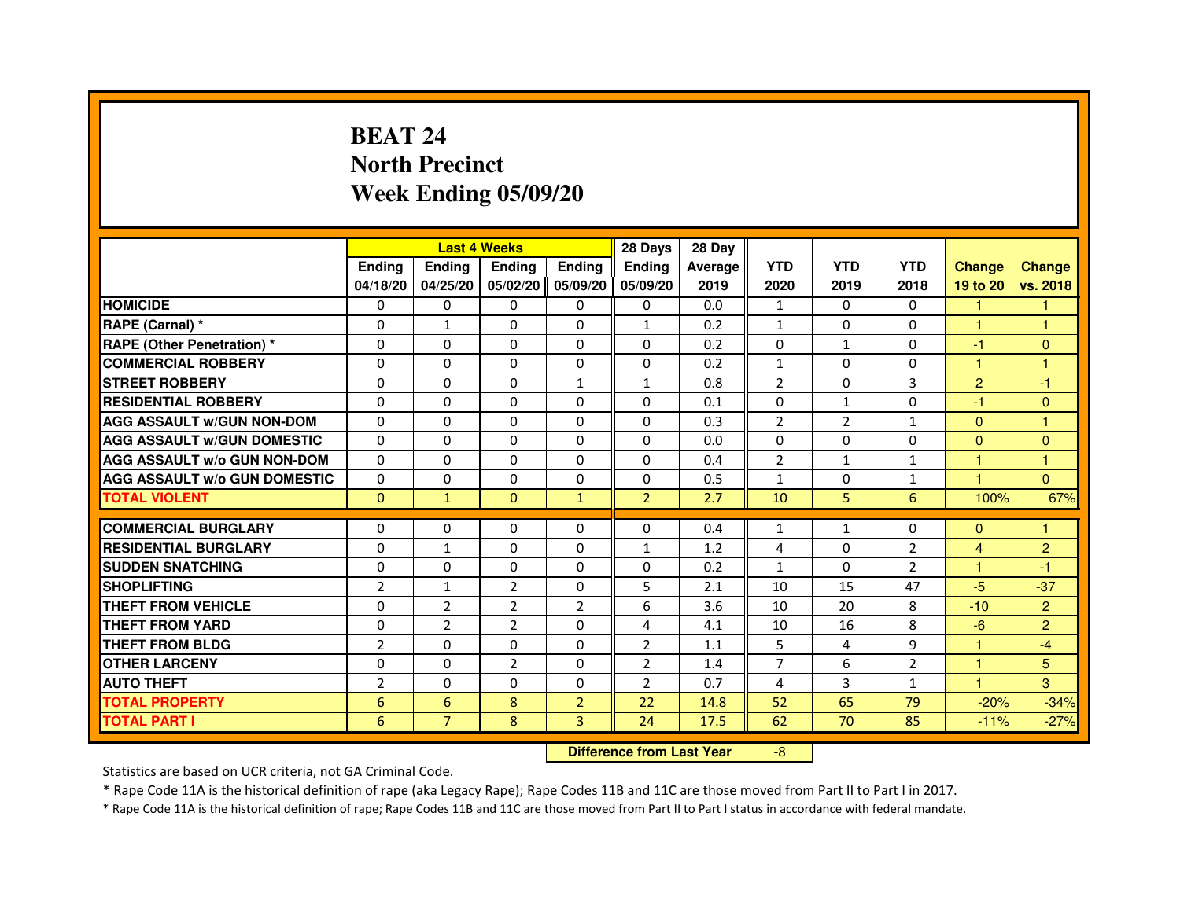# BEAT 24
# North Precinct
# Week Ending 05/09/20

| | Last 4 Weeks | | | | 28 Days | 28 Day | | | | | |
|---|---|---|---|---|---|---|---|---|---|---|---|
| | Ending 04/18/20 | Ending 04/25/20 | Ending 05/02/20 | Ending 05/09/20 | Ending 05/09/20 | Average 2019 | YTD 2020 | YTD 2019 | YTD 2018 | Change 19 to 20 | Change vs. 2018 |
| HOMICIDE | 0 | 0 | 0 | 0 | 0 | 0.0 | 1 | 0 | 0 | 1 | 1 |
| RAPE (Carnal) * | 0 | 1 | 0 | 0 | 1 | 0.2 | 1 | 0 | 0 | 1 | 1 |
| RAPE (Other Penetration) * | 0 | 0 | 0 | 0 | 0 | 0.2 | 0 | 1 | 0 | -1 | 0 |
| COMMERCIAL ROBBERY | 0 | 0 | 0 | 0 | 0 | 0.2 | 1 | 0 | 0 | 1 | 1 |
| STREET ROBBERY | 0 | 0 | 0 | 1 | 1 | 0.8 | 2 | 0 | 3 | 2 | -1 |
| RESIDENTIAL ROBBERY | 0 | 0 | 0 | 0 | 0 | 0.1 | 0 | 1 | 0 | -1 | 0 |
| AGG ASSAULT w/GUN NON-DOM | 0 | 0 | 0 | 0 | 0 | 0.3 | 2 | 2 | 1 | 0 | 1 |
| AGG ASSAULT w/GUN DOMESTIC | 0 | 0 | 0 | 0 | 0 | 0.0 | 0 | 0 | 0 | 0 | 0 |
| AGG ASSAULT w/o GUN NON-DOM | 0 | 0 | 0 | 0 | 0 | 0.4 | 2 | 1 | 1 | 1 | 1 |
| AGG ASSAULT w/o GUN DOMESTIC | 0 | 0 | 0 | 0 | 0 | 0.5 | 1 | 0 | 1 | 1 | 0 |
| TOTAL VIOLENT | 0 | 1 | 0 | 1 | 2 | 2.7 | 10 | 5 | 6 | 100% | 67% |
| COMMERCIAL BURGLARY | 0 | 0 | 0 | 0 | 0 | 0.4 | 1 | 1 | 0 | 0 | 1 |
| RESIDENTIAL BURGLARY | 0 | 1 | 0 | 0 | 1 | 1.2 | 4 | 0 | 2 | 4 | 2 |
| SUDDEN SNATCHING | 0 | 0 | 0 | 0 | 0 | 0.2 | 1 | 0 | 2 | 1 | -1 |
| SHOPLIFTING | 2 | 1 | 2 | 0 | 5 | 2.1 | 10 | 15 | 47 | -5 | -37 |
| THEFT FROM VEHICLE | 0 | 2 | 2 | 2 | 6 | 3.6 | 10 | 20 | 8 | -10 | 2 |
| THEFT FROM YARD | 0 | 2 | 2 | 0 | 4 | 4.1 | 10 | 16 | 8 | -6 | 2 |
| THEFT FROM BLDG | 2 | 0 | 0 | 0 | 2 | 1.1 | 5 | 4 | 9 | 1 | -4 |
| OTHER LARCENY | 0 | 0 | 2 | 0 | 2 | 1.4 | 7 | 6 | 2 | 1 | 5 |
| AUTO THEFT | 2 | 0 | 0 | 0 | 2 | 0.7 | 4 | 3 | 1 | 1 | 3 |
| TOTAL PROPERTY | 6 | 6 | 8 | 2 | 22 | 14.8 | 52 | 65 | 79 | -20% | -34% |
| TOTAL PART I | 6 | 7 | 8 | 3 | 24 | 17.5 | 62 | 70 | 85 | -11% | -27% |

**Difference from Last Year** -8

Statistics are based on UCR criteria, not GA Criminal Code.

* Rape Code 11A is the historical definition of rape (aka Legacy Rape); Rape Codes 11B and 11C are those moved from Part II to Part I in 2017.

* Rape Code 11A is the historical definition of rape; Rape Codes 11B and 11C are those moved from Part II to Part I status in accordance with federal mandate.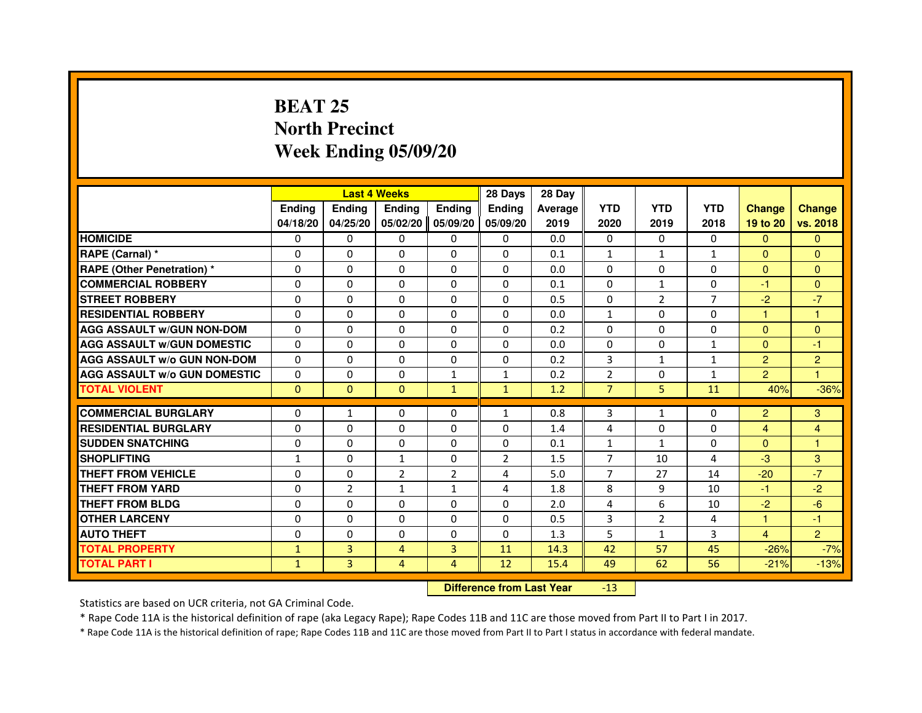# BEAT 25
# North Precinct
# Week Ending 05/09/20

| | Last 4 Weeks | | | | 28 Days | 28 Day | | | | | |
|---|---|---|---|---|---|---|---|---|---|---|---|
| | Ending 04/18/20 | Ending 04/25/20 | Ending 05/02/20 | Ending 05/09/20 | Ending 05/09/20 | Average 2019 | YTD 2020 | YTD 2019 | YTD 2018 | Change 19 to 20 | Change vs. 2018 |
| HOMICIDE | 0 | 0 | 0 | 0 | 0 | 0.0 | 0 | 0 | 0 | 0 | 0 |
| RAPE (Carnal) * | 0 | 0 | 0 | 0 | 0 | 0.1 | 1 | 1 | 1 | 0 | 0 |
| RAPE (Other Penetration) * | 0 | 0 | 0 | 0 | 0 | 0.0 | 0 | 0 | 0 | 0 | 0 |
| COMMERCIAL ROBBERY | 0 | 0 | 0 | 0 | 0 | 0.1 | 0 | 1 | 0 | -1 | 0 |
| STREET ROBBERY | 0 | 0 | 0 | 0 | 0 | 0.5 | 0 | 2 | 7 | -2 | -7 |
| RESIDENTIAL ROBBERY | 0 | 0 | 0 | 0 | 0 | 0.0 | 1 | 0 | 0 | 1 | 1 |
| AGG ASSAULT w/GUN NON-DOM | 0 | 0 | 0 | 0 | 0 | 0.2 | 0 | 0 | 0 | 0 | 0 |
| AGG ASSAULT w/GUN DOMESTIC | 0 | 0 | 0 | 0 | 0 | 0.0 | 0 | 0 | 1 | 0 | -1 |
| AGG ASSAULT w/o GUN NON-DOM | 0 | 0 | 0 | 0 | 0 | 0.2 | 3 | 1 | 1 | 2 | 2 |
| AGG ASSAULT w/o GUN DOMESTIC | 0 | 0 | 0 | 1 | 1 | 0.2 | 2 | 0 | 1 | 2 | 1 |
| TOTAL VIOLENT | 0 | 0 | 0 | 1 | 1 | 1.2 | 7 | 5 | 11 | 40% | -36% |
| COMMERCIAL BURGLARY | 0 | 1 | 0 | 0 | 1 | 0.8 | 3 | 1 | 0 | 2 | 3 |
| RESIDENTIAL BURGLARY | 0 | 0 | 0 | 0 | 0 | 1.4 | 4 | 0 | 0 | 4 | 4 |
| SUDDEN SNATCHING | 0 | 0 | 0 | 0 | 0 | 0.1 | 1 | 1 | 0 | 0 | 1 |
| SHOPLIFTING | 1 | 0 | 1 | 0 | 2 | 1.5 | 7 | 10 | 4 | -3 | 3 |
| THEFT FROM VEHICLE | 0 | 0 | 2 | 2 | 4 | 5.0 | 7 | 27 | 14 | -20 | -7 |
| THEFT FROM YARD | 0 | 2 | 1 | 1 | 4 | 1.8 | 8 | 9 | 10 | -1 | -2 |
| THEFT FROM BLDG | 0 | 0 | 0 | 0 | 0 | 2.0 | 4 | 6 | 10 | -2 | -6 |
| OTHER LARCENY | 0 | 0 | 0 | 0 | 0 | 0.5 | 3 | 2 | 4 | 1 | -1 |
| AUTO THEFT | 0 | 0 | 0 | 0 | 0 | 1.3 | 5 | 1 | 3 | 4 | 2 |
| TOTAL PROPERTY | 1 | 3 | 4 | 3 | 11 | 14.3 | 42 | 57 | 45 | -26% | -7% |
| TOTAL PART I | 1 | 3 | 4 | 4 | 12 | 15.4 | 49 | 62 | 56 | -21% | -13% |

**Difference from Last Year** -13

Statistics are based on UCR criteria, not GA Criminal Code.

* Rape Code 11A is the historical definition of rape (aka Legacy Rape); Rape Codes 11B and 11C are those moved from Part II to Part I in 2017.

* Rape Code 11A is the historical definition of rape; Rape Codes 11B and 11C are those moved from Part II to Part I status in accordance with federal mandate.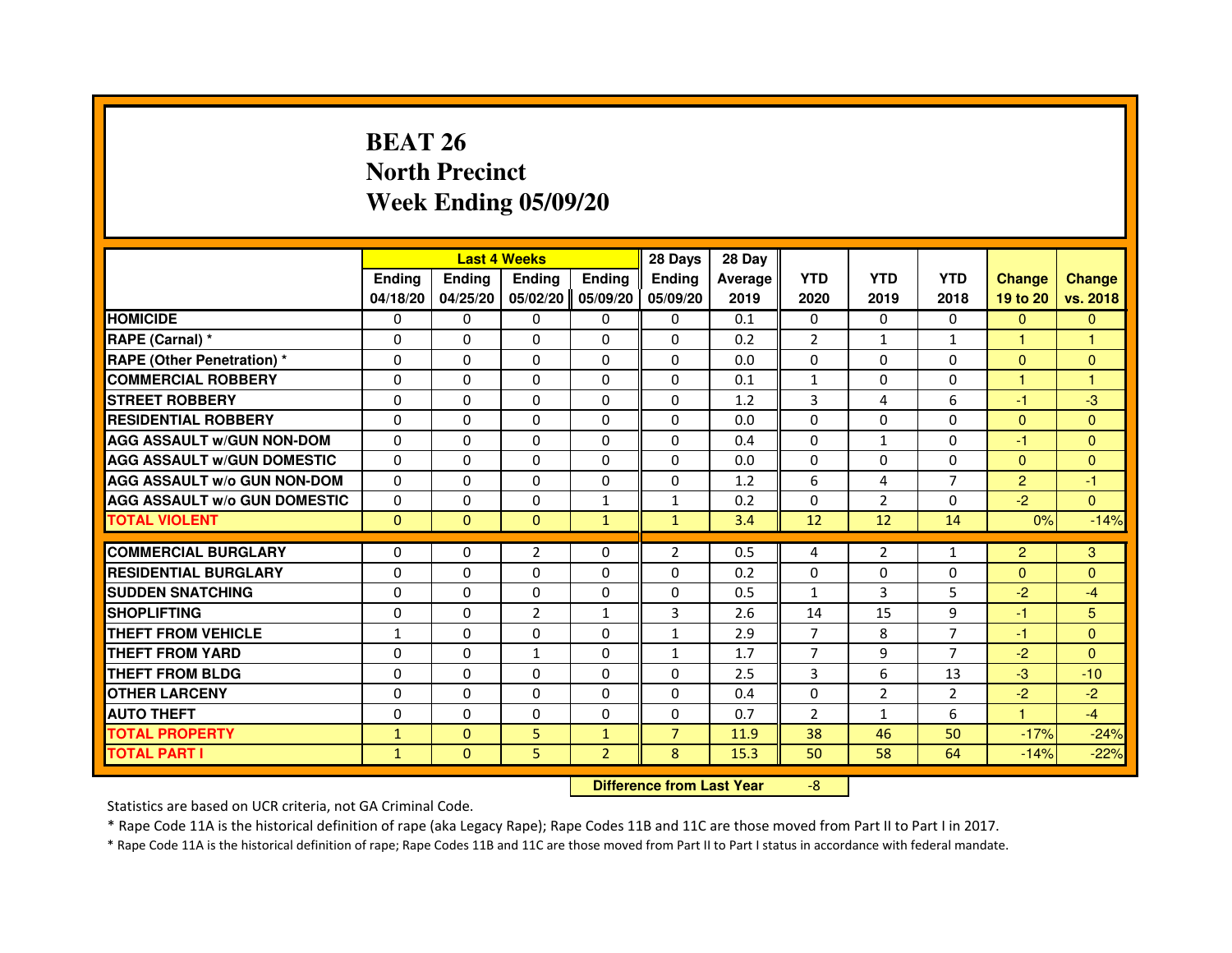# BEAT 26
# North Precinct
# Week Ending 05/09/20

| | Last 4 Weeks | | | | 28 Days | 28 Day | | | | | |
|---|---|---|---|---|---|---|---|---|---|---|---|
| | Ending 04/18/20 | Ending 04/25/20 | Ending 05/02/20 | Ending 05/09/20 | Ending 05/09/20 | Average 2019 | YTD 2020 | YTD 2019 | YTD 2018 | Change 19 to 20 | Change vs. 2018 |
| HOMICIDE | 0 | 0 | 0 | 0 | 0 | 0.1 | 0 | 0 | 0 | 0 | 0 |
| RAPE (Carnal) * | 0 | 0 | 0 | 0 | 0 | 0.2 | 2 | 1 | 1 | 1 | 1 |
| RAPE (Other Penetration) * | 0 | 0 | 0 | 0 | 0 | 0.0 | 0 | 0 | 0 | 0 | 0 |
| COMMERCIAL ROBBERY | 0 | 0 | 0 | 0 | 0 | 0.1 | 1 | 0 | 0 | 1 | 1 |
| STREET ROBBERY | 0 | 0 | 0 | 0 | 0 | 1.2 | 3 | 4 | 6 | -1 | -3 |
| RESIDENTIAL ROBBERY | 0 | 0 | 0 | 0 | 0 | 0.0 | 0 | 0 | 0 | 0 | 0 |
| AGG ASSAULT w/GUN NON-DOM | 0 | 0 | 0 | 0 | 0 | 0.4 | 0 | 1 | 0 | -1 | 0 |
| AGG ASSAULT w/GUN DOMESTIC | 0 | 0 | 0 | 0 | 0 | 0.0 | 0 | 0 | 0 | 0 | 0 |
| AGG ASSAULT w/o GUN NON-DOM | 0 | 0 | 0 | 0 | 0 | 1.2 | 6 | 4 | 7 | 2 | -1 |
| AGG ASSAULT w/o GUN DOMESTIC | 0 | 0 | 0 | 1 | 1 | 0.2 | 0 | 2 | 0 | -2 | 0 |
| TOTAL VIOLENT | 0 | 0 | 0 | 1 | 1 | 3.4 | 12 | 12 | 14 | 0% | -14% |
| COMMERCIAL BURGLARY | 0 | 0 | 2 | 0 | 2 | 0.5 | 4 | 2 | 1 | 2 | 3 |
| RESIDENTIAL BURGLARY | 0 | 0 | 0 | 0 | 0 | 0.2 | 0 | 0 | 0 | 0 | 0 |
| SUDDEN SNATCHING | 0 | 0 | 0 | 0 | 0 | 0.5 | 1 | 3 | 5 | -2 | -4 |
| SHOPLIFTING | 0 | 0 | 2 | 1 | 3 | 2.6 | 14 | 15 | 9 | -1 | 5 |
| THEFT FROM VEHICLE | 1 | 0 | 0 | 0 | 1 | 2.9 | 7 | 8 | 7 | -1 | 0 |
| THEFT FROM YARD | 0 | 0 | 1 | 0 | 1 | 1.7 | 7 | 9 | 7 | -2 | 0 |
| THEFT FROM BLDG | 0 | 0 | 0 | 0 | 0 | 2.5 | 3 | 6 | 13 | -3 | -10 |
| OTHER LARCENY | 0 | 0 | 0 | 0 | 0 | 0.4 | 0 | 2 | 2 | -2 | -2 |
| AUTO THEFT | 0 | 0 | 0 | 0 | 0 | 0.7 | 2 | 1 | 6 | 1 | -4 |
| TOTAL PROPERTY | 1 | 0 | 5 | 1 | 7 | 11.9 | 38 | 46 | 50 | -17% | -24% |
| TOTAL PART I | 1 | 0 | 5 | 2 | 8 | 15.3 | 50 | 58 | 64 | -14% | -22% |

**Difference from Last Year** -8

Statistics are based on UCR criteria, not GA Criminal Code.

* Rape Code 11A is the historical definition of rape (aka Legacy Rape); Rape Codes 11B and 11C are those moved from Part II to Part I in 2017.

* Rape Code 11A is the historical definition of rape; Rape Codes 11B and 11C are those moved from Part II to Part I status in accordance with federal mandate.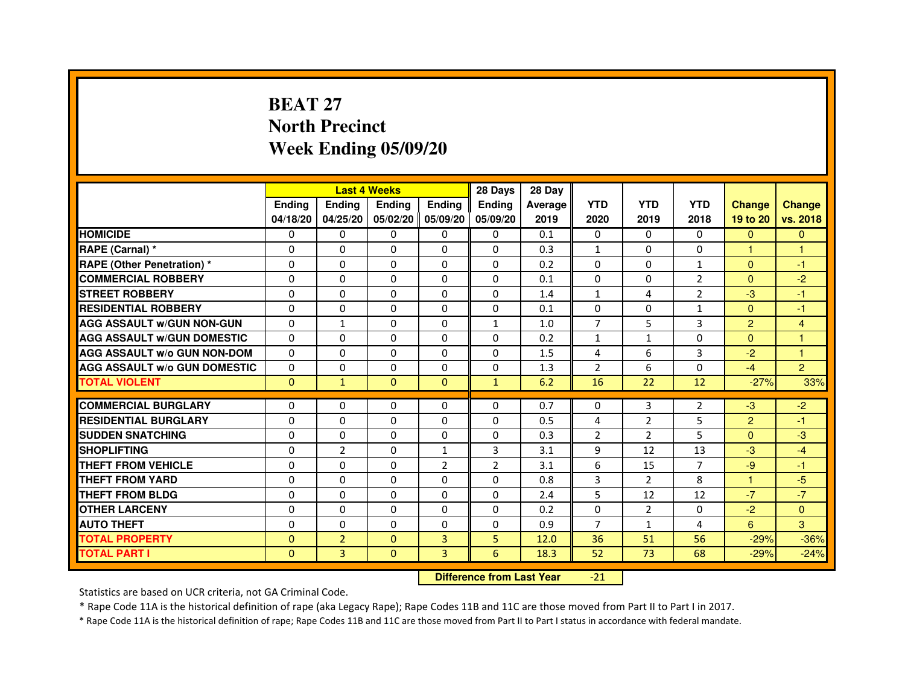# BEAT 27
## North Precinct
## Week Ending 05/09/20

| | Last 4 Weeks | | | | 28 Days | 28 Day | | | | | |
|---|---|---|---|---|---|---|---|---|---|---|---|
| | Ending 04/18/20 | Ending 04/25/20 | Ending 05/02/20 | Ending 05/09/20 | Ending 05/09/20 | Average 2019 | YTD 2020 | YTD 2019 | YTD 2018 | Change 19 to 20 | Change vs. 2018 |
| HOMICIDE | 0 | 0 | 0 | 0 | 0 | 0.1 | 0 | 0 | 0 | 0 | 0 |
| RAPE (Carnal) * | 0 | 0 | 0 | 0 | 0 | 0.3 | 1 | 0 | 0 | 1 | 1 |
| RAPE (Other Penetration) * | 0 | 0 | 0 | 0 | 0 | 0.2 | 0 | 0 | 1 | 0 | -1 |
| COMMERCIAL ROBBERY | 0 | 0 | 0 | 0 | 0 | 0.1 | 0 | 0 | 2 | 0 | -2 |
| STREET ROBBERY | 0 | 0 | 0 | 0 | 0 | 1.4 | 1 | 4 | 2 | -3 | -1 |
| RESIDENTIAL ROBBERY | 0 | 0 | 0 | 0 | 0 | 0.1 | 0 | 0 | 1 | 0 | -1 |
| AGG ASSAULT w/GUN NON-GUN | 0 | 1 | 0 | 0 | 1 | 1.0 | 7 | 5 | 3 | 2 | 4 |
| AGG ASSAULT w/GUN DOMESTIC | 0 | 0 | 0 | 0 | 0 | 0.2 | 1 | 1 | 0 | 0 | 1 |
| AGG ASSAULT w/o GUN NON-DOM | 0 | 0 | 0 | 0 | 0 | 1.5 | 4 | 6 | 3 | -2 | 1 |
| AGG ASSAULT w/o GUN DOMESTIC | 0 | 0 | 0 | 0 | 0 | 1.3 | 2 | 6 | 0 | -4 | 2 |
| TOTAL VIOLENT | 0 | 1 | 0 | 0 | 1 | 6.2 | 16 | 22 | 12 | -27% | 33% |
| COMMERCIAL BURGLARY | 0 | 0 | 0 | 0 | 0 | 0.7 | 0 | 3 | 2 | -3 | -2 |
| RESIDENTIAL BURGLARY | 0 | 0 | 0 | 0 | 0 | 0.5 | 4 | 2 | 5 | 2 | -1 |
| SUDDEN SNATCHING | 0 | 0 | 0 | 0 | 0 | 0.3 | 2 | 2 | 5 | 0 | -3 |
| SHOPLIFTING | 0 | 2 | 0 | 1 | 3 | 3.1 | 9 | 12 | 13 | -3 | -4 |
| THEFT FROM VEHICLE | 0 | 0 | 0 | 2 | 2 | 3.1 | 6 | 15 | 7 | -9 | -1 |
| THEFT FROM YARD | 0 | 0 | 0 | 0 | 0 | 0.8 | 3 | 2 | 8 | 1 | -5 |
| THEFT FROM BLDG | 0 | 0 | 0 | 0 | 0 | 2.4 | 5 | 12 | 12 | -7 | -7 |
| OTHER LARCENY | 0 | 0 | 0 | 0 | 0 | 0.2 | 0 | 2 | 0 | -2 | 0 |
| AUTO THEFT | 0 | 0 | 0 | 0 | 0 | 0.9 | 7 | 1 | 4 | 6 | 3 |
| TOTAL PROPERTY | 0 | 2 | 0 | 3 | 5 | 12.0 | 36 | 51 | 56 | -29% | -36% |
| TOTAL PART I | 0 | 3 | 0 | 3 | 6 | 18.3 | 52 | 73 | 68 | -29% | -24% |

**Difference from Last Year** -21

Statistics are based on UCR criteria, not GA Criminal Code.

* Rape Code 11A is the historical definition of rape (aka Legacy Rape); Rape Codes 11B and 11C are those moved from Part II to Part I in 2017.

* Rape Code 11A is the historical definition of rape; Rape Codes 11B and 11C are those moved from Part II to Part I status in accordance with federal mandate.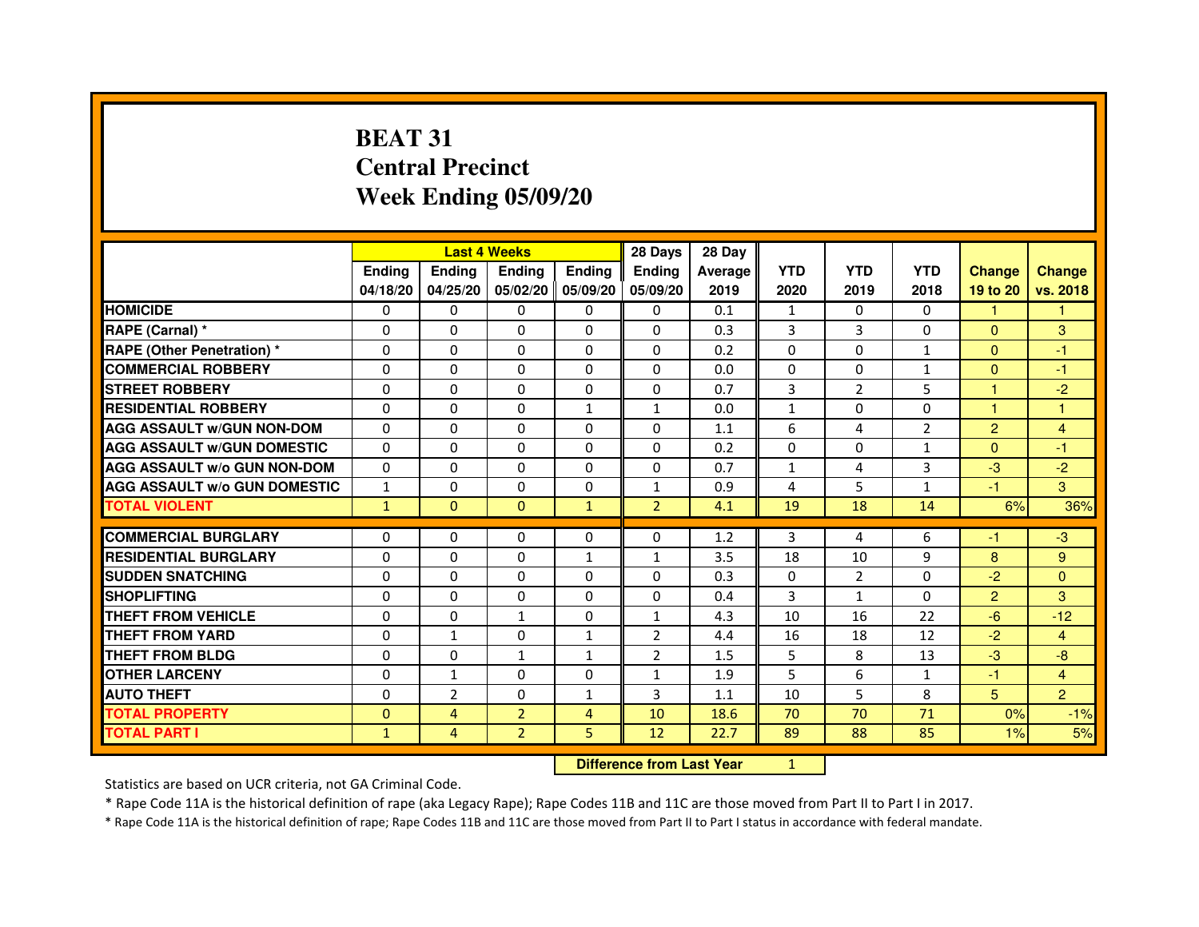# BEAT 31
## Central Precinct
## Week Ending 05/09/20

| | Last 4 Weeks | | | | 28 Days | 28 Day | | | | | |
|---|---|---|---|---|---|---|---|---|---|---|---|
| | Ending 04/18/20 | Ending 04/25/20 | Ending 05/02/20 | Ending 05/09/20 | Ending 05/09/20 | Average 2019 | YTD 2020 | YTD 2019 | YTD 2018 | Change 19 to 20 | Change vs. 2018 |
| **HOMICIDE** | 0 | 0 | 0 | 0 | 0 | 0.1 | 1 | 0 | 0 | 1 | 1 |
| **RAPE (Carnal) *** | 0 | 0 | 0 | 0 | 0 | 0.3 | 3 | 3 | 0 | 0 | 3 |
| **RAPE (Other Penetration) *** | 0 | 0 | 0 | 0 | 0 | 0.2 | 0 | 0 | 1 | 0 | -1 |
| **COMMERCIAL ROBBERY** | 0 | 0 | 0 | 0 | 0 | 0.0 | 0 | 0 | 1 | 0 | -1 |
| **STREET ROBBERY** | 0 | 0 | 0 | 0 | 0 | 0.7 | 3 | 2 | 5 | 1 | -2 |
| **RESIDENTIAL ROBBERY** | 0 | 0 | 0 | 1 | 1 | 0.0 | 1 | 0 | 0 | 1 | 1 |
| **AGG ASSAULT w/GUN NON-DOM** | 0 | 0 | 0 | 0 | 0 | 1.1 | 6 | 4 | 2 | 2 | 4 |
| **AGG ASSAULT w/GUN DOMESTIC** | 0 | 0 | 0 | 0 | 0 | 0.2 | 0 | 0 | 1 | 0 | -1 |
| **AGG ASSAULT w/o GUN NON-DOM** | 0 | 0 | 0 | 0 | 0 | 0.7 | 1 | 4 | 3 | -3 | -2 |
| **AGG ASSAULT w/o GUN DOMESTIC** | 1 | 0 | 0 | 0 | 1 | 0.9 | 4 | 5 | 1 | -1 | 3 |
| **TOTAL VIOLENT** | 1 | 0 | 0 | 1 | 2 | 4.1 | 19 | 18 | 14 | 6% | 36% |
| **COMMERCIAL BURGLARY** | 0 | 0 | 0 | 0 | 0 | 1.2 | 3 | 4 | 6 | -1 | -3 |
| **RESIDENTIAL BURGLARY** | 0 | 0 | 0 | 1 | 1 | 3.5 | 18 | 10 | 9 | 8 | 9 |
| **SUDDEN SNATCHING** | 0 | 0 | 0 | 0 | 0 | 0.3 | 0 | 2 | 0 | -2 | 0 |
| **SHOPLIFTING** | 0 | 0 | 0 | 0 | 0 | 0.4 | 3 | 1 | 0 | 2 | 3 |
| **THEFT FROM VEHICLE** | 0 | 0 | 1 | 0 | 1 | 4.3 | 10 | 16 | 22 | -6 | -12 |
| **THEFT FROM YARD** | 0 | 1 | 0 | 1 | 2 | 4.4 | 16 | 18 | 12 | -2 | 4 |
| **THEFT FROM BLDG** | 0 | 0 | 1 | 1 | 2 | 1.5 | 5 | 8 | 13 | -3 | -8 |
| **OTHER LARCENY** | 0 | 1 | 0 | 0 | 1 | 1.9 | 5 | 6 | 1 | -1 | 4 |
| **AUTO THEFT** | 0 | 2 | 0 | 1 | 3 | 1.1 | 10 | 5 | 8 | 5 | 2 |
| **TOTAL PROPERTY** | 0 | 4 | 2 | 4 | 10 | 18.6 | 70 | 70 | 71 | 0% | -1% |
| **TOTAL PART I** | 1 | 4 | 2 | 5 | 12 | 22.7 | 89 | 88 | 85 | 1% | 5% |

| **Difference from Last Year** | 1 |
|---|---|

Statistics are based on UCR criteria, not GA Criminal Code.

* Rape Code 11A is the historical definition of rape (aka Legacy Rape); Rape Codes 11B and 11C are those moved from Part II to Part I in 2017.

* Rape Code 11A is the historical definition of rape; Rape Codes 11B and 11C are those moved from Part II to Part I status in accordance with federal mandate.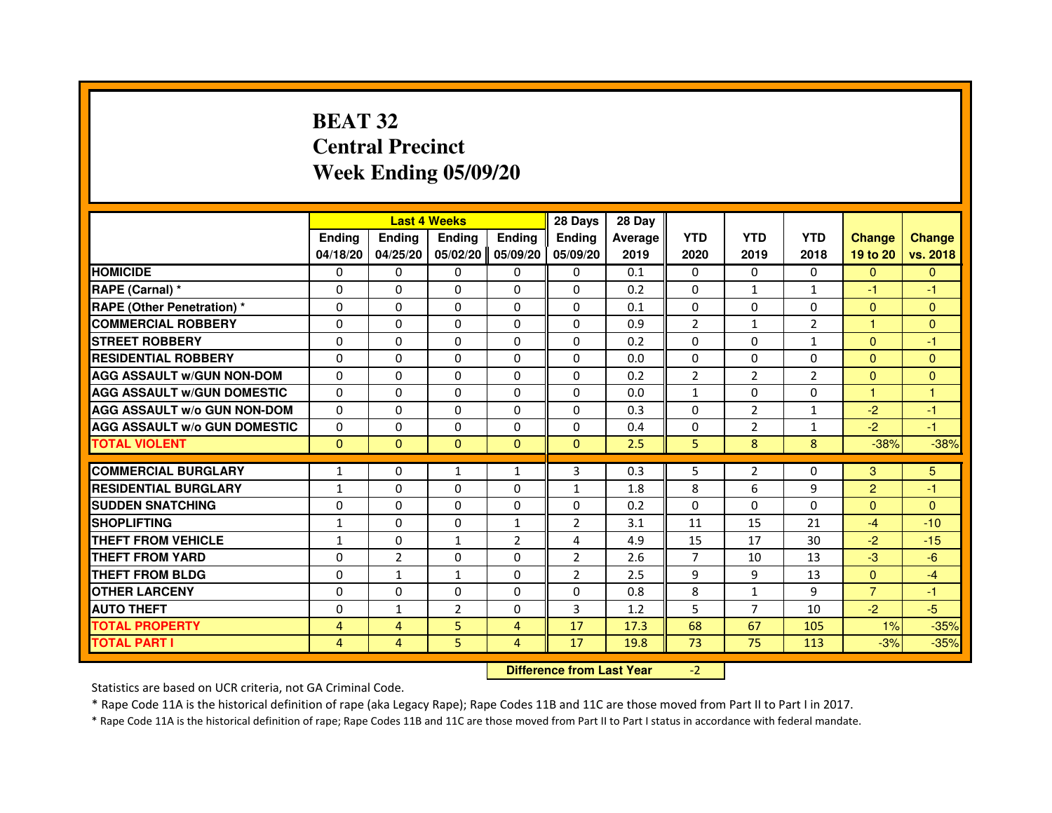# BEAT 32
# Central Precinct
# Week Ending 05/09/20

| | Last 4 Weeks | | | | 28 Days | 28 Day | | | | | |
|---|---|---|---|---|---|---|---|---|---|---|---|
| | Ending 04/18/20 | Ending 04/25/20 | Ending 05/02/20 | Ending 05/09/20 | Ending 05/09/20 | Average 2019 | YTD 2020 | YTD 2019 | YTD 2018 | Change 19 to 20 | Change vs. 2018 |
| HOMICIDE | 0 | 0 | 0 | 0 | 0 | 0.1 | 0 | 0 | 0 | 0 | 0 |
| RAPE (Carnal) * | 0 | 0 | 0 | 0 | 0 | 0.2 | 0 | 1 | 1 | -1 | -1 |
| RAPE (Other Penetration) * | 0 | 0 | 0 | 0 | 0 | 0.1 | 0 | 0 | 0 | 0 | 0 |
| COMMERCIAL ROBBERY | 0 | 0 | 0 | 0 | 0 | 0.9 | 2 | 1 | 2 | 1 | 0 |
| STREET ROBBERY | 0 | 0 | 0 | 0 | 0 | 0.2 | 0 | 0 | 1 | 0 | -1 |
| RESIDENTIAL ROBBERY | 0 | 0 | 0 | 0 | 0 | 0.0 | 0 | 0 | 0 | 0 | 0 |
| AGG ASSAULT w/GUN NON-DOM | 0 | 0 | 0 | 0 | 0 | 0.2 | 2 | 2 | 2 | 0 | 0 |
| AGG ASSAULT w/GUN DOMESTIC | 0 | 0 | 0 | 0 | 0 | 0.0 | 1 | 0 | 0 | 1 | 1 |
| AGG ASSAULT w/o GUN NON-DOM | 0 | 0 | 0 | 0 | 0 | 0.3 | 0 | 2 | 1 | -2 | -1 |
| AGG ASSAULT w/o GUN DOMESTIC | 0 | 0 | 0 | 0 | 0 | 0.4 | 0 | 2 | 1 | -2 | -1 |
| TOTAL VIOLENT | 0 | 0 | 0 | 0 | 0 | 2.5 | 5 | 8 | 8 | -38% | -38% |
| COMMERCIAL BURGLARY | 1 | 0 | 1 | 1 | 3 | 0.3 | 5 | 2 | 0 | 3 | 5 |
| RESIDENTIAL BURGLARY | 1 | 0 | 0 | 0 | 1 | 1.8 | 8 | 6 | 9 | 2 | -1 |
| SUDDEN SNATCHING | 0 | 0 | 0 | 0 | 0 | 0.2 | 0 | 0 | 0 | 0 | 0 |
| SHOPLIFTING | 1 | 0 | 0 | 1 | 2 | 3.1 | 11 | 15 | 21 | -4 | -10 |
| THEFT FROM VEHICLE | 1 | 0 | 1 | 2 | 4 | 4.9 | 15 | 17 | 30 | -2 | -15 |
| THEFT FROM YARD | 0 | 2 | 0 | 0 | 2 | 2.6 | 7 | 10 | 13 | -3 | -6 |
| THEFT FROM BLDG | 0 | 1 | 1 | 0 | 2 | 2.5 | 9 | 9 | 13 | 0 | -4 |
| OTHER LARCENY | 0 | 0 | 0 | 0 | 0 | 0.8 | 8 | 1 | 9 | 7 | -1 |
| AUTO THEFT | 0 | 1 | 2 | 0 | 3 | 1.2 | 5 | 7 | 10 | -2 | -5 |
| TOTAL PROPERTY | 4 | 4 | 5 | 4 | 17 | 17.3 | 68 | 67 | 105 | 1% | -35% |
| TOTAL PART I | 4 | 4 | 5 | 4 | 17 | 19.8 | 73 | 75 | 113 | -3% | -35% |

**Difference from Last Year** -2

Statistics are based on UCR criteria, not GA Criminal Code.

* Rape Code 11A is the historical definition of rape (aka Legacy Rape); Rape Codes 11B and 11C are those moved from Part II to Part I in 2017.

* Rape Code 11A is the historical definition of rape; Rape Codes 11B and 11C are those moved from Part II to Part I status in accordance with federal mandate.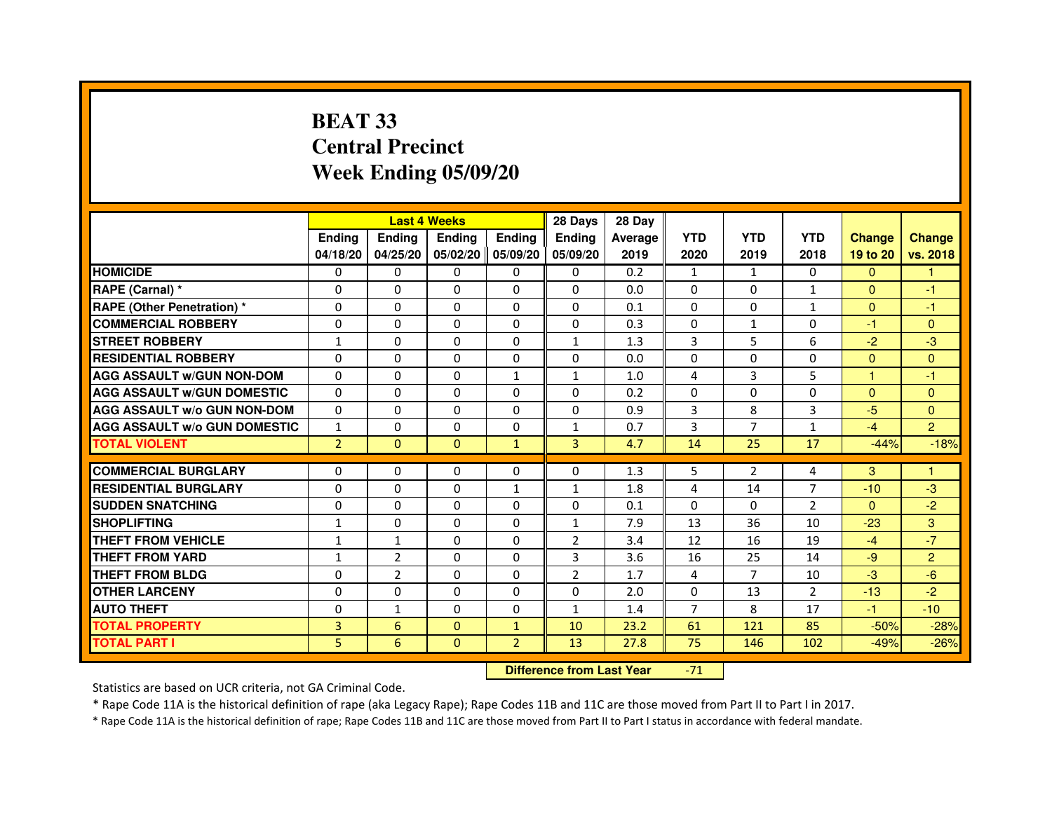# BEAT 33
# Central Precinct
# Week Ending 05/09/20

| | Last 4 Weeks | | | | 28 Days | 28 Day | | | | | |
|---|---|---|---|---|---|---|---|---|---|---|---|
| | Ending 04/18/20 | Ending 04/25/20 | Ending 05/02/20 | Ending 05/09/20 | Ending 05/09/20 | Average 2019 | YTD 2020 | YTD 2019 | YTD 2018 | Change 19 to 20 | Change vs. 2018 |
| **HOMICIDE** | 0 | 0 | 0 | 0 | 0 | 0.2 | 1 | 1 | 0 | 0 | 1 |
| **RAPE (Carnal) *** | 0 | 0 | 0 | 0 | 0 | 0.0 | 0 | 0 | 1 | 0 | -1 |
| **RAPE (Other Penetration) *** | 0 | 0 | 0 | 0 | 0 | 0.1 | 0 | 0 | 1 | 0 | -1 |
| **COMMERCIAL ROBBERY** | 0 | 0 | 0 | 0 | 0 | 0.3 | 0 | 1 | 0 | -1 | 0 |
| **STREET ROBBERY** | 1 | 0 | 0 | 0 | 1 | 1.3 | 3 | 5 | 6 | -2 | -3 |
| **RESIDENTIAL ROBBERY** | 0 | 0 | 0 | 0 | 0 | 0.0 | 0 | 0 | 0 | 0 | 0 |
| **AGG ASSAULT w/GUN NON-DOM** | 0 | 0 | 0 | 1 | 1 | 1.0 | 4 | 3 | 5 | 1 | -1 |
| **AGG ASSAULT w/GUN DOMESTIC** | 0 | 0 | 0 | 0 | 0 | 0.2 | 0 | 0 | 0 | 0 | 0 |
| **AGG ASSAULT w/o GUN NON-DOM** | 0 | 0 | 0 | 0 | 0 | 0.9 | 3 | 8 | 3 | -5 | 0 |
| **AGG ASSAULT w/o GUN DOMESTIC** | 1 | 0 | 0 | 0 | 1 | 0.7 | 3 | 7 | 1 | -4 | 2 |
| **TOTAL VIOLENT** | 2 | 0 | 0 | 1 | 3 | 4.7 | 14 | 25 | 17 | -44% | -18% |
| **COMMERCIAL BURGLARY** | 0 | 0 | 0 | 0 | 0 | 1.3 | 5 | 2 | 4 | 3 | 1 |
| **RESIDENTIAL BURGLARY** | 0 | 0 | 0 | 1 | 1 | 1.8 | 4 | 14 | 7 | -10 | -3 |
| **SUDDEN SNATCHING** | 0 | 0 | 0 | 0 | 0 | 0.1 | 0 | 0 | 2 | 0 | -2 |
| **SHOPLIFTING** | 1 | 0 | 0 | 0 | 1 | 7.9 | 13 | 36 | 10 | -23 | 3 |
| **THEFT FROM VEHICLE** | 1 | 1 | 0 | 0 | 2 | 3.4 | 12 | 16 | 19 | -4 | -7 |
| **THEFT FROM YARD** | 1 | 2 | 0 | 0 | 3 | 3.6 | 16 | 25 | 14 | -9 | 2 |
| **THEFT FROM BLDG** | 0 | 2 | 0 | 0 | 2 | 1.7 | 4 | 7 | 10 | -3 | -6 |
| **OTHER LARCENY** | 0 | 0 | 0 | 0 | 0 | 2.0 | 0 | 13 | 2 | -13 | -2 |
| **AUTO THEFT** | 0 | 1 | 0 | 0 | 1 | 1.4 | 7 | 8 | 17 | -1 | -10 |
| **TOTAL PROPERTY** | 3 | 6 | 0 | 1 | 10 | 23.2 | 61 | 121 | 85 | -50% | -28% |
| **TOTAL PART I** | 5 | 6 | 0 | 2 | 13 | 27.8 | 75 | 146 | 102 | -49% | -26% |

**Difference from Last Year** -71

Statistics are based on UCR criteria, not GA Criminal Code.

* Rape Code 11A is the historical definition of rape (aka Legacy Rape); Rape Codes 11B and 11C are those moved from Part II to Part I in 2017.

* Rape Code 11A is the historical definition of rape; Rape Codes 11B and 11C are those moved from Part II to Part I status in accordance with federal mandate.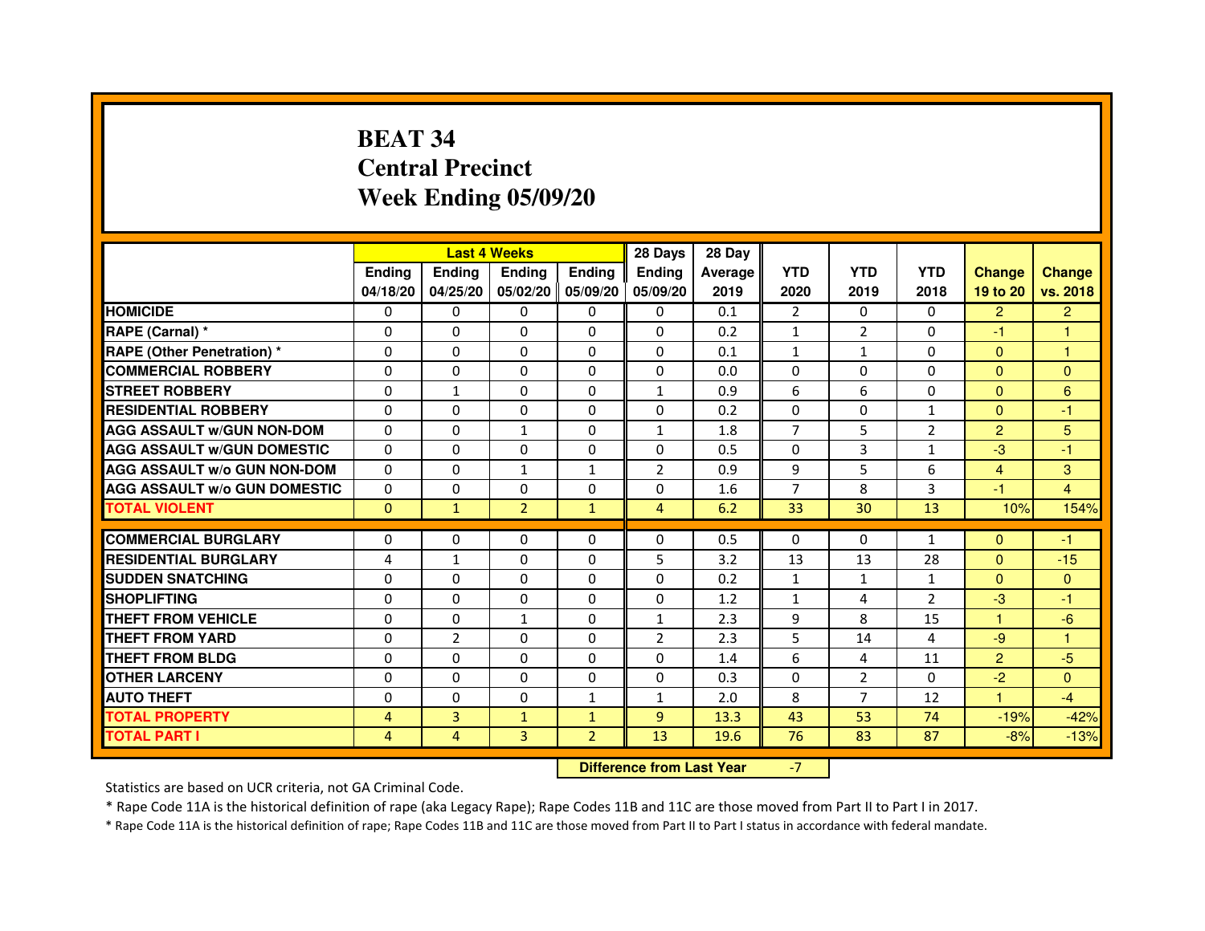# BEAT 34
## Central Precinct
## Week Ending 05/09/20

| | Last 4 Weeks | | | | 28 Days | 28 Day | | | | | |
|---|---|---|---|---|---|---|---|---|---|---|---|
| | Ending 04/18/20 | Ending 04/25/20 | Ending 05/02/20 | Ending 05/09/20 | Ending 05/09/20 | Average 2019 | YTD 2020 | YTD 2019 | YTD 2018 | Change 19 to 20 | Change vs. 2018 |
| **HOMICIDE** | 0 | 0 | 0 | 0 | 0 | 0.1 | 2 | 0 | 0 | 2 | 2 |
| **RAPE (Carnal) *** | 0 | 0 | 0 | 0 | 0 | 0.2 | 1 | 2 | 0 | -1 | 1 |
| **RAPE (Other Penetration) *** | 0 | 0 | 0 | 0 | 0 | 0.1 | 1 | 1 | 0 | 0 | 1 |
| **COMMERCIAL ROBBERY** | 0 | 0 | 0 | 0 | 0 | 0.0 | 0 | 0 | 0 | 0 | 0 |
| **STREET ROBBERY** | 0 | 1 | 0 | 0 | 1 | 0.9 | 6 | 6 | 0 | 0 | 6 |
| **RESIDENTIAL ROBBERY** | 0 | 0 | 0 | 0 | 0 | 0.2 | 0 | 0 | 1 | 0 | -1 |
| **AGG ASSAULT w/GUN NON-DOM** | 0 | 0 | 1 | 0 | 1 | 1.8 | 7 | 5 | 2 | 2 | 5 |
| **AGG ASSAULT w/GUN DOMESTIC** | 0 | 0 | 0 | 0 | 0 | 0.5 | 0 | 3 | 1 | -3 | -1 |
| **AGG ASSAULT w/o GUN NON-DOM** | 0 | 0 | 1 | 1 | 2 | 0.9 | 9 | 5 | 6 | 4 | 3 |
| **AGG ASSAULT w/o GUN DOMESTIC** | 0 | 0 | 0 | 0 | 0 | 1.6 | 7 | 8 | 3 | -1 | 4 |
| **TOTAL VIOLENT** | 0 | 1 | 2 | 1 | 4 | 6.2 | 33 | 30 | 13 | 10% | 154% |
| **COMMERCIAL BURGLARY** | 0 | 0 | 0 | 0 | 0 | 0.5 | 0 | 0 | 1 | 0 | -1 |
| **RESIDENTIAL BURGLARY** | 4 | 1 | 0 | 0 | 5 | 3.2 | 13 | 13 | 28 | 0 | -15 |
| **SUDDEN SNATCHING** | 0 | 0 | 0 | 0 | 0 | 0.2 | 1 | 1 | 1 | 0 | 0 |
| **SHOPLIFTING** | 0 | 0 | 0 | 0 | 0 | 1.2 | 1 | 4 | 2 | -3 | -1 |
| **THEFT FROM VEHICLE** | 0 | 0 | 1 | 0 | 1 | 2.3 | 9 | 8 | 15 | 1 | -6 |
| **THEFT FROM YARD** | 0 | 2 | 0 | 0 | 2 | 2.3 | 5 | 14 | 4 | -9 | 1 |
| **THEFT FROM BLDG** | 0 | 0 | 0 | 0 | 0 | 1.4 | 6 | 4 | 11 | 2 | -5 |
| **OTHER LARCENY** | 0 | 0 | 0 | 0 | 0 | 0.3 | 0 | 2 | 0 | -2 | 0 |
| **AUTO THEFT** | 0 | 0 | 0 | 1 | 1 | 2.0 | 8 | 7 | 12 | 1 | -4 |
| **TOTAL PROPERTY** | 4 | 3 | 1 | 1 | 9 | 13.3 | 43 | 53 | 74 | -19% | -42% |
| **TOTAL PART I** | 4 | 4 | 3 | 2 | 13 | 19.6 | 76 | 83 | 87 | -8% | -13% |

**Difference from Last Year** -7

Statistics are based on UCR criteria, not GA Criminal Code.

* Rape Code 11A is the historical definition of rape (aka Legacy Rape); Rape Codes 11B and 11C are those moved from Part II to Part I in 2017.

* Rape Code 11A is the historical definition of rape; Rape Codes 11B and 11C are those moved from Part II to Part I status in accordance with federal mandate.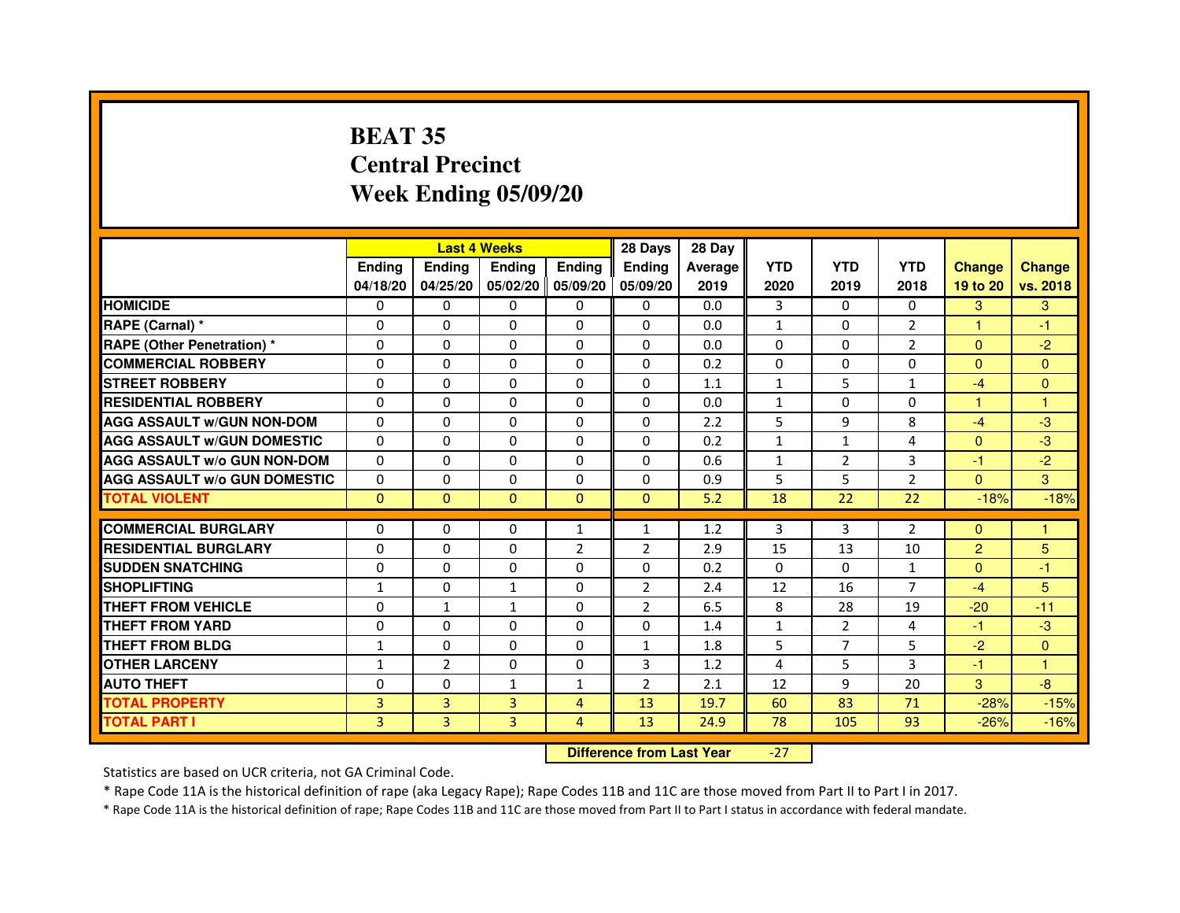# BEAT 35
# Central Precinct
# Week Ending 05/09/20

| | Last 4 Weeks | | | | 28 Days | 28 Day | | | | | |
|---|---|---|---|---|---|---|---|---|---|---|---|
| | Ending 04/18/20 | Ending 04/25/20 | Ending 05/02/20 | Ending 05/09/20 | Ending 05/09/20 | Average 2019 | YTD 2020 | YTD 2019 | YTD 2018 | Change 19 to 20 | Change vs. 2018 |
| **HOMICIDE** | 0 | 0 | 0 | 0 | 0 | 0.0 | 3 | 0 | 0 | 3 | 3 |
| **RAPE (Carnal) *** | 0 | 0 | 0 | 0 | 0 | 0.0 | 1 | 0 | 2 | 1 | -1 |
| **RAPE (Other Penetration) *** | 0 | 0 | 0 | 0 | 0 | 0.0 | 0 | 0 | 2 | 0 | -2 |
| **COMMERCIAL ROBBERY** | 0 | 0 | 0 | 0 | 0 | 0.2 | 0 | 0 | 0 | 0 | 0 |
| **STREET ROBBERY** | 0 | 0 | 0 | 0 | 0 | 1.1 | 1 | 5 | 1 | -4 | 0 |
| **RESIDENTIAL ROBBERY** | 0 | 0 | 0 | 0 | 0 | 0.0 | 1 | 0 | 0 | 1 | 1 |
| **AGG ASSAULT w/GUN NON-DOM** | 0 | 0 | 0 | 0 | 0 | 2.2 | 5 | 9 | 8 | -4 | -3 |
| **AGG ASSAULT w/GUN DOMESTIC** | 0 | 0 | 0 | 0 | 0 | 0.2 | 1 | 1 | 4 | 0 | -3 |
| **AGG ASSAULT w/o GUN NON-DOM** | 0 | 0 | 0 | 0 | 0 | 0.6 | 1 | 2 | 3 | -1 | -2 |
| **AGG ASSAULT w/o GUN DOMESTIC** | 0 | 0 | 0 | 0 | 0 | 0.9 | 5 | 5 | 2 | 0 | 3 |
| **TOTAL VIOLENT** | 0 | 0 | 0 | 0 | 0 | 5.2 | 18 | 22 | 22 | -18% | -18% |
| **COMMERCIAL BURGLARY** | 0 | 0 | 0 | 1 | 1 | 1.2 | 3 | 3 | 2 | 0 | 1 |
| **RESIDENTIAL BURGLARY** | 0 | 0 | 0 | 2 | 2 | 2.9 | 15 | 13 | 10 | 2 | 5 |
| **SUDDEN SNATCHING** | 0 | 0 | 0 | 0 | 0 | 0.2 | 0 | 0 | 1 | 0 | -1 |
| **SHOPLIFTING** | 1 | 0 | 1 | 0 | 2 | 2.4 | 12 | 16 | 7 | -4 | 5 |
| **THEFT FROM VEHICLE** | 0 | 1 | 1 | 0 | 2 | 6.5 | 8 | 28 | 19 | -20 | -11 |
| **THEFT FROM YARD** | 0 | 0 | 0 | 0 | 0 | 1.4 | 1 | 2 | 4 | -1 | -3 |
| **THEFT FROM BLDG** | 1 | 0 | 0 | 0 | 1 | 1.8 | 5 | 7 | 5 | -2 | 0 |
| **OTHER LARCENY** | 1 | 2 | 0 | 0 | 3 | 1.2 | 4 | 5 | 3 | -1 | 1 |
| **AUTO THEFT** | 0 | 0 | 1 | 1 | 2 | 2.1 | 12 | 9 | 20 | 3 | -8 |
| **TOTAL PROPERTY** | 3 | 3 | 3 | 4 | 13 | 19.7 | 60 | 83 | 71 | -28% | -15% |
| **TOTAL PART I** | 3 | 3 | 3 | 4 | 13 | 24.9 | 78 | 105 | 93 | -26% | -16% |

**Difference from Last Year** -27

Statistics are based on UCR criteria, not GA Criminal Code.

* Rape Code 11A is the historical definition of rape (aka Legacy Rape); Rape Codes 11B and 11C are those moved from Part II to Part I in 2017.

* Rape Code 11A is the historical definition of rape; Rape Codes 11B and 11C are those moved from Part II to Part I status in accordance with federal mandate.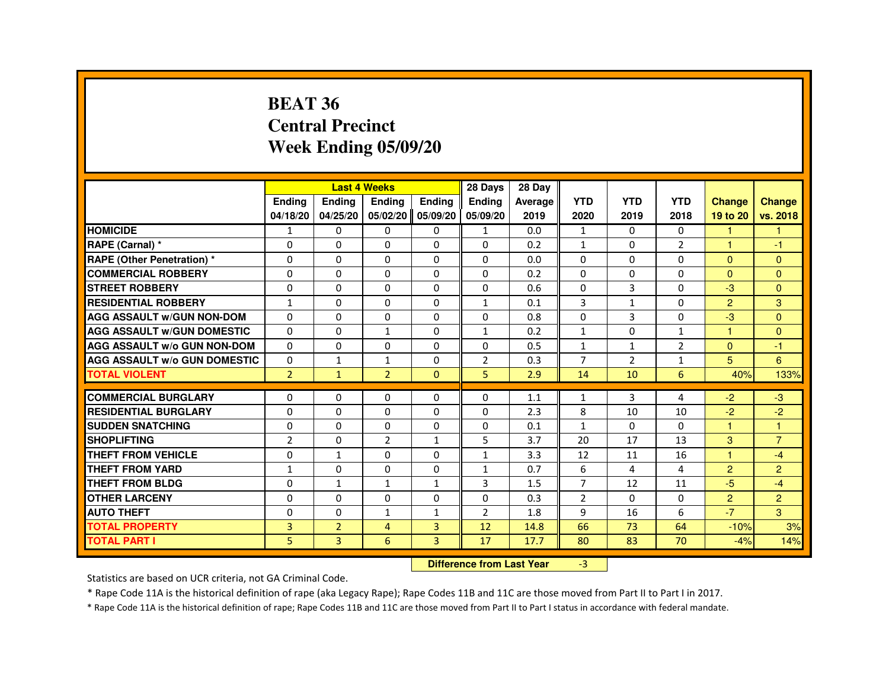# BEAT 36
## Central Precinct
## Week Ending 05/09/20

| | Last 4 Weeks | | | | 28 Days | 28 Day | | | | | |
|---|---|---|---|---|---|---|---|---|---|---|---|
| | Ending 04/18/20 | Ending 04/25/20 | Ending 05/02/20 | Ending 05/09/20 | Ending 05/09/20 | Average 2019 | YTD 2020 | YTD 2019 | YTD 2018 | Change 19 to 20 | Change vs. 2018 |
| **HOMICIDE** | 1 | 0 | 0 | 0 | 1 | 0.0 | 1 | 0 | 0 | 1 | 1 |
| **RAPE (Carnal) *** | 0 | 0 | 0 | 0 | 0 | 0.2 | 1 | 0 | 2 | 1 | -1 |
| **RAPE (Other Penetration) *** | 0 | 0 | 0 | 0 | 0 | 0.0 | 0 | 0 | 0 | 0 | 0 |
| **COMMERCIAL ROBBERY** | 0 | 0 | 0 | 0 | 0 | 0.2 | 0 | 0 | 0 | 0 | 0 |
| **STREET ROBBERY** | 0 | 0 | 0 | 0 | 0 | 0.6 | 0 | 3 | 0 | -3 | 0 |
| **RESIDENTIAL ROBBERY** | 1 | 0 | 0 | 0 | 1 | 0.1 | 3 | 1 | 0 | 2 | 3 |
| **AGG ASSAULT w/GUN NON-DOM** | 0 | 0 | 0 | 0 | 0 | 0.8 | 0 | 3 | 0 | -3 | 0 |
| **AGG ASSAULT w/GUN DOMESTIC** | 0 | 0 | 1 | 0 | 1 | 0.2 | 1 | 0 | 1 | 1 | 0 |
| **AGG ASSAULT w/o GUN NON-DOM** | 0 | 0 | 0 | 0 | 0 | 0.5 | 1 | 1 | 2 | 0 | -1 |
| **AGG ASSAULT w/o GUN DOMESTIC** | 0 | 1 | 1 | 0 | 2 | 0.3 | 7 | 2 | 1 | 5 | 6 |
| **TOTAL VIOLENT** | 2 | 1 | 2 | 0 | 5 | 2.9 | 14 | 10 | 6 | 40% | 133% |
| **COMMERCIAL BURGLARY** | 0 | 0 | 0 | 0 | 0 | 1.1 | 1 | 3 | 4 | -2 | -3 |
| **RESIDENTIAL BURGLARY** | 0 | 0 | 0 | 0 | 0 | 2.3 | 8 | 10 | 10 | -2 | -2 |
| **SUDDEN SNATCHING** | 0 | 0 | 0 | 0 | 0 | 0.1 | 1 | 0 | 0 | 1 | 1 |
| **SHOPLIFTING** | 2 | 0 | 2 | 1 | 5 | 3.7 | 20 | 17 | 13 | 3 | 7 |
| **THEFT FROM VEHICLE** | 0 | 1 | 0 | 0 | 1 | 3.3 | 12 | 11 | 16 | 1 | -4 |
| **THEFT FROM YARD** | 1 | 0 | 0 | 0 | 1 | 0.7 | 6 | 4 | 4 | 2 | 2 |
| **THEFT FROM BLDG** | 0 | 1 | 1 | 1 | 3 | 1.5 | 7 | 12 | 11 | -5 | -4 |
| **OTHER LARCENY** | 0 | 0 | 0 | 0 | 0 | 0.3 | 2 | 0 | 0 | 2 | 2 |
| **AUTO THEFT** | 0 | 0 | 1 | 1 | 2 | 1.8 | 9 | 16 | 6 | -7 | 3 |
| **TOTAL PROPERTY** | 3 | 2 | 4 | 3 | 12 | 14.8 | 66 | 73 | 64 | -10% | 3% |
| **TOTAL PART I** | 5 | 3 | 6 | 3 | 17 | 17.7 | 80 | 83 | 70 | -4% | 14% |

**Difference from Last Year** -3

Statistics are based on UCR criteria, not GA Criminal Code.

* Rape Code 11A is the historical definition of rape (aka Legacy Rape); Rape Codes 11B and 11C are those moved from Part II to Part I in 2017.

* Rape Code 11A is the historical definition of rape; Rape Codes 11B and 11C are those moved from Part II to Part I status in accordance with federal mandate.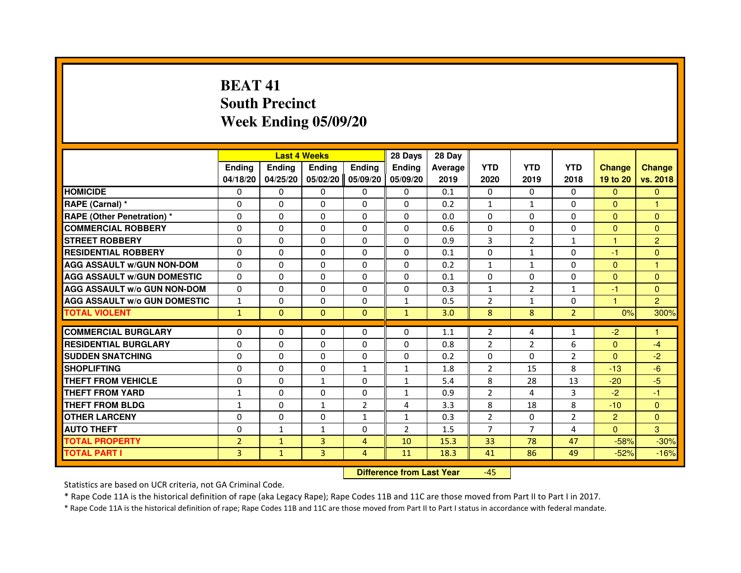# BEAT 41
# South Precinct
# Week Ending 05/09/20

| | Last 4 Weeks | | | | 28 Days | 28 Day | | | | | |
|---|---|---|---|---|---|---|---|---|---|---|---|
| | Ending 04/18/20 | Ending 04/25/20 | Ending 05/02/20 | Ending 05/09/20 | Ending 05/09/20 | Average 2019 | YTD 2020 | YTD 2019 | YTD 2018 | Change 19 to 20 | Change vs. 2018 |
| **HOMICIDE** | 0 | 0 | 0 | 0 | 0 | 0.1 | 0 | 0 | 0 | 0 | 0 |
| **RAPE (Carnal) *** | 0 | 0 | 0 | 0 | 0 | 0.2 | 1 | 1 | 0 | 0 | 1 |
| **RAPE (Other Penetration) *** | 0 | 0 | 0 | 0 | 0 | 0.0 | 0 | 0 | 0 | 0 | 0 |
| **COMMERCIAL ROBBERY** | 0 | 0 | 0 | 0 | 0 | 0.6 | 0 | 0 | 0 | 0 | 0 |
| **STREET ROBBERY** | 0 | 0 | 0 | 0 | 0 | 0.9 | 3 | 2 | 1 | 1 | 2 |
| **RESIDENTIAL ROBBERY** | 0 | 0 | 0 | 0 | 0 | 0.1 | 0 | 1 | 0 | -1 | 0 |
| **AGG ASSAULT w/GUN NON-DOM** | 0 | 0 | 0 | 0 | 0 | 0.2 | 1 | 1 | 0 | 0 | 1 |
| **AGG ASSAULT w/GUN DOMESTIC** | 0 | 0 | 0 | 0 | 0 | 0.1 | 0 | 0 | 0 | 0 | 0 |
| **AGG ASSAULT w/o GUN NON-DOM** | 0 | 0 | 0 | 0 | 0 | 0.3 | 1 | 2 | 1 | -1 | 0 |
| **AGG ASSAULT w/o GUN DOMESTIC** | 1 | 0 | 0 | 0 | 1 | 0.5 | 2 | 1 | 0 | 1 | 2 |
| **TOTAL VIOLENT** | 1 | 0 | 0 | 0 | 1 | 3.0 | 8 | 8 | 2 | 0% | 300% |
| **COMMERCIAL BURGLARY** | 0 | 0 | 0 | 0 | 0 | 1.1 | 2 | 4 | 1 | -2 | 1 |
| **RESIDENTIAL BURGLARY** | 0 | 0 | 0 | 0 | 0 | 0.8 | 2 | 2 | 6 | 0 | -4 |
| **SUDDEN SNATCHING** | 0 | 0 | 0 | 0 | 0 | 0.2 | 0 | 0 | 2 | 0 | -2 |
| **SHOPLIFTING** | 0 | 0 | 0 | 1 | 1 | 1.8 | 2 | 15 | 8 | -13 | -6 |
| **THEFT FROM VEHICLE** | 0 | 0 | 1 | 0 | 1 | 5.4 | 8 | 28 | 13 | -20 | -5 |
| **THEFT FROM YARD** | 1 | 0 | 0 | 0 | 1 | 0.9 | 2 | 4 | 3 | -2 | -1 |
| **THEFT FROM BLDG** | 1 | 0 | 1 | 2 | 4 | 3.3 | 8 | 18 | 8 | -10 | 0 |
| **OTHER LARCENY** | 0 | 0 | 0 | 1 | 1 | 0.3 | 2 | 0 | 2 | 2 | 0 |
| **AUTO THEFT** | 0 | 1 | 1 | 0 | 2 | 1.5 | 7 | 7 | 4 | 0 | 3 |
| **TOTAL PROPERTY** | 2 | 1 | 3 | 4 | 10 | 15.3 | 33 | 78 | 47 | -58% | -30% |
| **TOTAL PART I** | 3 | 1 | 3 | 4 | 11 | 18.3 | 41 | 86 | 49 | -52% | -16% |

**Difference from Last Year** -45

Statistics are based on UCR criteria, not GA Criminal Code.

* Rape Code 11A is the historical definition of rape (aka Legacy Rape); Rape Codes 11B and 11C are those moved from Part II to Part I in 2017.

* Rape Code 11A is the historical definition of rape; Rape Codes 11B and 11C are those moved from Part II to Part I status in accordance with federal mandate.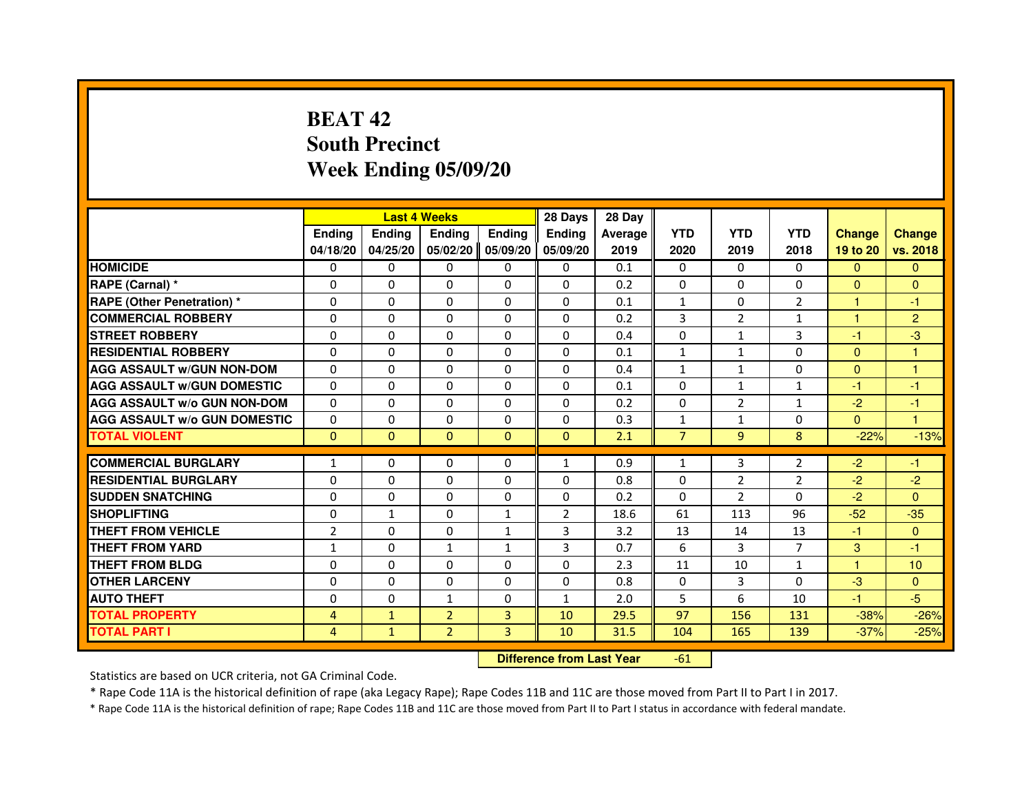# BEAT 42
## South Precinct
## Week Ending 05/09/20

| | Last 4 Weeks | | | | 28 Days | 28 Day | | | | | |
|---|---|---|---|---|---|---|---|---|---|---|---|
| | Ending 04/18/20 | Ending 04/25/20 | Ending 05/02/20 | Ending 05/09/20 | Ending 05/09/20 | Average 2019 | YTD 2020 | YTD 2019 | YTD 2018 | Change 19 to 20 | Change vs. 2018 |
| HOMICIDE | 0 | 0 | 0 | 0 | 0 | 0.1 | 0 | 0 | 0 | 0 | 0 |
| RAPE (Carnal) * | 0 | 0 | 0 | 0 | 0 | 0.2 | 0 | 0 | 0 | 0 | 0 |
| RAPE (Other Penetration) * | 0 | 0 | 0 | 0 | 0 | 0.1 | 1 | 0 | 2 | 1 | -1 |
| COMMERCIAL ROBBERY | 0 | 0 | 0 | 0 | 0 | 0.2 | 3 | 2 | 1 | 1 | 2 |
| STREET ROBBERY | 0 | 0 | 0 | 0 | 0 | 0.4 | 0 | 1 | 3 | -1 | -3 |
| RESIDENTIAL ROBBERY | 0 | 0 | 0 | 0 | 0 | 0.1 | 1 | 1 | 0 | 0 | 1 |
| AGG ASSAULT w/GUN NON-DOM | 0 | 0 | 0 | 0 | 0 | 0.4 | 1 | 1 | 0 | 0 | 1 |
| AGG ASSAULT w/GUN DOMESTIC | 0 | 0 | 0 | 0 | 0 | 0.1 | 0 | 1 | 1 | -1 | -1 |
| AGG ASSAULT w/o GUN NON-DOM | 0 | 0 | 0 | 0 | 0 | 0.2 | 0 | 2 | 1 | -2 | -1 |
| AGG ASSAULT w/o GUN DOMESTIC | 0 | 0 | 0 | 0 | 0 | 0.3 | 1 | 1 | 0 | 0 | 1 |
| TOTAL VIOLENT | 0 | 0 | 0 | 0 | 0 | 2.1 | 7 | 9 | 8 | -22% | -13% |
| COMMERCIAL BURGLARY | 1 | 0 | 0 | 0 | 1 | 0.9 | 1 | 3 | 2 | -2 | -1 |
| RESIDENTIAL BURGLARY | 0 | 0 | 0 | 0 | 0 | 0.8 | 0 | 2 | 2 | -2 | -2 |
| SUDDEN SNATCHING | 0 | 0 | 0 | 0 | 0 | 0.2 | 0 | 2 | 0 | -2 | 0 |
| SHOPLIFTING | 0 | 1 | 0 | 1 | 2 | 18.6 | 61 | 113 | 96 | -52 | -35 |
| THEFT FROM VEHICLE | 2 | 0 | 0 | 1 | 3 | 3.2 | 13 | 14 | 13 | -1 | 0 |
| THEFT FROM YARD | 1 | 0 | 1 | 1 | 3 | 0.7 | 6 | 3 | 7 | 3 | -1 |
| THEFT FROM BLDG | 0 | 0 | 0 | 0 | 0 | 2.3 | 11 | 10 | 1 | 1 | 10 |
| OTHER LARCENY | 0 | 0 | 0 | 0 | 0 | 0.8 | 0 | 3 | 0 | -3 | 0 |
| AUTO THEFT | 0 | 0 | 1 | 0 | 1 | 2.0 | 5 | 6 | 10 | -1 | -5 |
| TOTAL PROPERTY | 4 | 1 | 2 | 3 | 10 | 29.5 | 97 | 156 | 131 | -38% | -26% |
| TOTAL PART I | 4 | 1 | 2 | 3 | 10 | 31.5 | 104 | 165 | 139 | -37% | -25% |

| Difference from Last Year | -61 |
|---|---|

Statistics are based on UCR criteria, not GA Criminal Code.

* Rape Code 11A is the historical definition of rape (aka Legacy Rape); Rape Codes 11B and 11C are those moved from Part II to Part I in 2017.

* Rape Code 11A is the historical definition of rape; Rape Codes 11B and 11C are those moved from Part II to Part I status in accordance with federal mandate.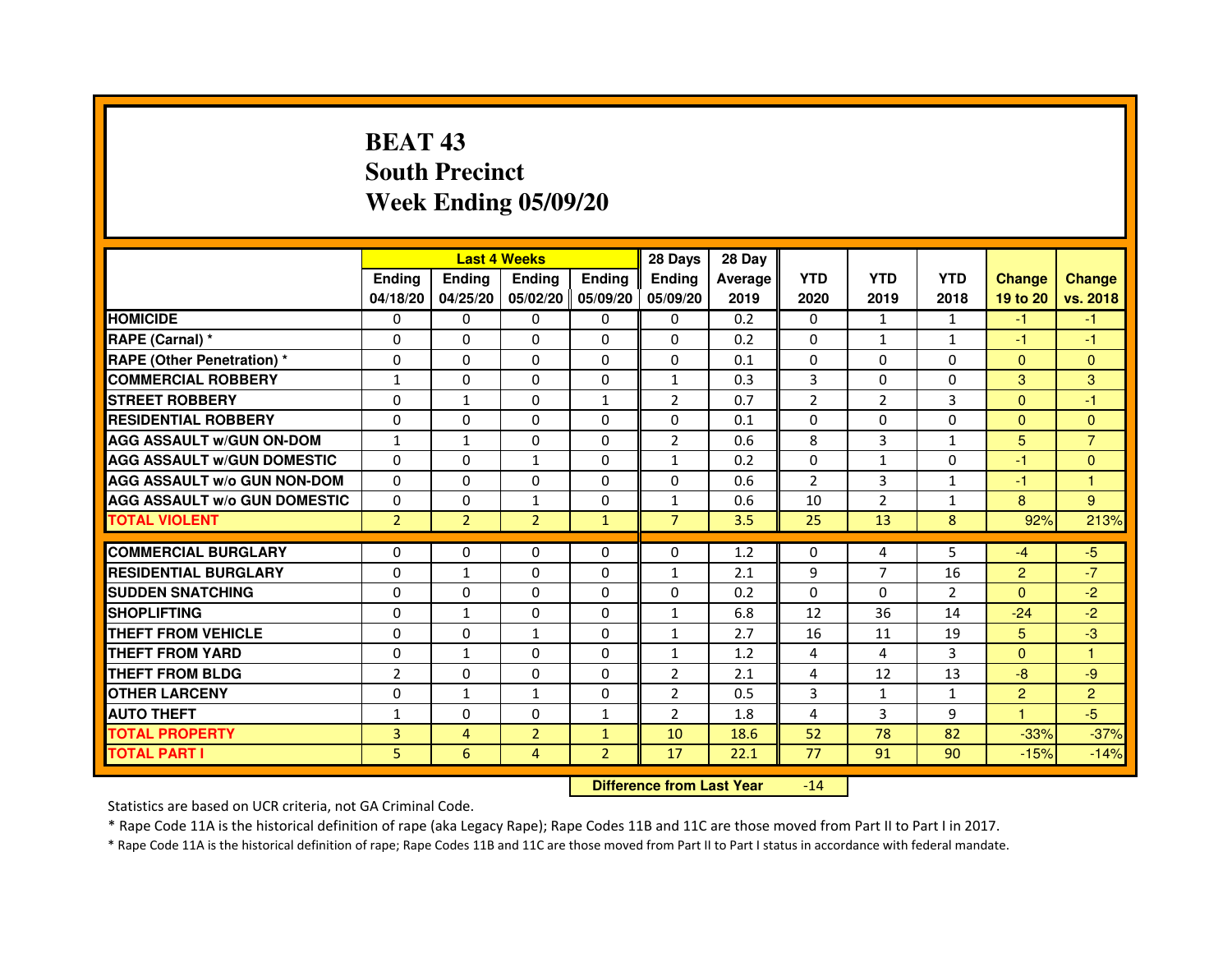# BEAT 43
## South Precinct
## Week Ending 05/09/20

| | Last 4 Weeks | | | | 28 Days | 28 Day | | | | | |
|---|---|---|---|---|---|---|---|---|---|---|---|
| | Ending 04/18/20 | Ending 04/25/20 | Ending 05/02/20 | Ending 05/09/20 | Ending 05/09/20 | Average 2019 | YTD 2020 | YTD 2019 | YTD 2018 | Change 19 to 20 | Change vs. 2018 |
| HOMICIDE | 0 | 0 | 0 | 0 | 0 | 0.2 | 0 | 1 | 1 | -1 | -1 |
| RAPE (Carnal) * | 0 | 0 | 0 | 0 | 0 | 0.2 | 0 | 1 | 1 | -1 | -1 |
| RAPE (Other Penetration) * | 0 | 0 | 0 | 0 | 0 | 0.1 | 0 | 0 | 0 | 0 | 0 |
| COMMERCIAL ROBBERY | 1 | 0 | 0 | 0 | 1 | 0.3 | 3 | 0 | 0 | 3 | 3 |
| STREET ROBBERY | 0 | 1 | 0 | 1 | 2 | 0.7 | 2 | 2 | 3 | 0 | -1 |
| RESIDENTIAL ROBBERY | 0 | 0 | 0 | 0 | 0 | 0.1 | 0 | 0 | 0 | 0 | 0 |
| AGG ASSAULT w/GUN ON-DOM | 1 | 1 | 0 | 0 | 2 | 0.6 | 8 | 3 | 1 | 5 | 7 |
| AGG ASSAULT w/GUN DOMESTIC | 0 | 0 | 1 | 0 | 1 | 0.2 | 0 | 1 | 0 | -1 | 0 |
| AGG ASSAULT w/o GUN NON-DOM | 0 | 0 | 0 | 0 | 0 | 0.6 | 2 | 3 | 1 | -1 | 1 |
| AGG ASSAULT w/o GUN DOMESTIC | 0 | 0 | 1 | 0 | 1 | 0.6 | 10 | 2 | 1 | 8 | 9 |
| TOTAL VIOLENT | 2 | 2 | 2 | 1 | 7 | 3.5 | 25 | 13 | 8 | 92% | 213% |
| COMMERCIAL BURGLARY | 0 | 0 | 0 | 0 | 0 | 1.2 | 0 | 4 | 5 | -4 | -5 |
| RESIDENTIAL BURGLARY | 0 | 1 | 0 | 0 | 1 | 2.1 | 9 | 7 | 16 | 2 | -7 |
| SUDDEN SNATCHING | 0 | 0 | 0 | 0 | 0 | 0.2 | 0 | 0 | 2 | 0 | -2 |
| SHOPLIFTING | 0 | 1 | 0 | 0 | 1 | 6.8 | 12 | 36 | 14 | -24 | -2 |
| THEFT FROM VEHICLE | 0 | 0 | 1 | 0 | 1 | 2.7 | 16 | 11 | 19 | 5 | -3 |
| THEFT FROM YARD | 0 | 1 | 0 | 0 | 1 | 1.2 | 4 | 4 | 3 | 0 | 1 |
| THEFT FROM BLDG | 2 | 0 | 0 | 0 | 2 | 2.1 | 4 | 12 | 13 | -8 | -9 |
| OTHER LARCENY | 0 | 1 | 1 | 0 | 2 | 0.5 | 3 | 1 | 1 | 2 | 2 |
| AUTO THEFT | 1 | 0 | 0 | 1 | 2 | 1.8 | 4 | 3 | 9 | 1 | -5 |
| TOTAL PROPERTY | 3 | 4 | 2 | 1 | 10 | 18.6 | 52 | 78 | 82 | -33% | -37% |
| TOTAL PART I | 5 | 6 | 4 | 2 | 17 | 22.1 | 77 | 91 | 90 | -15% | -14% |

**Difference from Last Year** -14

Statistics are based on UCR criteria, not GA Criminal Code.

* Rape Code 11A is the historical definition of rape (aka Legacy Rape); Rape Codes 11B and 11C are those moved from Part II to Part I in 2017.

* Rape Code 11A is the historical definition of rape; Rape Codes 11B and 11C are those moved from Part II to Part I status in accordance with federal mandate.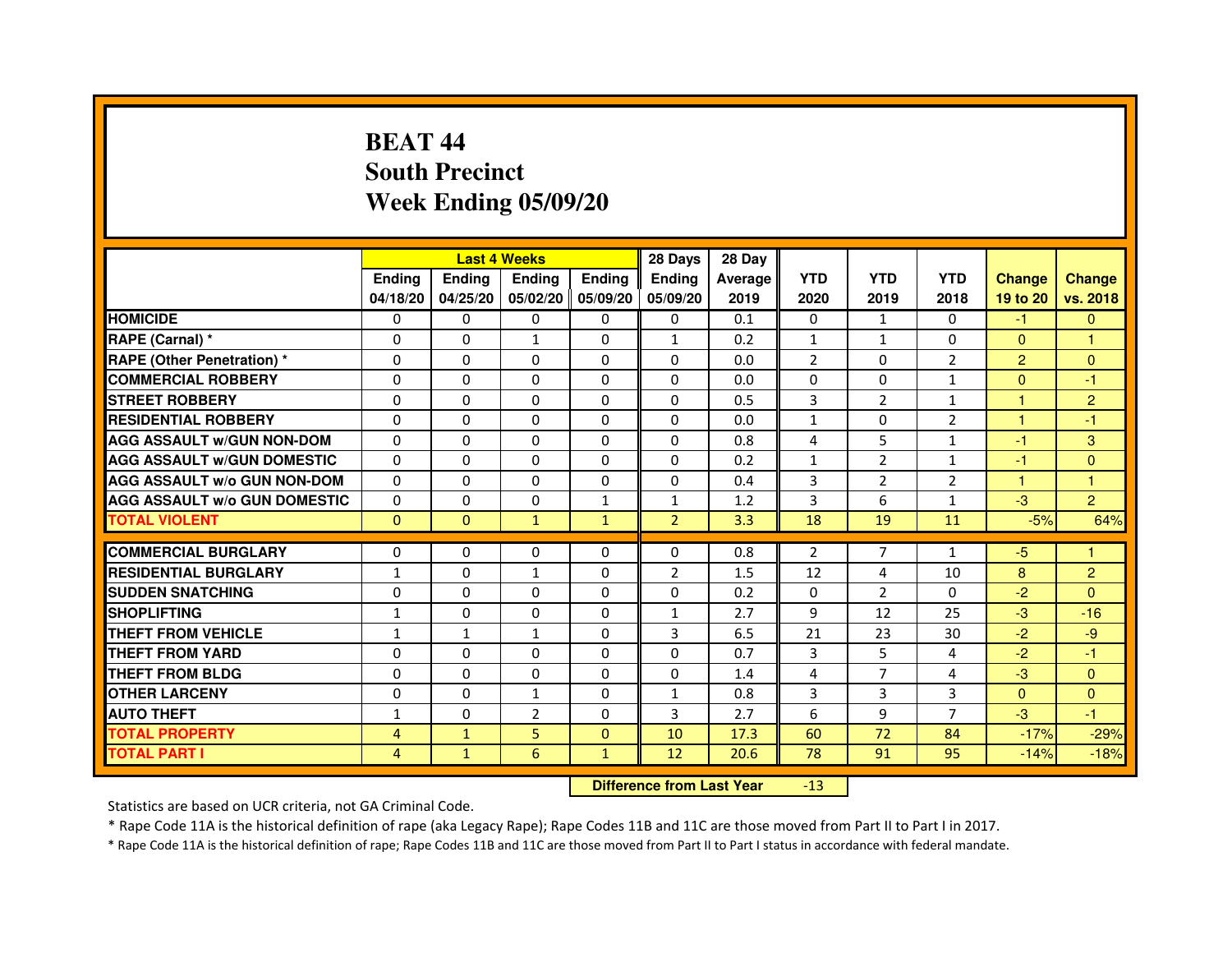# BEAT 44
## South Precinct
## Week Ending 05/09/20

| | Last 4 Weeks | | | | 28 Days | 28 Day | | | | | |
|---|---|---|---|---|---|---|---|---|---|---|---|
| | Ending 04/18/20 | Ending 04/25/20 | Ending 05/02/20 | Ending 05/09/20 | Ending 05/09/20 | Average 2019 | YTD 2020 | YTD 2019 | YTD 2018 | Change 19 to 20 | Change vs. 2018 |
| **HOMICIDE** | 0 | 0 | 0 | 0 | 0 | 0.1 | 0 | 1 | 0 | -1 | 0 |
| **RAPE (Carnal) *** | 0 | 0 | 1 | 0 | 1 | 0.2 | 1 | 1 | 0 | 0 | 1 |
| **RAPE (Other Penetration) *** | 0 | 0 | 0 | 0 | 0 | 0.0 | 2 | 0 | 2 | 2 | 0 |
| **COMMERCIAL ROBBERY** | 0 | 0 | 0 | 0 | 0 | 0.0 | 0 | 0 | 1 | 0 | -1 |
| **STREET ROBBERY** | 0 | 0 | 0 | 0 | 0 | 0.5 | 3 | 2 | 1 | 1 | 2 |
| **RESIDENTIAL ROBBERY** | 0 | 0 | 0 | 0 | 0 | 0.0 | 1 | 0 | 2 | 1 | -1 |
| **AGG ASSAULT w/GUN NON-DOM** | 0 | 0 | 0 | 0 | 0 | 0.8 | 4 | 5 | 1 | -1 | 3 |
| **AGG ASSAULT w/GUN DOMESTIC** | 0 | 0 | 0 | 0 | 0 | 0.2 | 1 | 2 | 1 | -1 | 0 |
| **AGG ASSAULT w/o GUN NON-DOM** | 0 | 0 | 0 | 0 | 0 | 0.4 | 3 | 2 | 2 | 1 | 1 |
| **AGG ASSAULT w/o GUN DOMESTIC** | 0 | 0 | 0 | 1 | 1 | 1.2 | 3 | 6 | 1 | -3 | 2 |
| **TOTAL VIOLENT** | 0 | 0 | 1 | 1 | 2 | 3.3 | 18 | 19 | 11 | -5% | 64% |
| **COMMERCIAL BURGLARY** | 0 | 0 | 0 | 0 | 0 | 0.8 | 2 | 7 | 1 | -5 | 1 |
| **RESIDENTIAL BURGLARY** | 1 | 0 | 1 | 0 | 2 | 1.5 | 12 | 4 | 10 | 8 | 2 |
| **SUDDEN SNATCHING** | 0 | 0 | 0 | 0 | 0 | 0.2 | 0 | 2 | 0 | -2 | 0 |
| **SHOPLIFTING** | 1 | 0 | 0 | 0 | 1 | 2.7 | 9 | 12 | 25 | -3 | -16 |
| **THEFT FROM VEHICLE** | 1 | 1 | 1 | 0 | 3 | 6.5 | 21 | 23 | 30 | -2 | -9 |
| **THEFT FROM YARD** | 0 | 0 | 0 | 0 | 0 | 0.7 | 3 | 5 | 4 | -2 | -1 |
| **THEFT FROM BLDG** | 0 | 0 | 0 | 0 | 0 | 1.4 | 4 | 7 | 4 | -3 | 0 |
| **OTHER LARCENY** | 0 | 0 | 1 | 0 | 1 | 0.8 | 3 | 3 | 3 | 0 | 0 |
| **AUTO THEFT** | 1 | 0 | 2 | 0 | 3 | 2.7 | 6 | 9 | 7 | -3 | -1 |
| **TOTAL PROPERTY** | 4 | 1 | 5 | 0 | 10 | 17.3 | 60 | 72 | 84 | -17% | -29% |
| **TOTAL PART I** | 4 | 1 | 6 | 1 | 12 | 20.6 | 78 | 91 | 95 | -14% | -18% |

**Difference from Last Year** -13

Statistics are based on UCR criteria, not GA Criminal Code.

* Rape Code 11A is the historical definition of rape (aka Legacy Rape); Rape Codes 11B and 11C are those moved from Part II to Part I in 2017.

* Rape Code 11A is the historical definition of rape; Rape Codes 11B and 11C are those moved from Part II to Part I status in accordance with federal mandate.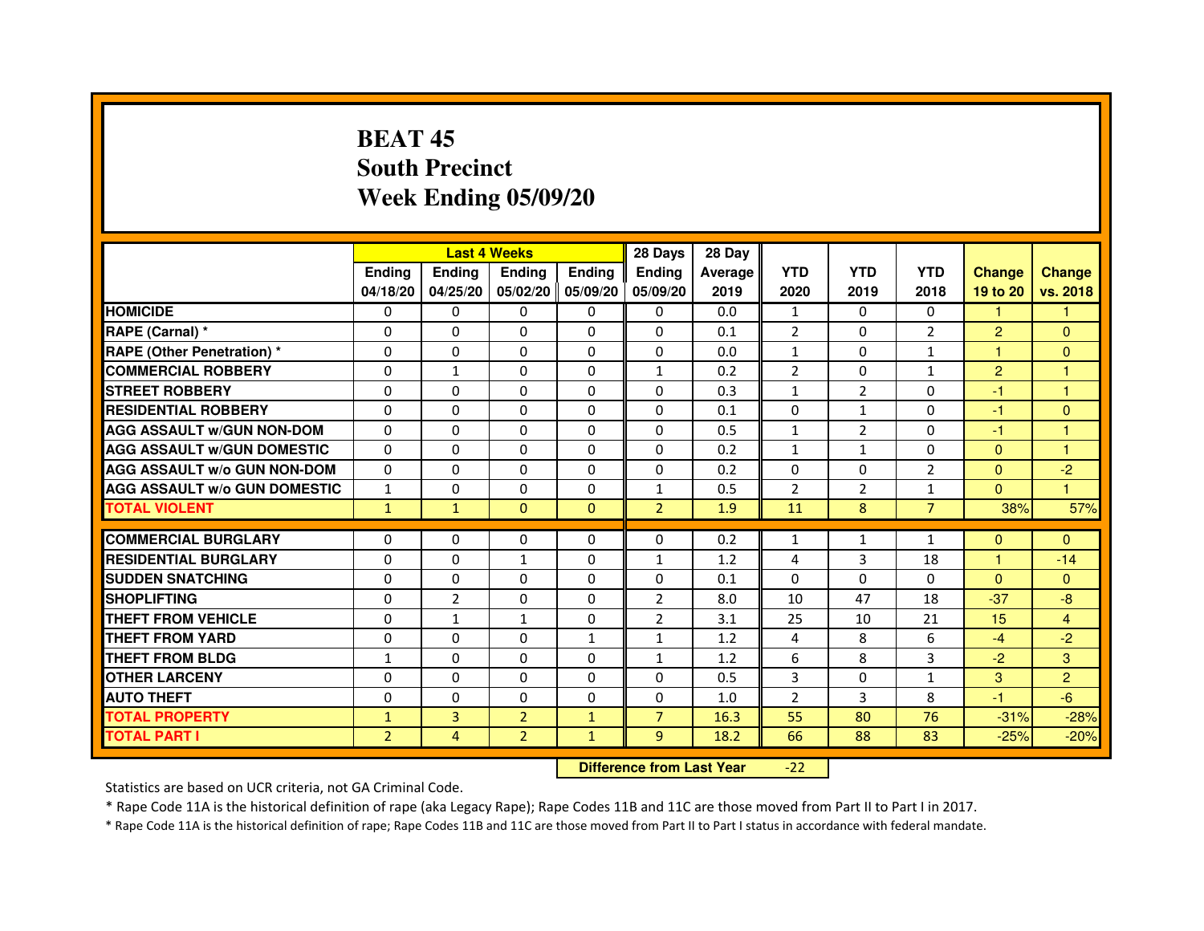# BEAT 45
## South Precinct
## Week Ending 05/09/20

| | Last 4 Weeks | | | | 28 Days | 28 Day | | | | | |
|---|---|---|---|---|---|---|---|---|---|---|---|
| | Ending 04/18/20 | Ending 04/25/20 | Ending 05/02/20 | Ending 05/09/20 | Ending 05/09/20 | Average 2019 | YTD 2020 | YTD 2019 | YTD 2018 | Change 19 to 20 | Change vs. 2018 |
| **HOMICIDE** | 0 | 0 | 0 | 0 | 0 | 0.0 | 1 | 0 | 0 | 1 | 1 |
| **RAPE (Carnal) *** | 0 | 0 | 0 | 0 | 0 | 0.1 | 2 | 0 | 2 | 2 | 0 |
| **RAPE (Other Penetration) *** | 0 | 0 | 0 | 0 | 0 | 0.0 | 1 | 0 | 1 | 1 | 0 |
| **COMMERCIAL ROBBERY** | 0 | 1 | 0 | 0 | 1 | 0.2 | 2 | 0 | 1 | 2 | 1 |
| **STREET ROBBERY** | 0 | 0 | 0 | 0 | 0 | 0.3 | 1 | 2 | 0 | -1 | 1 |
| **RESIDENTIAL ROBBERY** | 0 | 0 | 0 | 0 | 0 | 0.1 | 0 | 1 | 0 | -1 | 0 |
| **AGG ASSAULT w/GUN NON-DOM** | 0 | 0 | 0 | 0 | 0 | 0.5 | 1 | 2 | 0 | -1 | 1 |
| **AGG ASSAULT w/GUN DOMESTIC** | 0 | 0 | 0 | 0 | 0 | 0.2 | 1 | 1 | 0 | 0 | 1 |
| **AGG ASSAULT w/o GUN NON-DOM** | 0 | 0 | 0 | 0 | 0 | 0.2 | 0 | 0 | 2 | 0 | -2 |
| **AGG ASSAULT w/o GUN DOMESTIC** | 1 | 0 | 0 | 0 | 1 | 0.5 | 2 | 2 | 1 | 0 | 1 |
| **TOTAL VIOLENT** | 1 | 1 | 0 | 0 | 2 | 1.9 | 11 | 8 | 7 | 38% | 57% |
| **COMMERCIAL BURGLARY** | 0 | 0 | 0 | 0 | 0 | 0.2 | 1 | 1 | 1 | 0 | 0 |
| **RESIDENTIAL BURGLARY** | 0 | 0 | 1 | 0 | 1 | 1.2 | 4 | 3 | 18 | 1 | -14 |
| **SUDDEN SNATCHING** | 0 | 0 | 0 | 0 | 0 | 0.1 | 0 | 0 | 0 | 0 | 0 |
| **SHOPLIFTING** | 0 | 2 | 0 | 0 | 2 | 8.0 | 10 | 47 | 18 | -37 | -8 |
| **THEFT FROM VEHICLE** | 0 | 1 | 1 | 0 | 2 | 3.1 | 25 | 10 | 21 | 15 | 4 |
| **THEFT FROM YARD** | 0 | 0 | 0 | 1 | 1 | 1.2 | 4 | 8 | 6 | -4 | -2 |
| **THEFT FROM BLDG** | 1 | 0 | 0 | 0 | 1 | 1.2 | 6 | 8 | 3 | -2 | 3 |
| **OTHER LARCENY** | 0 | 0 | 0 | 0 | 0 | 0.5 | 3 | 0 | 1 | 3 | 2 |
| **AUTO THEFT** | 0 | 0 | 0 | 0 | 0 | 1.0 | 2 | 3 | 8 | -1 | -6 |
| **TOTAL PROPERTY** | 1 | 3 | 2 | 1 | 7 | 16.3 | 55 | 80 | 76 | -31% | -28% |
| **TOTAL PART I** | 2 | 4 | 2 | 1 | 9 | 18.2 | 66 | 88 | 83 | -25% | -20% |

**Difference from Last Year** -22

Statistics are based on UCR criteria, not GA Criminal Code.

* Rape Code 11A is the historical definition of rape (aka Legacy Rape); Rape Codes 11B and 11C are those moved from Part II to Part I in 2017.

* Rape Code 11A is the historical definition of rape; Rape Codes 11B and 11C are those moved from Part II to Part I status in accordance with federal mandate.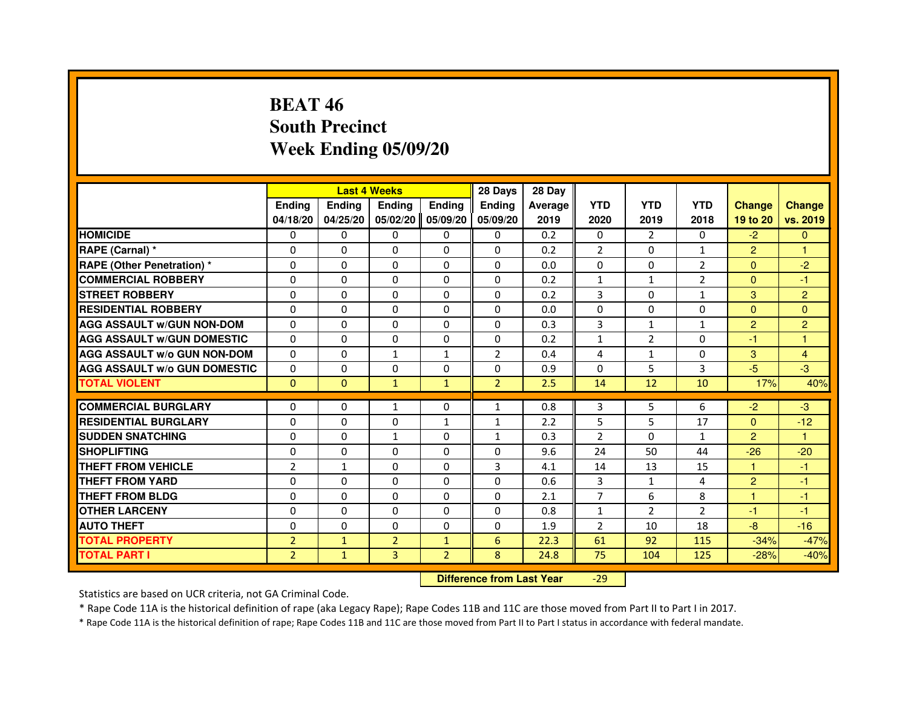# BEAT 46
## South Precinct
## Week Ending 05/09/20

| | Last 4 Weeks | | | | 28 Days | 28 Day | | | | | |
|---|---|---|---|---|---|---|---|---|---|---|---|
| | Ending 04/18/20 | Ending 04/25/20 | Ending 05/02/20 | Ending 05/09/20 | Ending 05/09/20 | Average 2019 | YTD 2020 | YTD 2019 | YTD 2018 | Change 19 to 20 | Change vs. 2019 |
| HOMICIDE | 0 | 0 | 0 | 0 | 0 | 0.2 | 0 | 2 | 0 | -2 | 0 |
| RAPE (Carnal) * | 0 | 0 | 0 | 0 | 0 | 0.2 | 2 | 0 | 1 | 2 | 1 |
| RAPE (Other Penetration) * | 0 | 0 | 0 | 0 | 0 | 0.0 | 0 | 0 | 2 | 0 | -2 |
| COMMERCIAL ROBBERY | 0 | 0 | 0 | 0 | 0 | 0.2 | 1 | 1 | 2 | 0 | -1 |
| STREET ROBBERY | 0 | 0 | 0 | 0 | 0 | 0.2 | 3 | 0 | 1 | 3 | 2 |
| RESIDENTIAL ROBBERY | 0 | 0 | 0 | 0 | 0 | 0.0 | 0 | 0 | 0 | 0 | 0 |
| AGG ASSAULT w/GUN NON-DOM | 0 | 0 | 0 | 0 | 0 | 0.3 | 3 | 1 | 1 | 2 | 2 |
| AGG ASSAULT w/GUN DOMESTIC | 0 | 0 | 0 | 0 | 0 | 0.2 | 1 | 2 | 0 | -1 | 1 |
| AGG ASSAULT w/o GUN NON-DOM | 0 | 0 | 1 | 1 | 2 | 0.4 | 4 | 1 | 0 | 3 | 4 |
| AGG ASSAULT w/o GUN DOMESTIC | 0 | 0 | 0 | 0 | 0 | 0.9 | 0 | 5 | 3 | -5 | -3 |
| TOTAL VIOLENT | 0 | 0 | 1 | 1 | 2 | 2.5 | 14 | 12 | 10 | 17% | 40% |
| COMMERCIAL BURGLARY | 0 | 0 | 1 | 0 | 1 | 0.8 | 3 | 5 | 6 | -2 | -3 |
| RESIDENTIAL BURGLARY | 0 | 0 | 0 | 1 | 1 | 2.2 | 5 | 5 | 17 | 0 | -12 |
| SUDDEN SNATCHING | 0 | 0 | 1 | 0 | 1 | 0.3 | 2 | 0 | 1 | 2 | 1 |
| SHOPLIFTING | 0 | 0 | 0 | 0 | 0 | 9.6 | 24 | 50 | 44 | -26 | -20 |
| THEFT FROM VEHICLE | 2 | 1 | 0 | 0 | 3 | 4.1 | 14 | 13 | 15 | 1 | -1 |
| THEFT FROM YARD | 0 | 0 | 0 | 0 | 0 | 0.6 | 3 | 1 | 4 | 2 | -1 |
| THEFT FROM BLDG | 0 | 0 | 0 | 0 | 0 | 2.1 | 7 | 6 | 8 | 1 | -1 |
| OTHER LARCENY | 0 | 0 | 0 | 0 | 0 | 0.8 | 1 | 2 | 2 | -1 | -1 |
| AUTO THEFT | 0 | 0 | 0 | 0 | 0 | 1.9 | 2 | 10 | 18 | -8 | -16 |
| TOTAL PROPERTY | 2 | 1 | 2 | 1 | 6 | 22.3 | 61 | 92 | 115 | -34% | -47% |
| TOTAL PART I | 2 | 1 | 3 | 2 | 8 | 24.8 | 75 | 104 | 125 | -28% | -40% |

**Difference from Last Year** -29

Statistics are based on UCR criteria, not GA Criminal Code.

\* Rape Code 11A is the historical definition of rape (aka Legacy Rape); Rape Codes 11B and 11C are those moved from Part II to Part I in 2017.

\* Rape Code 11A is the historical definition of rape; Rape Codes 11B and 11C are those moved from Part II to Part I status in accordance with federal mandate.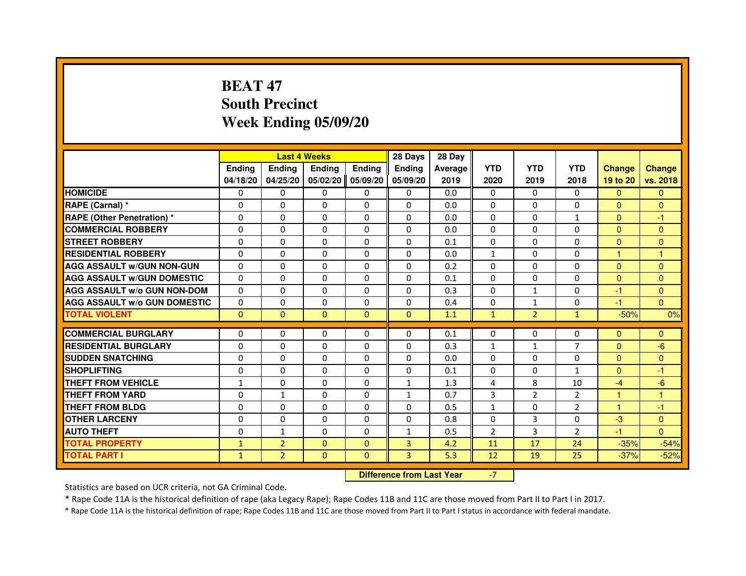# BEAT 47
## South Precinct
## Week Ending 05/09/20

| | Last 4 Weeks | | | | 28 Days | 28 Day | | | | | |
|---|---|---|---|---|---|---|---|---|---|---|---|
| | Ending 04/18/20 | Ending 04/25/20 | Ending 05/02/20 | Ending 05/09/20 | Ending 05/09/20 | Average 2019 | YTD 2020 | YTD 2019 | YTD 2018 | Change 19 to 20 | Change vs. 2018 |
| HOMICIDE | 0 | 0 | 0 | 0 | 0 | 0.0 | 0 | 0 | 0 | 0 | 0 |
| RAPE (Carnal) * | 0 | 0 | 0 | 0 | 0 | 0.0 | 0 | 0 | 0 | 0 | 0 |
| RAPE (Other Penetration) * | 0 | 0 | 0 | 0 | 0 | 0.0 | 0 | 0 | 1 | 0 | -1 |
| COMMERCIAL ROBBERY | 0 | 0 | 0 | 0 | 0 | 0.0 | 0 | 0 | 0 | 0 | 0 |
| STREET ROBBERY | 0 | 0 | 0 | 0 | 0 | 0.1 | 0 | 0 | 0 | 0 | 0 |
| RESIDENTIAL ROBBERY | 0 | 0 | 0 | 0 | 0 | 0.0 | 1 | 0 | 0 | 1 | 1 |
| AGG ASSAULT w/GUN NON-GUN | 0 | 0 | 0 | 0 | 0 | 0.2 | 0 | 0 | 0 | 0 | 0 |
| AGG ASSAULT w/GUN DOMESTIC | 0 | 0 | 0 | 0 | 0 | 0.1 | 0 | 0 | 0 | 0 | 0 |
| AGG ASSAULT w/o GUN NON-DOM | 0 | 0 | 0 | 0 | 0 | 0.3 | 0 | 1 | 0 | -1 | 0 |
| AGG ASSAULT w/o GUN DOMESTIC | 0 | 0 | 0 | 0 | 0 | 0.4 | 0 | 1 | 0 | -1 | 0 |
| TOTAL VIOLENT | 0 | 0 | 0 | 0 | 0 | 1.1 | 1 | 2 | 1 | -50% | 0% |
| COMMERCIAL BURGLARY | 0 | 0 | 0 | 0 | 0 | 0.1 | 0 | 0 | 0 | 0 | 0 |
| RESIDENTIAL BURGLARY | 0 | 0 | 0 | 0 | 0 | 0.3 | 1 | 1 | 7 | 0 | -6 |
| SUDDEN SNATCHING | 0 | 0 | 0 | 0 | 0 | 0.0 | 0 | 0 | 0 | 0 | 0 |
| SHOPLIFTING | 0 | 0 | 0 | 0 | 0 | 0.1 | 0 | 0 | 1 | 0 | -1 |
| THEFT FROM VEHICLE | 1 | 0 | 0 | 0 | 1 | 1.3 | 4 | 8 | 10 | -4 | -6 |
| THEFT FROM YARD | 0 | 1 | 0 | 0 | 1 | 0.7 | 3 | 2 | 2 | 1 | 1 |
| THEFT FROM BLDG | 0 | 0 | 0 | 0 | 0 | 0.5 | 1 | 0 | 2 | 1 | -1 |
| OTHER LARCENY | 0 | 0 | 0 | 0 | 0 | 0.8 | 0 | 3 | 0 | -3 | 0 |
| AUTO THEFT | 0 | 1 | 0 | 0 | 1 | 0.5 | 2 | 3 | 2 | -1 | 0 |
| TOTAL PROPERTY | 1 | 2 | 0 | 0 | 3 | 4.2 | 11 | 17 | 24 | -35% | -54% |
| TOTAL PART I | 1 | 2 | 0 | 0 | 3 | 5.3 | 12 | 19 | 25 | -37% | -52% |

**Difference from Last Year** -7

Statistics are based on UCR criteria, not GA Criminal Code.

* Rape Code 11A is the historical definition of rape (aka Legacy Rape); Rape Codes 11B and 11C are those moved from Part II to Part I in 2017.

* Rape Code 11A is the historical definition of rape; Rape Codes 11B and 11C are those moved from Part II to Part I status in accordance with federal mandate.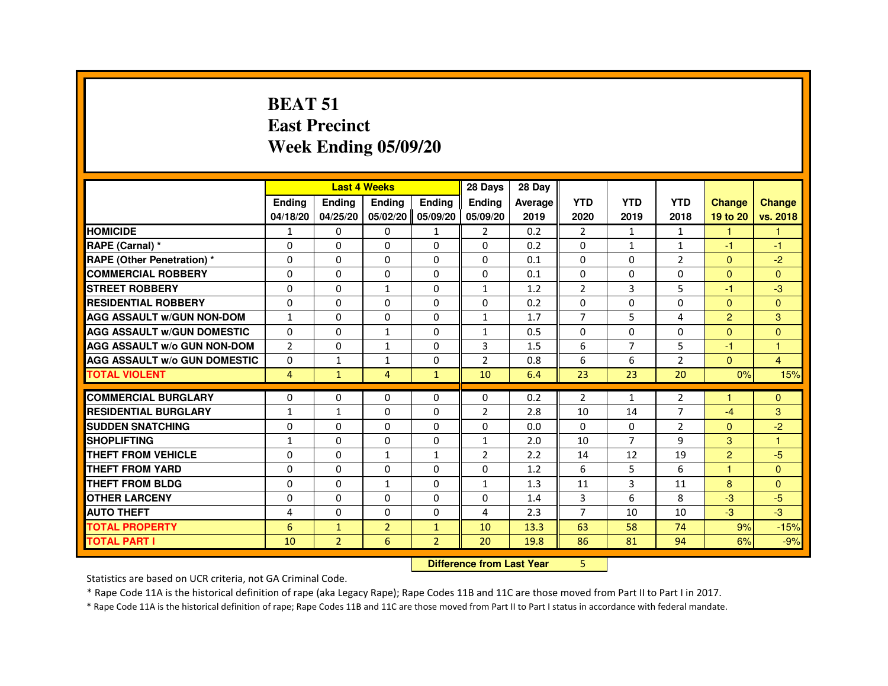# BEAT 51
# East Precinct
# Week Ending 05/09/20

| | Last 4 Weeks | | | | 28 Days | 28 Day | | | | | |
|---|---|---|---|---|---|---|---|---|---|---|---|
| | Ending 04/18/20 | Ending 04/25/20 | Ending 05/02/20 | Ending 05/09/20 | Ending 05/09/20 | Average 2019 | YTD 2020 | YTD 2019 | YTD 2018 | Change 19 to 20 | Change vs. 2018 |
| HOMICIDE | 1 | 0 | 0 | 1 | 2 | 0.2 | 2 | 1 | 1 | 1 | 1 |
| RAPE (Carnal) * | 0 | 0 | 0 | 0 | 0 | 0.2 | 0 | 1 | 1 | -1 | -1 |
| RAPE (Other Penetration) * | 0 | 0 | 0 | 0 | 0 | 0.1 | 0 | 0 | 2 | 0 | -2 |
| COMMERCIAL ROBBERY | 0 | 0 | 0 | 0 | 0 | 0.1 | 0 | 0 | 0 | 0 | 0 |
| STREET ROBBERY | 0 | 0 | 1 | 0 | 1 | 1.2 | 2 | 3 | 5 | -1 | -3 |
| RESIDENTIAL ROBBERY | 0 | 0 | 0 | 0 | 0 | 0.2 | 0 | 0 | 0 | 0 | 0 |
| AGG ASSAULT w/GUN NON-DOM | 1 | 0 | 0 | 0 | 1 | 1.7 | 7 | 5 | 4 | 2 | 3 |
| AGG ASSAULT w/GUN DOMESTIC | 0 | 0 | 1 | 0 | 1 | 0.5 | 0 | 0 | 0 | 0 | 0 |
| AGG ASSAULT w/o GUN NON-DOM | 2 | 0 | 1 | 0 | 3 | 1.5 | 6 | 7 | 5 | -1 | 1 |
| AGG ASSAULT w/o GUN DOMESTIC | 0 | 1 | 1 | 0 | 2 | 0.8 | 6 | 6 | 2 | 0 | 4 |
| TOTAL VIOLENT | 4 | 1 | 4 | 1 | 10 | 6.4 | 23 | 23 | 20 | 0% | 15% |
| COMMERCIAL BURGLARY | 0 | 0 | 0 | 0 | 0 | 0.2 | 2 | 1 | 2 | 1 | 0 |
| RESIDENTIAL BURGLARY | 1 | 1 | 0 | 0 | 2 | 2.8 | 10 | 14 | 7 | -4 | 3 |
| SUDDEN SNATCHING | 0 | 0 | 0 | 0 | 0 | 0.0 | 0 | 0 | 2 | 0 | -2 |
| SHOPLIFTING | 1 | 0 | 0 | 0 | 1 | 2.0 | 10 | 7 | 9 | 3 | 1 |
| THEFT FROM VEHICLE | 0 | 0 | 1 | 1 | 2 | 2.2 | 14 | 12 | 19 | 2 | -5 |
| THEFT FROM YARD | 0 | 0 | 0 | 0 | 0 | 1.2 | 6 | 5 | 6 | 1 | 0 |
| THEFT FROM BLDG | 0 | 0 | 1 | 0 | 1 | 1.3 | 11 | 3 | 11 | 8 | 0 |
| OTHER LARCENY | 0 | 0 | 0 | 0 | 0 | 1.4 | 3 | 6 | 8 | -3 | -5 |
| AUTO THEFT | 4 | 0 | 0 | 0 | 4 | 2.3 | 7 | 10 | 10 | -3 | -3 |
| TOTAL PROPERTY | 6 | 1 | 2 | 1 | 10 | 13.3 | 63 | 58 | 74 | 9% | -15% |
| TOTAL PART I | 10 | 2 | 6 | 2 | 20 | 19.8 | 86 | 81 | 94 | 6% | -9% |

**Difference from Last Year** 5

Statistics are based on UCR criteria, not GA Criminal Code.

* Rape Code 11A is the historical definition of rape (aka Legacy Rape); Rape Codes 11B and 11C are those moved from Part II to Part I in 2017.

* Rape Code 11A is the historical definition of rape; Rape Codes 11B and 11C are those moved from Part II to Part I status in accordance with federal mandate.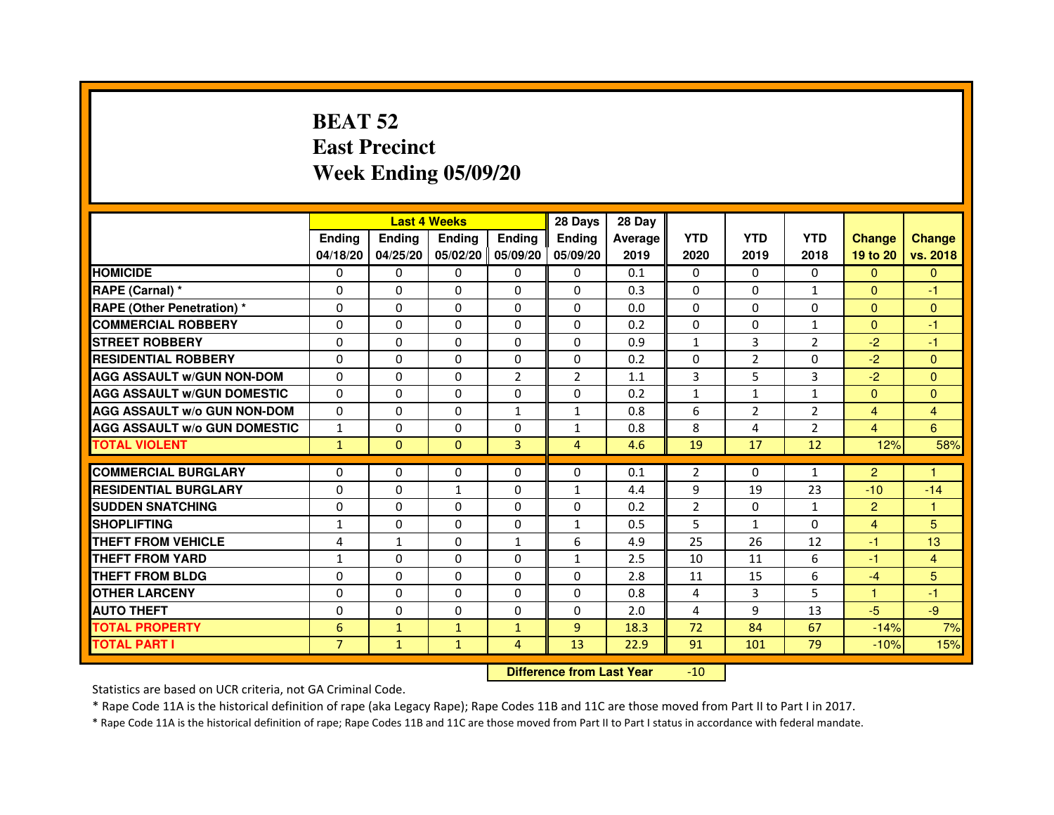# BEAT 52
# East Precinct
# Week Ending 05/09/20

| | Last 4 Weeks | | | | 28 Days | 28 Day | | | | | |
|---|---|---|---|---|---|---|---|---|---|---|---|
| | Ending 04/18/20 | Ending 04/25/20 | Ending 05/02/20 | Ending 05/09/20 | Ending 05/09/20 | Average 2019 | YTD 2020 | YTD 2019 | YTD 2018 | Change 19 to 20 | Change vs. 2018 |
| HOMICIDE | 0 | 0 | 0 | 0 | 0 | 0.1 | 0 | 0 | 0 | 0 | 0 |
| RAPE (Carnal) * | 0 | 0 | 0 | 0 | 0 | 0.3 | 0 | 0 | 1 | 0 | -1 |
| RAPE (Other Penetration) * | 0 | 0 | 0 | 0 | 0 | 0.0 | 0 | 0 | 0 | 0 | 0 |
| COMMERCIAL ROBBERY | 0 | 0 | 0 | 0 | 0 | 0.2 | 0 | 0 | 1 | 0 | -1 |
| STREET ROBBERY | 0 | 0 | 0 | 0 | 0 | 0.9 | 1 | 3 | 2 | -2 | -1 |
| RESIDENTIAL ROBBERY | 0 | 0 | 0 | 0 | 0 | 0.2 | 0 | 2 | 0 | -2 | 0 |
| AGG ASSAULT w/GUN NON-DOM | 0 | 0 | 0 | 2 | 2 | 1.1 | 3 | 5 | 3 | -2 | 0 |
| AGG ASSAULT w/GUN DOMESTIC | 0 | 0 | 0 | 0 | 0 | 0.2 | 1 | 1 | 1 | 0 | 0 |
| AGG ASSAULT w/o GUN NON-DOM | 0 | 0 | 0 | 1 | 1 | 0.8 | 6 | 2 | 2 | 4 | 4 |
| AGG ASSAULT w/o GUN DOMESTIC | 1 | 0 | 0 | 0 | 1 | 0.8 | 8 | 4 | 2 | 4 | 6 |
| TOTAL VIOLENT | 1 | 0 | 0 | 3 | 4 | 4.6 | 19 | 17 | 12 | 12% | 58% |
| COMMERCIAL BURGLARY | 0 | 0 | 0 | 0 | 0 | 0.1 | 2 | 0 | 1 | 2 | 1 |
| RESIDENTIAL BURGLARY | 0 | 0 | 1 | 0 | 1 | 4.4 | 9 | 19 | 23 | -10 | -14 |
| SUDDEN SNATCHING | 0 | 0 | 0 | 0 | 0 | 0.2 | 2 | 0 | 1 | 2 | 1 |
| SHOPLIFTING | 1 | 0 | 0 | 0 | 1 | 0.5 | 5 | 1 | 0 | 4 | 5 |
| THEFT FROM VEHICLE | 4 | 1 | 0 | 1 | 6 | 4.9 | 25 | 26 | 12 | -1 | 13 |
| THEFT FROM YARD | 1 | 0 | 0 | 0 | 1 | 2.5 | 10 | 11 | 6 | -1 | 4 |
| THEFT FROM BLDG | 0 | 0 | 0 | 0 | 0 | 2.8 | 11 | 15 | 6 | -4 | 5 |
| OTHER LARCENY | 0 | 0 | 0 | 0 | 0 | 0.8 | 4 | 3 | 5 | 1 | -1 |
| AUTO THEFT | 0 | 0 | 0 | 0 | 0 | 2.0 | 4 | 9 | 13 | -5 | -9 |
| TOTAL PROPERTY | 6 | 1 | 1 | 1 | 9 | 18.3 | 72 | 84 | 67 | -14% | 7% |
| TOTAL PART I | 7 | 1 | 1 | 4 | 13 | 22.9 | 91 | 101 | 79 | -10% | 15% |

**Difference from Last Year** -10

Statistics are based on UCR criteria, not GA Criminal Code.

* Rape Code 11A is the historical definition of rape (aka Legacy Rape); Rape Codes 11B and 11C are those moved from Part II to Part I in 2017.

* Rape Code 11A is the historical definition of rape; Rape Codes 11B and 11C are those moved from Part II to Part I status in accordance with federal mandate.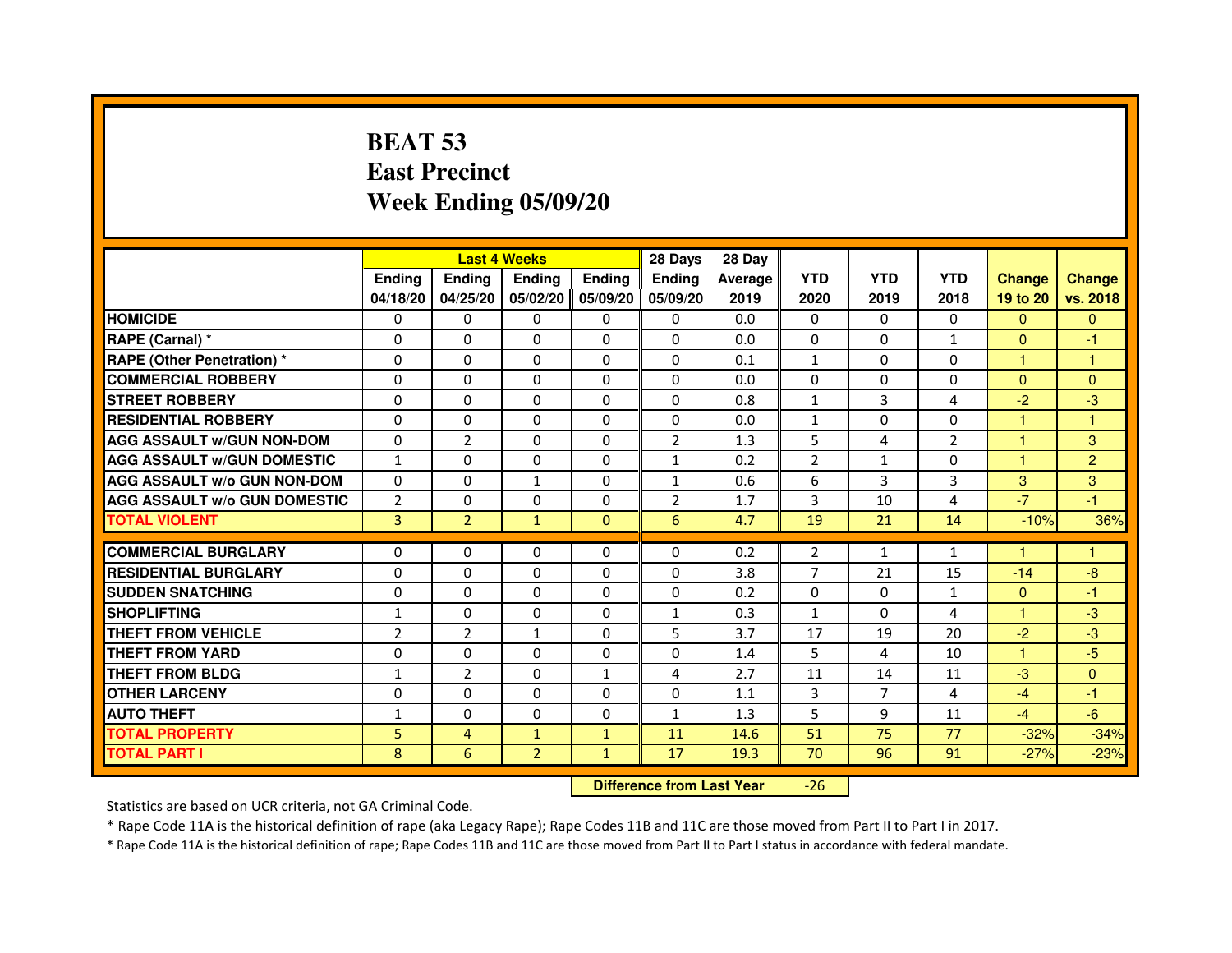# BEAT 53
# East Precinct
# Week Ending 05/09/20

| | Last 4 Weeks | | | | 28 Days | 28 Day | YTD | YTD | YTD | Change | Change |
|---|---|---|---|---|---|---|---|---|---|---|---|
| | Ending 04/18/20 | Ending 04/25/20 | Ending 05/02/20 | Ending 05/09/20 | Ending 05/09/20 | Average 2019 | 2020 | 2019 | 2018 | 19 to 20 | vs. 2018 |
| HOMICIDE | 0 | 0 | 0 | 0 | 0 | 0.0 | 0 | 0 | 0 | 0 | 0 |
| RAPE (Carnal) * | 0 | 0 | 0 | 0 | 0 | 0.0 | 0 | 0 | 1 | 0 | -1 |
| RAPE (Other Penetration) * | 0 | 0 | 0 | 0 | 0 | 0.1 | 1 | 0 | 0 | 1 | 1 |
| COMMERCIAL ROBBERY | 0 | 0 | 0 | 0 | 0 | 0.0 | 0 | 0 | 0 | 0 | 0 |
| STREET ROBBERY | 0 | 0 | 0 | 0 | 0 | 0.8 | 1 | 3 | 4 | -2 | -3 |
| RESIDENTIAL ROBBERY | 0 | 0 | 0 | 0 | 0 | 0.0 | 1 | 0 | 0 | 1 | 1 |
| AGG ASSAULT w/GUN NON-DOM | 0 | 2 | 0 | 0 | 2 | 1.3 | 5 | 4 | 2 | 1 | 3 |
| AGG ASSAULT w/GUN DOMESTIC | 1 | 0 | 0 | 0 | 1 | 0.2 | 2 | 1 | 0 | 1 | 2 |
| AGG ASSAULT w/o GUN NON-DOM | 0 | 0 | 1 | 0 | 1 | 0.6 | 6 | 3 | 3 | 3 | 3 |
| AGG ASSAULT w/o GUN DOMESTIC | 2 | 0 | 0 | 0 | 2 | 1.7 | 3 | 10 | 4 | -7 | -1 |
| TOTAL VIOLENT | 3 | 2 | 1 | 0 | 6 | 4.7 | 19 | 21 | 14 | -10% | 36% |
| COMMERCIAL BURGLARY | 0 | 0 | 0 | 0 | 0 | 0.2 | 2 | 1 | 1 | 1 | 1 |
| RESIDENTIAL BURGLARY | 0 | 0 | 0 | 0 | 0 | 3.8 | 7 | 21 | 15 | -14 | -8 |
| SUDDEN SNATCHING | 0 | 0 | 0 | 0 | 0 | 0.2 | 0 | 0 | 1 | 0 | -1 |
| SHOPLIFTING | 1 | 0 | 0 | 0 | 1 | 0.3 | 1 | 0 | 4 | 1 | -3 |
| THEFT FROM VEHICLE | 2 | 2 | 1 | 0 | 5 | 3.7 | 17 | 19 | 20 | -2 | -3 |
| THEFT FROM YARD | 0 | 0 | 0 | 0 | 0 | 1.4 | 5 | 4 | 10 | 1 | -5 |
| THEFT FROM BLDG | 1 | 2 | 0 | 1 | 4 | 2.7 | 11 | 14 | 11 | -3 | 0 |
| OTHER LARCENY | 0 | 0 | 0 | 0 | 0 | 1.1 | 3 | 7 | 4 | -4 | -1 |
| AUTO THEFT | 1 | 0 | 0 | 0 | 1 | 1.3 | 5 | 9 | 11 | -4 | -6 |
| TOTAL PROPERTY | 5 | 4 | 1 | 1 | 11 | 14.6 | 51 | 75 | 77 | -32% | -34% |
| TOTAL PART I | 8 | 6 | 2 | 1 | 17 | 19.3 | 70 | 96 | 91 | -27% | -23% |

**Difference from Last Year** -26

Statistics are based on UCR criteria, not GA Criminal Code.

* Rape Code 11A is the historical definition of rape (aka Legacy Rape); Rape Codes 11B and 11C are those moved from Part II to Part I in 2017.

* Rape Code 11A is the historical definition of rape; Rape Codes 11B and 11C are those moved from Part II to Part I status in accordance with federal mandate.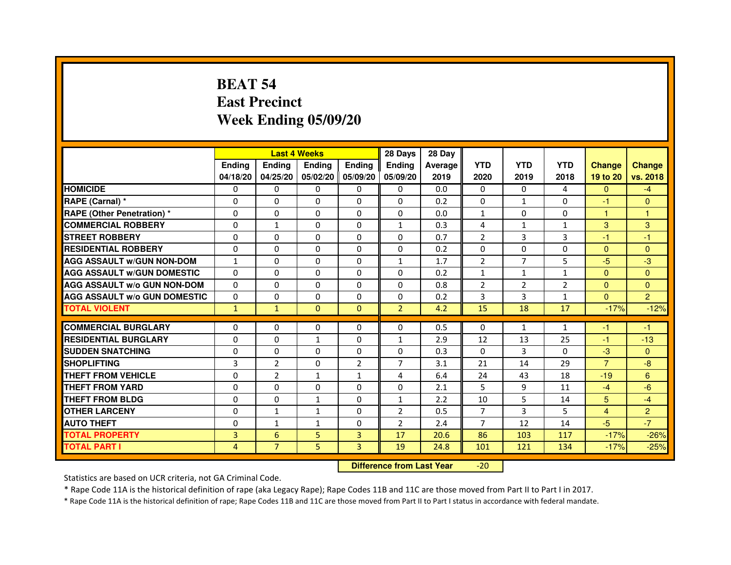# BEAT 54
## East Precinct
## Week Ending 05/09/20

| | Last 4 Weeks | | | | 28 Days | 28 Day | | | | | |
|---|---|---|---|---|---|---|---|---|---|---|---|
| | Ending 04/18/20 | Ending 04/25/20 | Ending 05/02/20 | Ending 05/09/20 | Ending 05/09/20 | Average 2019 | YTD 2020 | YTD 2019 | YTD 2018 | Change 19 to 20 | Change vs. 2018 |
| HOMICIDE | 0 | 0 | 0 | 0 | 0 | 0.0 | 0 | 0 | 4 | 0 | -4 |
| RAPE (Carnal) * | 0 | 0 | 0 | 0 | 0 | 0.2 | 0 | 1 | 0 | -1 | 0 |
| RAPE (Other Penetration) * | 0 | 0 | 0 | 0 | 0 | 0.0 | 1 | 0 | 0 | 1 | 1 |
| COMMERCIAL ROBBERY | 0 | 1 | 0 | 0 | 1 | 0.3 | 4 | 1 | 1 | 3 | 3 |
| STREET ROBBERY | 0 | 0 | 0 | 0 | 0 | 0.7 | 2 | 3 | 3 | -1 | -1 |
| RESIDENTIAL ROBBERY | 0 | 0 | 0 | 0 | 0 | 0.2 | 0 | 0 | 0 | 0 | 0 |
| AGG ASSAULT w/GUN NON-DOM | 1 | 0 | 0 | 0 | 1 | 1.7 | 2 | 7 | 5 | -5 | -3 |
| AGG ASSAULT w/GUN DOMESTIC | 0 | 0 | 0 | 0 | 0 | 0.2 | 1 | 1 | 1 | 0 | 0 |
| AGG ASSAULT w/o GUN NON-DOM | 0 | 0 | 0 | 0 | 0 | 0.8 | 2 | 2 | 2 | 0 | 0 |
| AGG ASSAULT w/o GUN DOMESTIC | 0 | 0 | 0 | 0 | 0 | 0.2 | 3 | 3 | 1 | 0 | 2 |
| TOTAL VIOLENT | 1 | 1 | 0 | 0 | 2 | 4.2 | 15 | 18 | 17 | -17% | -12% |
| COMMERCIAL BURGLARY | 0 | 0 | 0 | 0 | 0 | 0.5 | 0 | 1 | 1 | -1 | -1 |
| RESIDENTIAL BURGLARY | 0 | 0 | 1 | 0 | 1 | 2.9 | 12 | 13 | 25 | -1 | -13 |
| SUDDEN SNATCHING | 0 | 0 | 0 | 0 | 0 | 0.3 | 0 | 3 | 0 | -3 | 0 |
| SHOPLIFTING | 3 | 2 | 0 | 2 | 7 | 3.1 | 21 | 14 | 29 | 7 | -8 |
| THEFT FROM VEHICLE | 0 | 2 | 1 | 1 | 4 | 6.4 | 24 | 43 | 18 | -19 | 6 |
| THEFT FROM YARD | 0 | 0 | 0 | 0 | 0 | 2.1 | 5 | 9 | 11 | -4 | -6 |
| THEFT FROM BLDG | 0 | 0 | 1 | 0 | 1 | 2.2 | 10 | 5 | 14 | 5 | -4 |
| OTHER LARCENY | 0 | 1 | 1 | 0 | 2 | 0.5 | 7 | 3 | 5 | 4 | 2 |
| AUTO THEFT | 0 | 1 | 1 | 0 | 2 | 2.4 | 7 | 12 | 14 | -5 | -7 |
| TOTAL PROPERTY | 3 | 6 | 5 | 3 | 17 | 20.6 | 86 | 103 | 117 | -17% | -26% |
| TOTAL PART I | 4 | 7 | 5 | 3 | 19 | 24.8 | 101 | 121 | 134 | -17% | -25% |

**Difference from Last Year** -20

Statistics are based on UCR criteria, not GA Criminal Code.

* Rape Code 11A is the historical definition of rape (aka Legacy Rape); Rape Codes 11B and 11C are those moved from Part II to Part I in 2017.

* Rape Code 11A is the historical definition of rape; Rape Codes 11B and 11C are those moved from Part II to Part I status in accordance with federal mandate.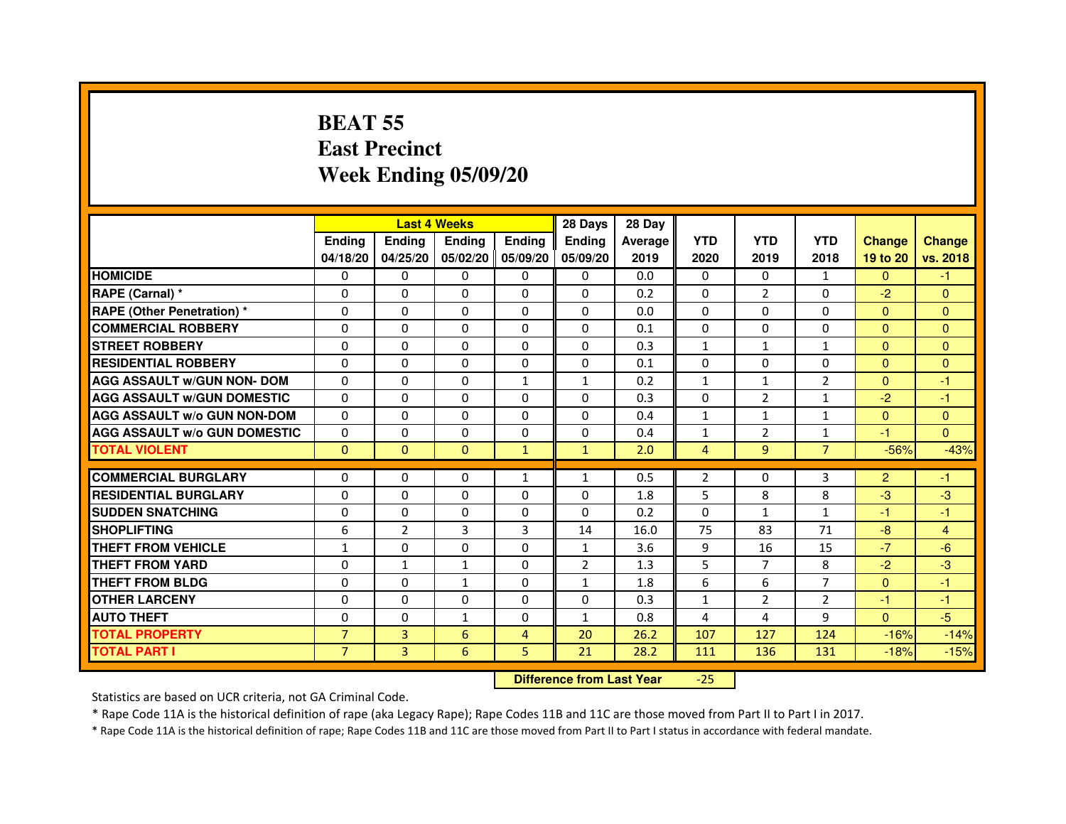# BEAT 55
## East Precinct
## Week Ending 05/09/20

| | Last 4 Weeks | | | | 28 Days | 28 Day | | | | | |
|---|---|---|---|---|---|---|---|---|---|---|---|
| | Ending 04/18/20 | Ending 04/25/20 | Ending 05/02/20 | Ending 05/09/20 | Ending 05/09/20 | Average 2019 | YTD 2020 | YTD 2019 | YTD 2018 | Change 19 to 20 | Change vs. 2018 |
| HOMICIDE | 0 | 0 | 0 | 0 | 0 | 0.0 | 0 | 0 | 1 | 0 | -1 |
| RAPE (Carnal) * | 0 | 0 | 0 | 0 | 0 | 0.2 | 0 | 2 | 0 | -2 | 0 |
| RAPE (Other Penetration) * | 0 | 0 | 0 | 0 | 0 | 0.0 | 0 | 0 | 0 | 0 | 0 |
| COMMERCIAL ROBBERY | 0 | 0 | 0 | 0 | 0 | 0.1 | 0 | 0 | 0 | 0 | 0 |
| STREET ROBBERY | 0 | 0 | 0 | 0 | 0 | 0.3 | 1 | 1 | 1 | 0 | 0 |
| RESIDENTIAL ROBBERY | 0 | 0 | 0 | 0 | 0 | 0.1 | 0 | 0 | 0 | 0 | 0 |
| AGG ASSAULT w/GUN NON- DOM | 0 | 0 | 0 | 1 | 1 | 0.2 | 1 | 1 | 2 | 0 | -1 |
| AGG ASSAULT w/GUN DOMESTIC | 0 | 0 | 0 | 0 | 0 | 0.3 | 0 | 2 | 1 | -2 | -1 |
| AGG ASSAULT w/o GUN NON-DOM | 0 | 0 | 0 | 0 | 0 | 0.4 | 1 | 1 | 1 | 0 | 0 |
| AGG ASSAULT w/o GUN DOMESTIC | 0 | 0 | 0 | 0 | 0 | 0.4 | 1 | 2 | 1 | -1 | 0 |
| TOTAL VIOLENT | 0 | 0 | 0 | 1 | 1 | 2.0 | 4 | 9 | 7 | -56% | -43% |
| COMMERCIAL BURGLARY | 0 | 0 | 0 | 1 | 1 | 0.5 | 2 | 0 | 3 | 2 | -1 |
| RESIDENTIAL BURGLARY | 0 | 0 | 0 | 0 | 0 | 1.8 | 5 | 8 | 8 | -3 | -3 |
| SUDDEN SNATCHING | 0 | 0 | 0 | 0 | 0 | 0.2 | 0 | 1 | 1 | -1 | -1 |
| SHOPLIFTING | 6 | 2 | 3 | 3 | 14 | 16.0 | 75 | 83 | 71 | -8 | 4 |
| THEFT FROM VEHICLE | 1 | 0 | 0 | 0 | 1 | 3.6 | 9 | 16 | 15 | -7 | -6 |
| THEFT FROM YARD | 0 | 1 | 1 | 0 | 2 | 1.3 | 5 | 7 | 8 | -2 | -3 |
| THEFT FROM BLDG | 0 | 0 | 1 | 0 | 1 | 1.8 | 6 | 6 | 7 | 0 | -1 |
| OTHER LARCENY | 0 | 0 | 0 | 0 | 0 | 0.3 | 1 | 2 | 2 | -1 | -1 |
| AUTO THEFT | 0 | 0 | 1 | 0 | 1 | 0.8 | 4 | 4 | 9 | 0 | -5 |
| TOTAL PROPERTY | 7 | 3 | 6 | 4 | 20 | 26.2 | 107 | 127 | 124 | -16% | -14% |
| TOTAL PART I | 7 | 3 | 6 | 5 | 21 | 28.2 | 111 | 136 | 131 | -18% | -15% |

| Difference from Last Year | -25 |
|---|---|

Statistics are based on UCR criteria, not GA Criminal Code.

* Rape Code 11A is the historical definition of rape (aka Legacy Rape); Rape Codes 11B and 11C are those moved from Part II to Part I in 2017.

* Rape Code 11A is the historical definition of rape; Rape Codes 11B and 11C are those moved from Part II to Part I status in accordance with federal mandate.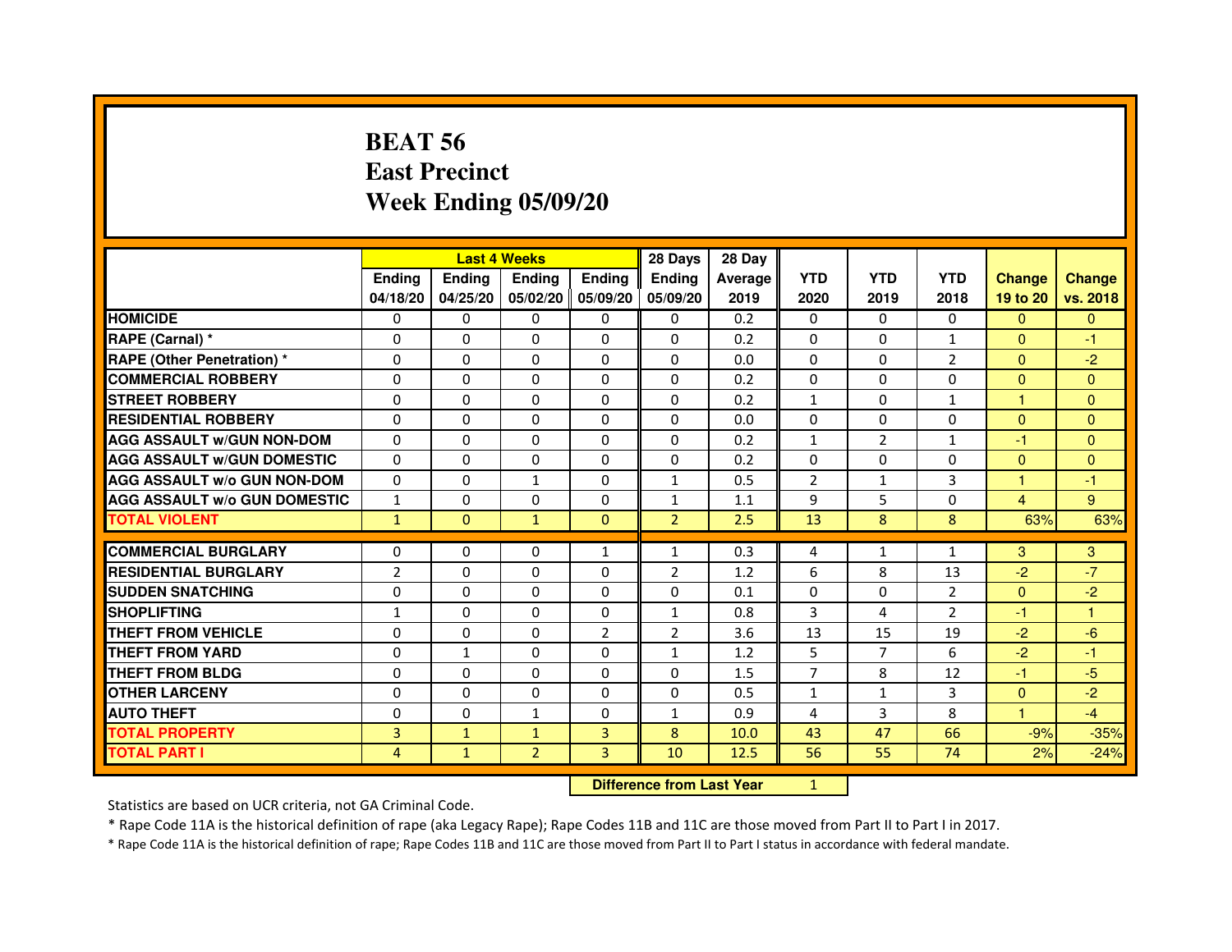# BEAT 56
# East Precinct
# Week Ending 05/09/20

| | Last 4 Weeks | | | | 28 Days | 28 Day | | | | | |
|---|---|---|---|---|---|---|---|---|---|---|---|
| | Ending 04/18/20 | Ending 04/25/20 | Ending 05/02/20 | Ending 05/09/20 | Ending 05/09/20 | Average 2019 | YTD 2020 | YTD 2019 | YTD 2018 | Change 19 to 20 | Change vs. 2018 |
| HOMICIDE | 0 | 0 | 0 | 0 | 0 | 0.2 | 0 | 0 | 0 | 0 | 0 |
| RAPE (Carnal) * | 0 | 0 | 0 | 0 | 0 | 0.2 | 0 | 0 | 1 | 0 | -1 |
| RAPE (Other Penetration) * | 0 | 0 | 0 | 0 | 0 | 0.0 | 0 | 0 | 2 | 0 | -2 |
| COMMERCIAL ROBBERY | 0 | 0 | 0 | 0 | 0 | 0.2 | 0 | 0 | 0 | 0 | 0 |
| STREET ROBBERY | 0 | 0 | 0 | 0 | 0 | 0.2 | 1 | 0 | 1 | 1 | 0 |
| RESIDENTIAL ROBBERY | 0 | 0 | 0 | 0 | 0 | 0.0 | 0 | 0 | 0 | 0 | 0 |
| AGG ASSAULT w/GUN NON-DOM | 0 | 0 | 0 | 0 | 0 | 0.2 | 1 | 2 | 1 | -1 | 0 |
| AGG ASSAULT w/GUN DOMESTIC | 0 | 0 | 0 | 0 | 0 | 0.2 | 0 | 0 | 0 | 0 | 0 |
| AGG ASSAULT w/o GUN NON-DOM | 0 | 0 | 1 | 0 | 1 | 0.5 | 2 | 1 | 3 | 1 | -1 |
| AGG ASSAULT w/o GUN DOMESTIC | 1 | 0 | 0 | 0 | 1 | 1.1 | 9 | 5 | 0 | 4 | 9 |
| TOTAL VIOLENT | 1 | 0 | 1 | 0 | 2 | 2.5 | 13 | 8 | 8 | 63% | 63% |
| COMMERCIAL BURGLARY | 0 | 0 | 0 | 1 | 1 | 0.3 | 4 | 1 | 1 | 3 | 3 |
| RESIDENTIAL BURGLARY | 2 | 0 | 0 | 0 | 2 | 1.2 | 6 | 8 | 13 | -2 | -7 |
| SUDDEN SNATCHING | 0 | 0 | 0 | 0 | 0 | 0.1 | 0 | 0 | 2 | 0 | -2 |
| SHOPLIFTING | 1 | 0 | 0 | 0 | 1 | 0.8 | 3 | 4 | 2 | -1 | 1 |
| THEFT FROM VEHICLE | 0 | 0 | 0 | 2 | 2 | 3.6 | 13 | 15 | 19 | -2 | -6 |
| THEFT FROM YARD | 0 | 1 | 0 | 0 | 1 | 1.2 | 5 | 7 | 6 | -2 | -1 |
| THEFT FROM BLDG | 0 | 0 | 0 | 0 | 0 | 1.5 | 7 | 8 | 12 | -1 | -5 |
| OTHER LARCENY | 0 | 0 | 0 | 0 | 0 | 0.5 | 1 | 1 | 3 | 0 | -2 |
| AUTO THEFT | 0 | 0 | 1 | 0 | 1 | 0.9 | 4 | 3 | 8 | 1 | -4 |
| TOTAL PROPERTY | 3 | 1 | 1 | 3 | 8 | 10.0 | 43 | 47 | 66 | -9% | -35% |
| TOTAL PART I | 4 | 1 | 2 | 3 | 10 | 12.5 | 56 | 55 | 74 | 2% | -24% |

| Difference from Last Year | 1 |
|---|---|

Statistics are based on UCR criteria, not GA Criminal Code.

* Rape Code 11A is the historical definition of rape (aka Legacy Rape); Rape Codes 11B and 11C are those moved from Part II to Part I in 2017.

* Rape Code 11A is the historical definition of rape; Rape Codes 11B and 11C are those moved from Part II to Part I status in accordance with federal mandate.